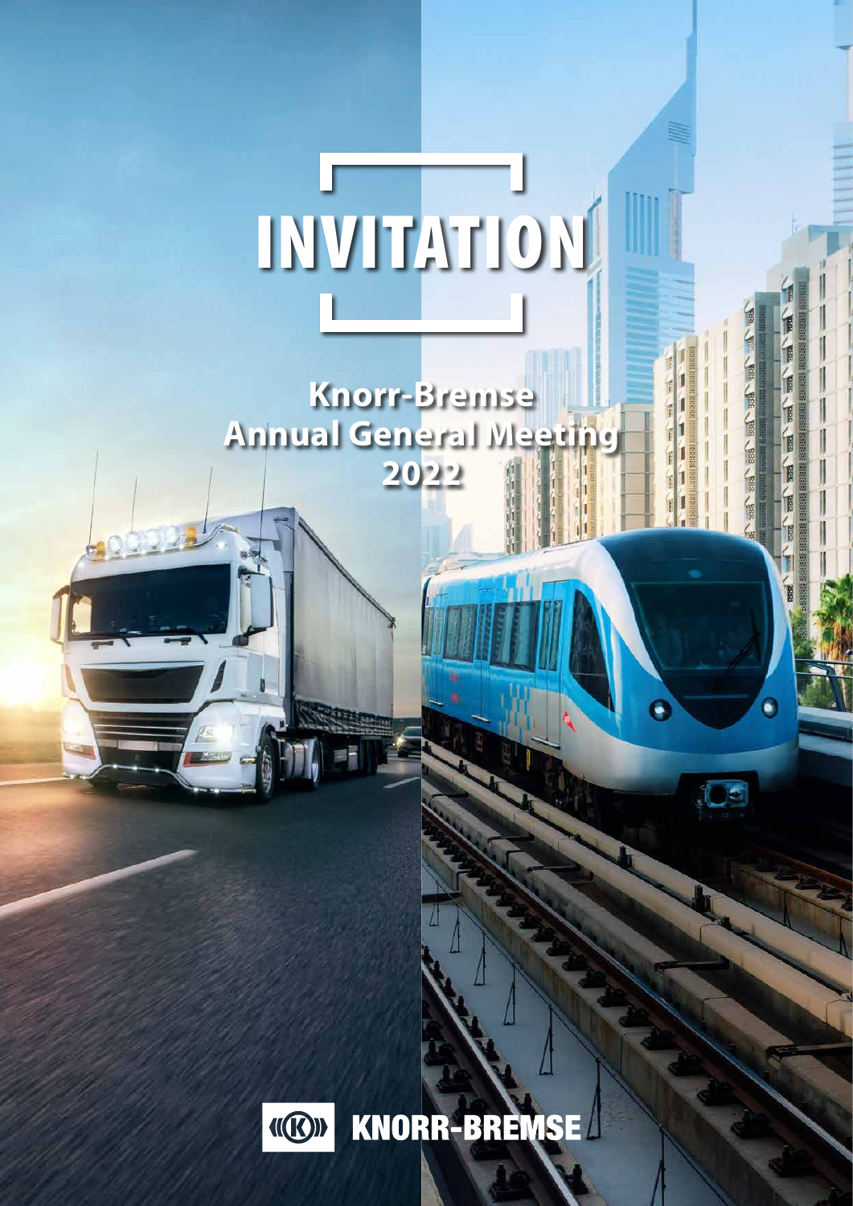# INVITATION

**Knorr-Bremse Annual General Meeting 2022**

KNORR-BREMSE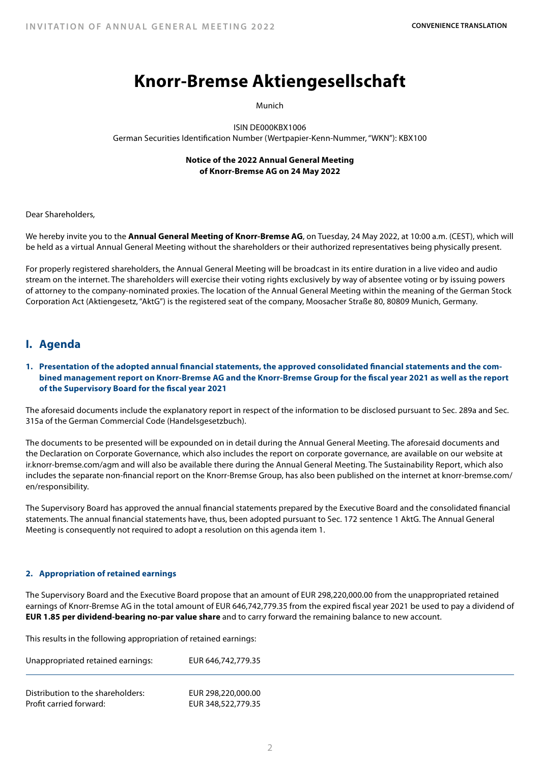# Knorr-Bremse Aktiengesellschaft

Munich

ISIN DE000KBX1006
German Securities Identification Number (Wertpapier-Kenn-Nummer, "WKN"): KBX100

**Notice of the 2022 Annual General Meeting of Knorr-Bremse AG on 24 May 2022**

Dear Shareholders,

We hereby invite you to the **Annual General Meeting of Knorr-Bremse AG**, on Tuesday, 24 May 2022, at 10:00 a.m. (CEST), which will be held as a virtual Annual General Meeting without the shareholders or their authorized representatives being physically present.

For properly registered shareholders, the Annual General Meeting will be broadcast in its entire duration in a live video and audio stream on the internet. The shareholders will exercise their voting rights exclusively by way of absentee voting or by issuing powers of attorney to the company-nominated proxies. The location of the Annual General Meeting within the meaning of the German Stock Corporation Act (Aktiengesetz, "AktG") is the registered seat of the company, Moosacher Straße 80, 80809 Munich, Germany.

## I. Agenda

### 1. Presentation of the adopted annual financial statements, the approved consolidated financial statements and the combined management report on Knorr-Bremse AG and the Knorr-Bremse Group for the fiscal year 2021 as well as the report of the Supervisory Board for the fiscal year 2021

The aforesaid documents include the explanatory report in respect of the information to be disclosed pursuant to Sec. 289a and Sec. 315a of the German Commercial Code (Handelsgesetzbuch).

The documents to be presented will be expounded on in detail during the Annual General Meeting. The aforesaid documents and the Declaration on Corporate Governance, which also includes the report on corporate governance, are available on our website at ir.knorr-bremse.com/agm and will also be available there during the Annual General Meeting. The Sustainability Report, which also includes the separate non-financial report on the Knorr-Bremse Group, has also been published on the internet at knorr-bremse.com/en/responsibility.

The Supervisory Board has approved the annual financial statements prepared by the Executive Board and the consolidated financial statements. The annual financial statements have, thus, been adopted pursuant to Sec. 172 sentence 1 AktG. The Annual General Meeting is consequently not required to adopt a resolution on this agenda item 1.

### 2. Appropriation of retained earnings

The Supervisory Board and the Executive Board propose that an amount of EUR 298,220,000.00 from the unappropriated retained earnings of Knorr-Bremse AG in the total amount of EUR 646,742,779.35 from the expired fiscal year 2021 be used to pay a dividend of **EUR 1.85 per dividend-bearing no-par value share** and to carry forward the remaining balance to new account.

This results in the following appropriation of retained earnings:

| Unappropriated retained earnings: | EUR 646,742,779.35 |
|---|---|
| Distribution to the shareholders: | EUR 298,220,000.00 |
| Profit carried forward: | EUR 348,522,779.35 |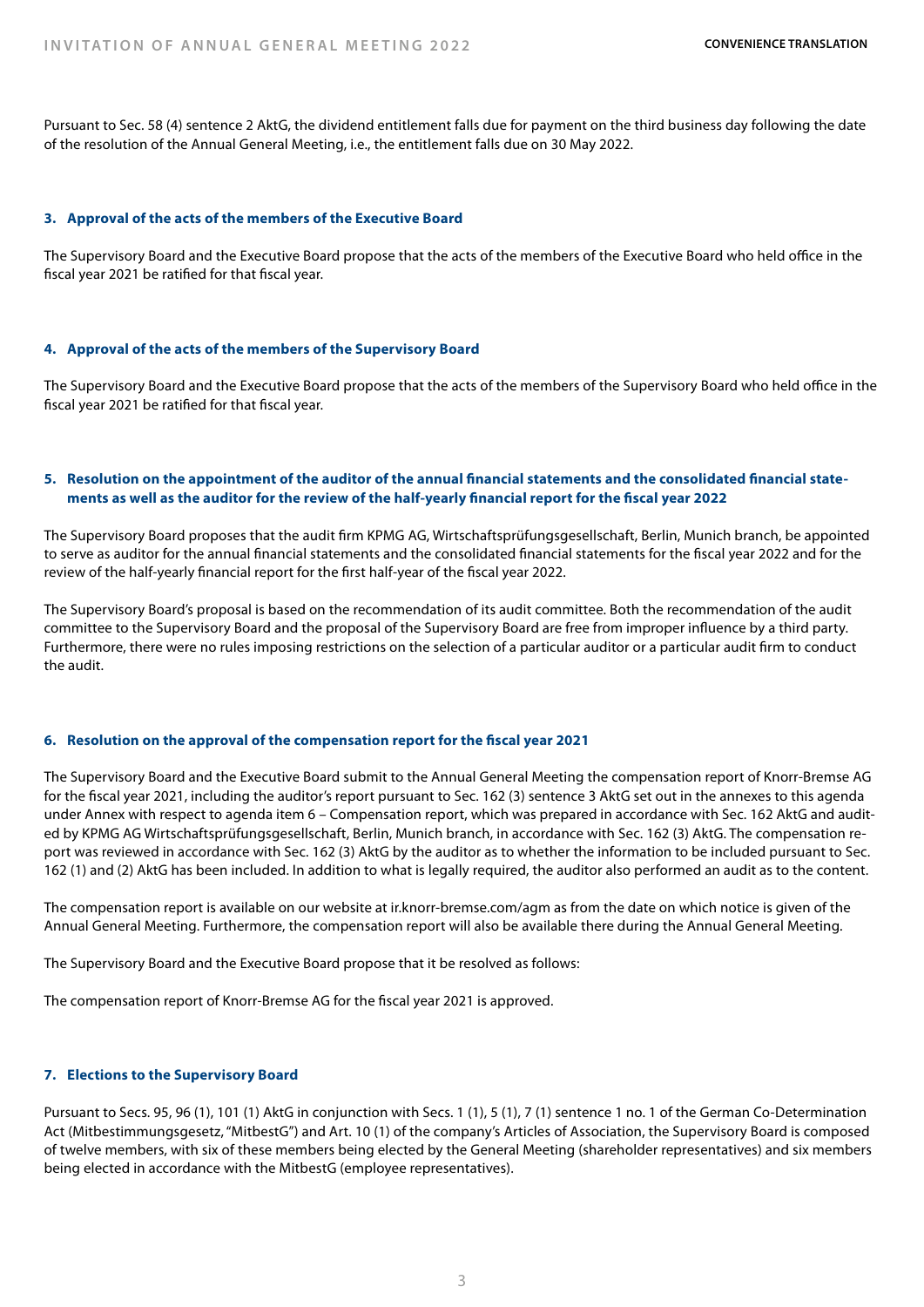Pursuant to Sec. 58 (4) sentence 2 AktG, the dividend entitlement falls due for payment on the third business day following the date of the resolution of the Annual General Meeting, i.e., the entitlement falls due on 30 May 2022.

### 3. Approval of the acts of the members of the Executive Board

The Supervisory Board and the Executive Board propose that the acts of the members of the Executive Board who held office in the fiscal year 2021 be ratified for that fiscal year.

### 4. Approval of the acts of the members of the Supervisory Board

The Supervisory Board and the Executive Board propose that the acts of the members of the Supervisory Board who held office in the fiscal year 2021 be ratified for that fiscal year.

### 5. Resolution on the appointment of the auditor of the annual financial statements and the consolidated financial statements as well as the auditor for the review of the half-yearly financial report for the fiscal year 2022

The Supervisory Board proposes that the audit firm KPMG AG, Wirtschaftsprüfungsgesellschaft, Berlin, Munich branch, be appointed to serve as auditor for the annual financial statements and the consolidated financial statements for the fiscal year 2022 and for the review of the half-yearly financial report for the first half-year of the fiscal year 2022.

The Supervisory Board's proposal is based on the recommendation of its audit committee. Both the recommendation of the audit committee to the Supervisory Board and the proposal of the Supervisory Board are free from improper influence by a third party. Furthermore, there were no rules imposing restrictions on the selection of a particular auditor or a particular audit firm to conduct the audit.

### 6. Resolution on the approval of the compensation report for the fiscal year 2021

The Supervisory Board and the Executive Board submit to the Annual General Meeting the compensation report of Knorr-Bremse AG for the fiscal year 2021, including the auditor's report pursuant to Sec. 162 (3) sentence 3 AktG set out in the annexes to this agenda under Annex with respect to agenda item 6 – Compensation report, which was prepared in accordance with Sec. 162 AktG and audited by KPMG AG Wirtschaftsprüfungsgesellschaft, Berlin, Munich branch, in accordance with Sec. 162 (3) AktG. The compensation report was reviewed in accordance with Sec. 162 (3) AktG by the auditor as to whether the information to be included pursuant to Sec. 162 (1) and (2) AktG has been included. In addition to what is legally required, the auditor also performed an audit as to the content.

The compensation report is available on our website at ir.knorr-bremse.com/agm as from the date on which notice is given of the Annual General Meeting. Furthermore, the compensation report will also be available there during the Annual General Meeting.

The Supervisory Board and the Executive Board propose that it be resolved as follows:

The compensation report of Knorr-Bremse AG for the fiscal year 2021 is approved.

### 7. Elections to the Supervisory Board

Pursuant to Secs. 95, 96 (1), 101 (1) AktG in conjunction with Secs. 1 (1), 5 (1), 7 (1) sentence 1 no. 1 of the German Co-Determination Act (Mitbestimmungsgesetz, "MitbestG") and Art. 10 (1) of the company's Articles of Association, the Supervisory Board is composed of twelve members, with six of these members being elected by the General Meeting (shareholder representatives) and six members being elected in accordance with the MitbestG (employee representatives).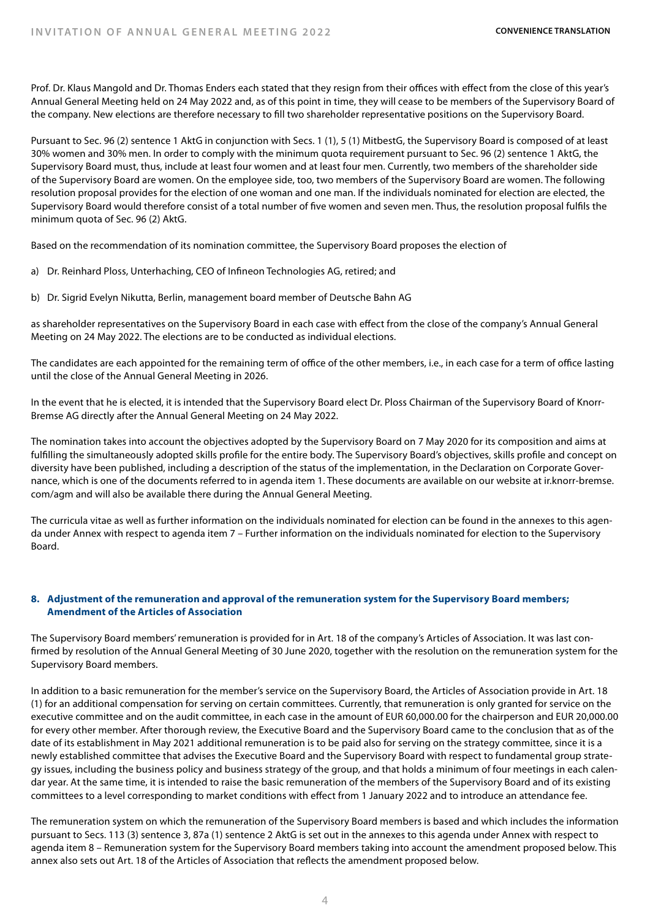Prof. Dr. Klaus Mangold and Dr. Thomas Enders each stated that they resign from their offices with effect from the close of this year's Annual General Meeting held on 24 May 2022 and, as of this point in time, they will cease to be members of the Supervisory Board of the company. New elections are therefore necessary to fill two shareholder representative positions on the Supervisory Board.

Pursuant to Sec. 96 (2) sentence 1 AktG in conjunction with Secs. 1 (1), 5 (1) MitbestG, the Supervisory Board is composed of at least 30% women and 30% men. In order to comply with the minimum quota requirement pursuant to Sec. 96 (2) sentence 1 AktG, the Supervisory Board must, thus, include at least four women and at least four men. Currently, two members of the shareholder side of the Supervisory Board are women. On the employee side, too, two members of the Supervisory Board are women. The following resolution proposal provides for the election of one woman and one man. If the individuals nominated for election are elected, the Supervisory Board would therefore consist of a total number of five women and seven men. Thus, the resolution proposal fulfils the minimum quota of Sec. 96 (2) AktG.

Based on the recommendation of its nomination committee, the Supervisory Board proposes the election of

a) Dr. Reinhard Ploss, Unterhaching, CEO of Infineon Technologies AG, retired; and

b) Dr. Sigrid Evelyn Nikutta, Berlin, management board member of Deutsche Bahn AG

as shareholder representatives on the Supervisory Board in each case with effect from the close of the company's Annual General Meeting on 24 May 2022. The elections are to be conducted as individual elections.

The candidates are each appointed for the remaining term of office of the other members, i.e., in each case for a term of office lasting until the close of the Annual General Meeting in 2026.

In the event that he is elected, it is intended that the Supervisory Board elect Dr. Ploss Chairman of the Supervisory Board of Knorr-Bremse AG directly after the Annual General Meeting on 24 May 2022.

The nomination takes into account the objectives adopted by the Supervisory Board on 7 May 2020 for its composition and aims at fulfilling the simultaneously adopted skills profile for the entire body. The Supervisory Board's objectives, skills profile and concept on diversity have been published, including a description of the status of the implementation, in the Declaration on Corporate Governance, which is one of the documents referred to in agenda item 1. These documents are available on our website at ir.knorr-bremse.com/agm and will also be available there during the Annual General Meeting.

The curricula vitae as well as further information on the individuals nominated for election can be found in the annexes to this agenda under Annex with respect to agenda item 7 – Further information on the individuals nominated for election to the Supervisory Board.

### 8. Adjustment of the remuneration and approval of the remuneration system for the Supervisory Board members; Amendment of the Articles of Association

The Supervisory Board members' remuneration is provided for in Art. 18 of the company's Articles of Association. It was last confirmed by resolution of the Annual General Meeting of 30 June 2020, together with the resolution on the remuneration system for the Supervisory Board members.

In addition to a basic remuneration for the member's service on the Supervisory Board, the Articles of Association provide in Art. 18 (1) for an additional compensation for serving on certain committees. Currently, that remuneration is only granted for service on the executive committee and on the audit committee, in each case in the amount of EUR 60,000.00 for the chairperson and EUR 20,000.00 for every other member. After thorough review, the Executive Board and the Supervisory Board came to the conclusion that as of the date of its establishment in May 2021 additional remuneration is to be paid also for serving on the strategy committee, since it is a newly established committee that advises the Executive Board and the Supervisory Board with respect to fundamental group strategy issues, including the business policy and business strategy of the group, and that holds a minimum of four meetings in each calendar year. At the same time, it is intended to raise the basic remuneration of the members of the Supervisory Board and of its existing committees to a level corresponding to market conditions with effect from 1 January 2022 and to introduce an attendance fee.

The remuneration system on which the remuneration of the Supervisory Board members is based and which includes the information pursuant to Secs. 113 (3) sentence 3, 87a (1) sentence 2 AktG is set out in the annexes to this agenda under Annex with respect to agenda item 8 – Remuneration system for the Supervisory Board members taking into account the amendment proposed below. This annex also sets out Art. 18 of the Articles of Association that reflects the amendment proposed below.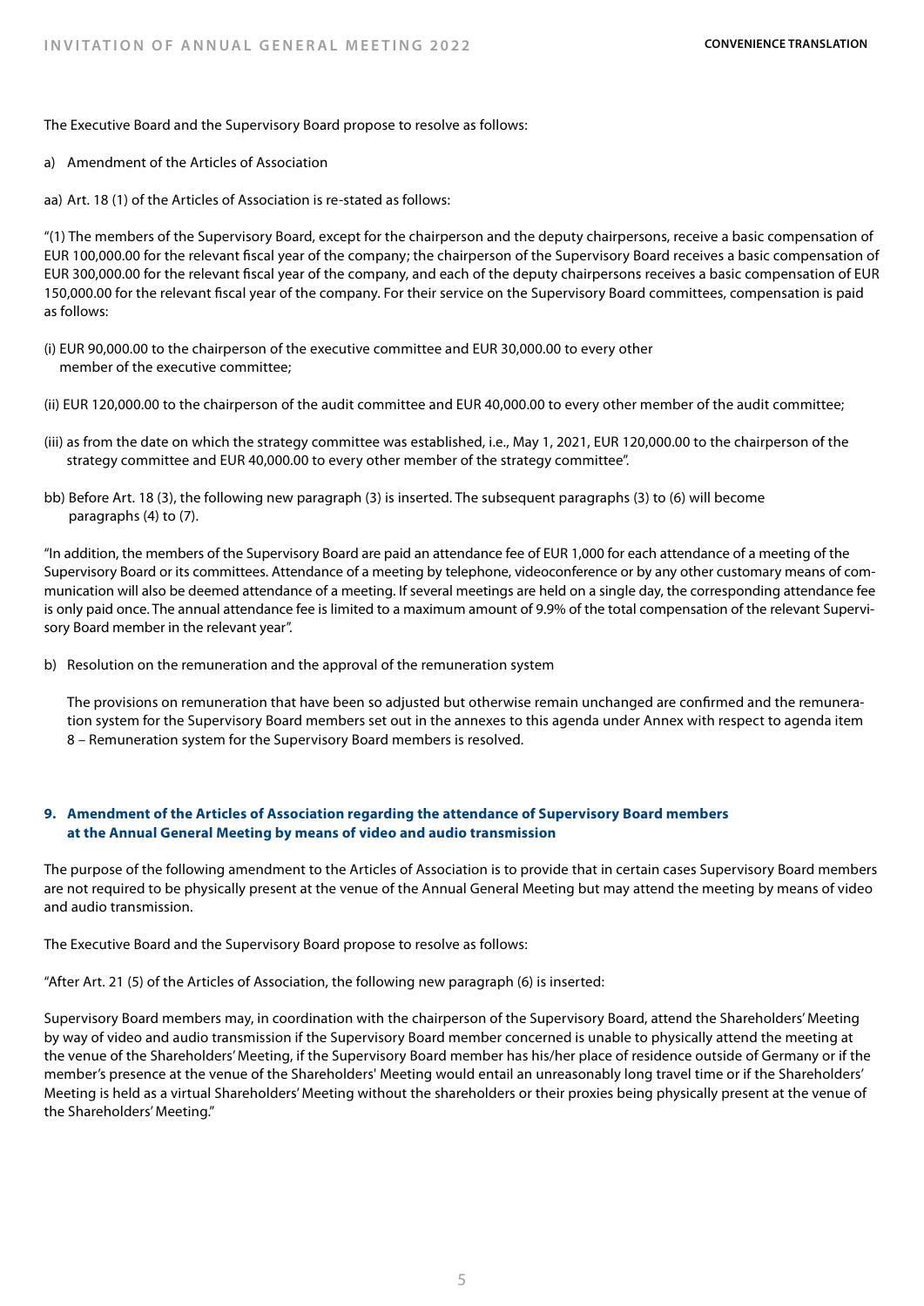The Executive Board and the Supervisory Board propose to resolve as follows:

a) Amendment of the Articles of Association

aa) Art. 18 (1) of the Articles of Association is re-stated as follows:

"(1) The members of the Supervisory Board, except for the chairperson and the deputy chairpersons, receive a basic compensation of EUR 100,000.00 for the relevant fiscal year of the company; the chairperson of the Supervisory Board receives a basic compensation of EUR 300,000.00 for the relevant fiscal year of the company, and each of the deputy chairpersons receives a basic compensation of EUR 150,000.00 for the relevant fiscal year of the company. For their service on the Supervisory Board committees, compensation is paid as follows:

(i) EUR 90,000.00 to the chairperson of the executive committee and EUR 30,000.00 to every other member of the executive committee;

(ii) EUR 120,000.00 to the chairperson of the audit committee and EUR 40,000.00 to every other member of the audit committee;

(iii) as from the date on which the strategy committee was established, i.e., May 1, 2021, EUR 120,000.00 to the chairperson of the strategy committee and EUR 40,000.00 to every other member of the strategy committee".

bb) Before Art. 18 (3), the following new paragraph (3) is inserted. The subsequent paragraphs (3) to (6) will become paragraphs (4) to (7).

"In addition, the members of the Supervisory Board are paid an attendance fee of EUR 1,000 for each attendance of a meeting of the Supervisory Board or its committees. Attendance of a meeting by telephone, videoconference or by any other customary means of communication will also be deemed attendance of a meeting. If several meetings are held on a single day, the corresponding attendance fee is only paid once. The annual attendance fee is limited to a maximum amount of 9.9% of the total compensation of the relevant Supervisory Board member in the relevant year".

b) Resolution on the remuneration and the approval of the remuneration system

The provisions on remuneration that have been so adjusted but otherwise remain unchanged are confirmed and the remuneration system for the Supervisory Board members set out in the annexes to this agenda under Annex with respect to agenda item 8 – Remuneration system for the Supervisory Board members is resolved.

### 9. Amendment of the Articles of Association regarding the attendance of Supervisory Board members at the Annual General Meeting by means of video and audio transmission

The purpose of the following amendment to the Articles of Association is to provide that in certain cases Supervisory Board members are not required to be physically present at the venue of the Annual General Meeting but may attend the meeting by means of video and audio transmission.

The Executive Board and the Supervisory Board propose to resolve as follows:

"After Art. 21 (5) of the Articles of Association, the following new paragraph (6) is inserted:

Supervisory Board members may, in coordination with the chairperson of the Supervisory Board, attend the Shareholders' Meeting by way of video and audio transmission if the Supervisory Board member concerned is unable to physically attend the meeting at the venue of the Shareholders' Meeting, if the Supervisory Board member has his/her place of residence outside of Germany or if the member's presence at the venue of the Shareholders' Meeting would entail an unreasonably long travel time or if the Shareholders' Meeting is held as a virtual Shareholders' Meeting without the shareholders or their proxies being physically present at the venue of the Shareholders' Meeting."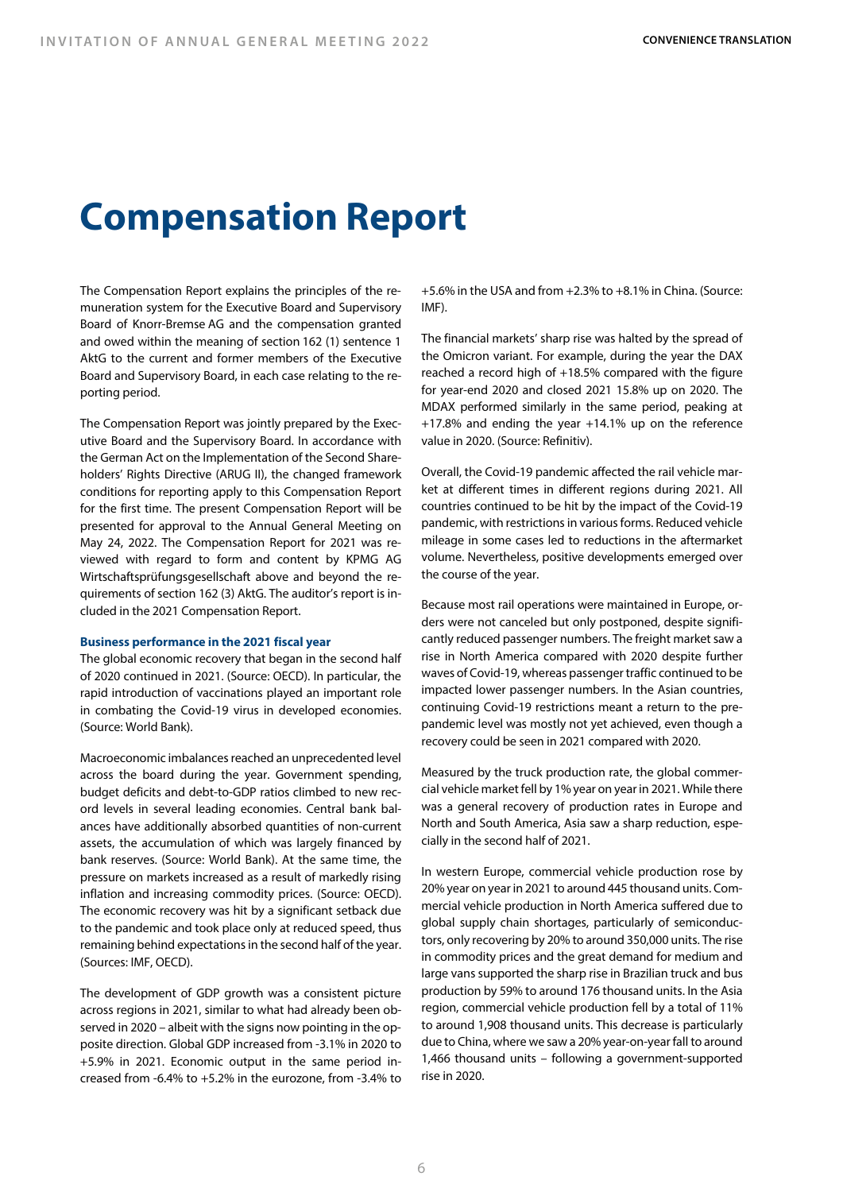# Compensation Report

The Compensation Report explains the principles of the remuneration system for the Executive Board and Supervisory Board of Knorr-Bremse AG and the compensation granted and owed within the meaning of section 162 (1) sentence 1 AktG to the current and former members of the Executive Board and Supervisory Board, in each case relating to the reporting period.

The Compensation Report was jointly prepared by the Executive Board and the Supervisory Board. In accordance with the German Act on the Implementation of the Second Shareholders' Rights Directive (ARUG II), the changed framework conditions for reporting apply to this Compensation Report for the first time. The present Compensation Report will be presented for approval to the Annual General Meeting on May 24, 2022. The Compensation Report for 2021 was reviewed with regard to form and content by KPMG AG Wirtschaftsprüfungsgesellschaft above and beyond the requirements of section 162 (3) AktG. The auditor's report is included in the 2021 Compensation Report.

**Business performance in the 2021 fiscal year**

The global economic recovery that began in the second half of 2020 continued in 2021. (Source: OECD). In particular, the rapid introduction of vaccinations played an important role in combating the Covid-19 virus in developed economies. (Source: World Bank).

Macroeconomic imbalances reached an unprecedented level across the board during the year. Government spending, budget deficits and debt-to-GDP ratios climbed to new record levels in several leading economies. Central bank balances have additionally absorbed quantities of non-current assets, the accumulation of which was largely financed by bank reserves. (Source: World Bank). At the same time, the pressure on markets increased as a result of markedly rising inflation and increasing commodity prices. (Source: OECD). The economic recovery was hit by a significant setback due to the pandemic and took place only at reduced speed, thus remaining behind expectations in the second half of the year. (Sources: IMF, OECD).

The development of GDP growth was a consistent picture across regions in 2021, similar to what had already been observed in 2020 – albeit with the signs now pointing in the opposite direction. Global GDP increased from -3.1% in 2020 to +5.9% in 2021. Economic output in the same period increased from -6.4% to +5.2% in the eurozone, from -3.4% to +5.6% in the USA and from +2.3% to +8.1% in China. (Source: IMF).

The financial markets' sharp rise was halted by the spread of the Omicron variant. For example, during the year the DAX reached a record high of +18.5% compared with the figure for year-end 2020 and closed 2021 15.8% up on 2020. The MDAX performed similarly in the same period, peaking at +17.8% and ending the year +14.1% up on the reference value in 2020. (Source: Refinitiv).

Overall, the Covid-19 pandemic affected the rail vehicle market at different times in different regions during 2021. All countries continued to be hit by the impact of the Covid-19 pandemic, with restrictions in various forms. Reduced vehicle mileage in some cases led to reductions in the aftermarket volume. Nevertheless, positive developments emerged over the course of the year.

Because most rail operations were maintained in Europe, orders were not canceled but only postponed, despite significantly reduced passenger numbers. The freight market saw a rise in North America compared with 2020 despite further waves of Covid-19, whereas passenger traffic continued to be impacted lower passenger numbers. In the Asian countries, continuing Covid-19 restrictions meant a return to the pre-pandemic level was mostly not yet achieved, even though a recovery could be seen in 2021 compared with 2020.

Measured by the truck production rate, the global commercial vehicle market fell by 1% year on year in 2021. While there was a general recovery of production rates in Europe and North and South America, Asia saw a sharp reduction, especially in the second half of 2021.

In western Europe, commercial vehicle production rose by 20% year on year in 2021 to around 445 thousand units. Commercial vehicle production in North America suffered due to global supply chain shortages, particularly of semiconductors, only recovering by 20% to around 350,000 units. The rise in commodity prices and the great demand for medium and large vans supported the sharp rise in Brazilian truck and bus production by 59% to around 176 thousand units. In the Asia region, commercial vehicle production fell by a total of 11% to around 1,908 thousand units. This decrease is particularly due to China, where we saw a 20% year-on-year fall to around 1,466 thousand units – following a government-supported rise in 2020.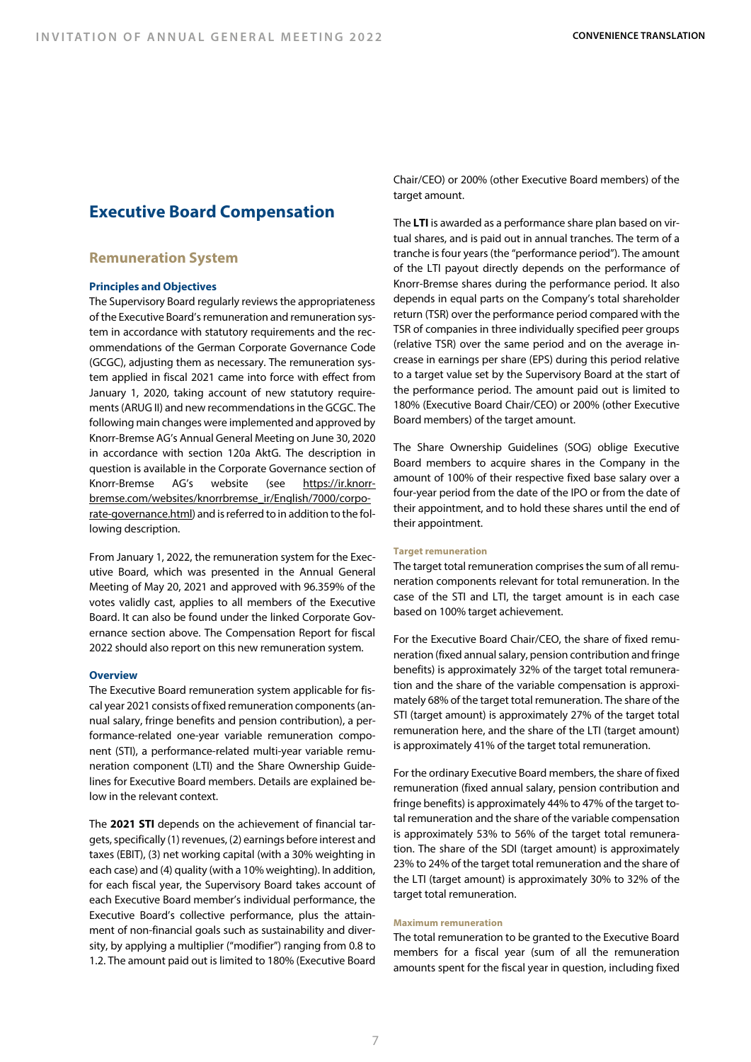# Executive Board Compensation

## Remuneration System

### Principles and Objectives

The Supervisory Board regularly reviews the appropriateness of the Executive Board's remuneration and remuneration system in accordance with statutory requirements and the recommendations of the German Corporate Governance Code (GCGC), adjusting them as necessary. The remuneration system applied in fiscal 2021 came into force with effect from January 1, 2020, taking account of new statutory requirements (ARUG II) and new recommendations in the GCGC. The following main changes were implemented and approved by Knorr-Bremse AG's Annual General Meeting on June 30, 2020 in accordance with section 120a AktG. The description in question is available in the Corporate Governance section of Knorr-Bremse AG's website (see https://ir.knorr-bremse.com/websites/knorrbremse_ir/English/7000/corporate-governance.html) and is referred to in addition to the following description.

From January 1, 2022, the remuneration system for the Executive Board, which was presented in the Annual General Meeting of May 20, 2021 and approved with 96.359% of the votes validly cast, applies to all members of the Executive Board. It can also be found under the linked Corporate Governance section above. The Compensation Report for fiscal 2022 should also report on this new remuneration system.

### Overview

The Executive Board remuneration system applicable for fiscal year 2021 consists of fixed remuneration components (annual salary, fringe benefits and pension contribution), a performance-related one-year variable remuneration component (STI), a performance-related multi-year variable remuneration component (LTI) and the Share Ownership Guidelines for Executive Board members. Details are explained below in the relevant context.

The **2021 STI** depends on the achievement of financial targets, specifically (1) revenues, (2) earnings before interest and taxes (EBIT), (3) net working capital (with a 30% weighting in each case) and (4) quality (with a 10% weighting). In addition, for each fiscal year, the Supervisory Board takes account of each Executive Board member's individual performance, the Executive Board's collective performance, plus the attainment of non-financial goals such as sustainability and diversity, by applying a multiplier ("modifier") ranging from 0.8 to 1.2. The amount paid out is limited to 180% (Executive Board Chair/CEO) or 200% (other Executive Board members) of the target amount.

The **LTI** is awarded as a performance share plan based on virtual shares, and is paid out in annual tranches. The term of a tranche is four years (the "performance period"). The amount of the LTI payout directly depends on the performance of Knorr-Bremse shares during the performance period. It also depends in equal parts on the Company's total shareholder return (TSR) over the performance period compared with the TSR of companies in three individually specified peer groups (relative TSR) over the same period and on the average increase in earnings per share (EPS) during this period relative to a target value set by the Supervisory Board at the start of the performance period. The amount paid out is limited to 180% (Executive Board Chair/CEO) or 200% (other Executive Board members) of the target amount.

The Share Ownership Guidelines (SOG) oblige Executive Board members to acquire shares in the Company in the amount of 100% of their respective fixed base salary over a four-year period from the date of the IPO or from the date of their appointment, and to hold these shares until the end of their appointment.

#### Target remuneration

The target total remuneration comprises the sum of all remuneration components relevant for total remuneration. In the case of the STI and LTI, the target amount is in each case based on 100% target achievement.

For the Executive Board Chair/CEO, the share of fixed remuneration (fixed annual salary, pension contribution and fringe benefits) is approximately 32% of the target total remuneration and the share of the variable compensation is approximately 68% of the target total remuneration. The share of the STI (target amount) is approximately 27% of the target total remuneration here, and the share of the LTI (target amount) is approximately 41% of the target total remuneration.

For the ordinary Executive Board members, the share of fixed remuneration (fixed annual salary, pension contribution and fringe benefits) is approximately 44% to 47% of the target total remuneration and the share of the variable compensation is approximately 53% to 56% of the target total remuneration. The share of the SDI (target amount) is approximately 23% to 24% of the target total remuneration and the share of the LTI (target amount) is approximately 30% to 32% of the target total remuneration.

#### Maximum remuneration

The total remuneration to be granted to the Executive Board members for a fiscal year (sum of all the remuneration amounts spent for the fiscal year in question, including fixed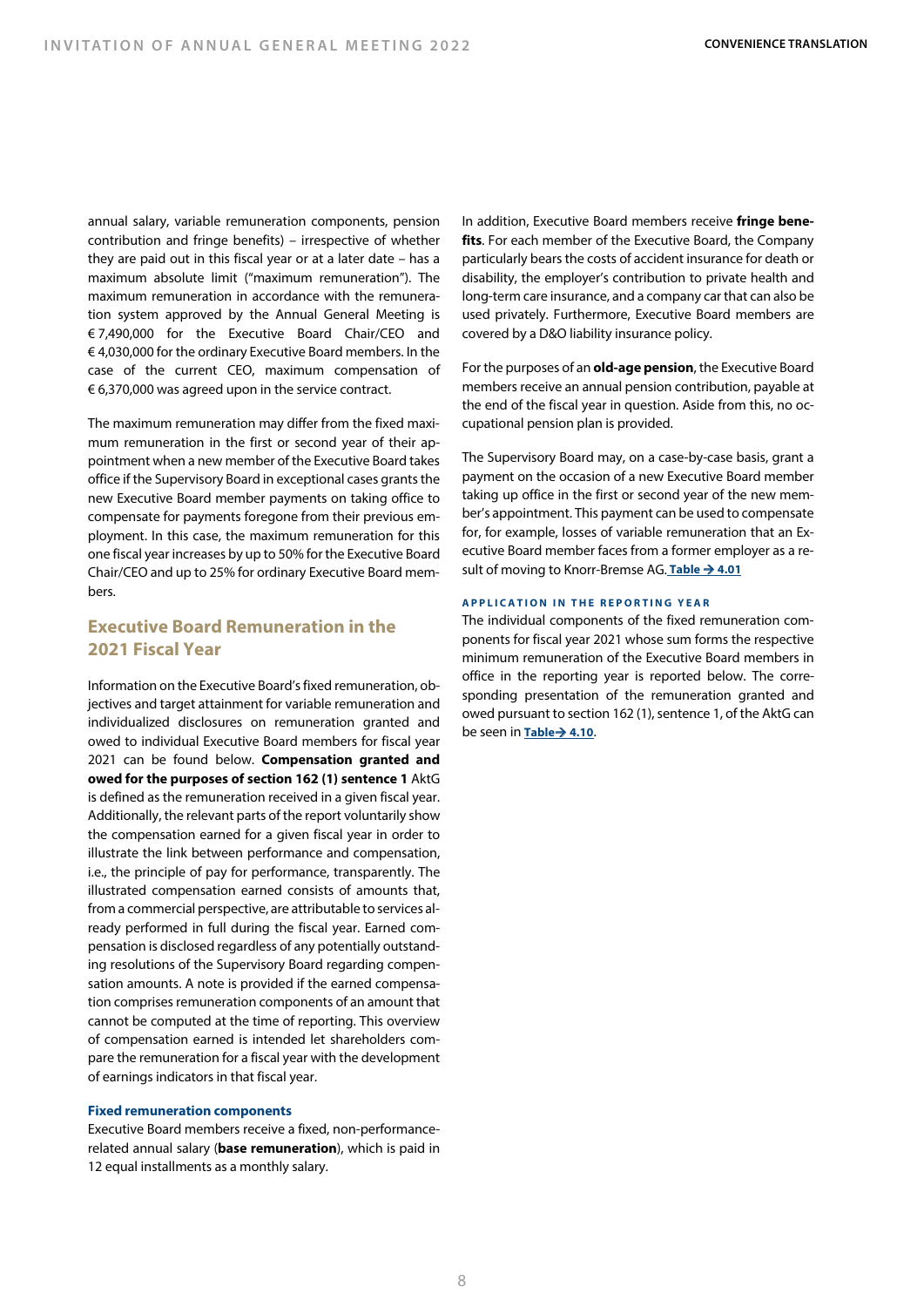annual salary, variable remuneration components, pension contribution and fringe benefits) – irrespective of whether they are paid out in this fiscal year or at a later date – has a maximum absolute limit ("maximum remuneration"). The maximum remuneration in accordance with the remuneration system approved by the Annual General Meeting is € 7,490,000 for the Executive Board Chair/CEO and € 4,030,000 for the ordinary Executive Board members. In the case of the current CEO, maximum compensation of € 6,370,000 was agreed upon in the service contract.

The maximum remuneration may differ from the fixed maximum remuneration in the first or second year of their appointment when a new member of the Executive Board takes office if the Supervisory Board in exceptional cases grants the new Executive Board member payments on taking office to compensate for payments foregone from their previous employment. In this case, the maximum remuneration for this one fiscal year increases by up to 50% for the Executive Board Chair/CEO and up to 25% for ordinary Executive Board members.

## Executive Board Remuneration in the 2021 Fiscal Year

Information on the Executive Board's fixed remuneration, objectives and target attainment for variable remuneration and individualized disclosures on remuneration granted and owed to individual Executive Board members for fiscal year 2021 can be found below. **Compensation granted and owed for the purposes of section 162 (1) sentence 1** AktG is defined as the remuneration received in a given fiscal year. Additionally, the relevant parts of the report voluntarily show the compensation earned for a given fiscal year in order to illustrate the link between performance and compensation, i.e., the principle of pay for performance, transparently. The illustrated compensation earned consists of amounts that, from a commercial perspective, are attributable to services already performed in full during the fiscal year. Earned compensation is disclosed regardless of any potentially outstanding resolutions of the Supervisory Board regarding compensation amounts. A note is provided if the earned compensation comprises remuneration components of an amount that cannot be computed at the time of reporting. This overview of compensation earned is intended let shareholders compare the remuneration for a fiscal year with the development of earnings indicators in that fiscal year.

### Fixed remuneration components

Executive Board members receive a fixed, non-performance-related annual salary (**base remuneration**), which is paid in 12 equal installments as a monthly salary.

In addition, Executive Board members receive **fringe benefits**. For each member of the Executive Board, the Company particularly bears the costs of accident insurance for death or disability, the employer's contribution to private health and long-term care insurance, and a company car that can also be used privately. Furthermore, Executive Board members are covered by a D&O liability insurance policy.

For the purposes of an **old-age pension**, the Executive Board members receive an annual pension contribution, payable at the end of the fiscal year in question. Aside from this, no occupational pension plan is provided.

The Supervisory Board may, on a case-by-case basis, grant a payment on the occasion of a new Executive Board member taking up office in the first or second year of the new member's appointment. This payment can be used to compensate for, for example, losses of variable remuneration that an Executive Board member faces from a former employer as a result of moving to Knorr-Bremse AG. **Table → 4.01**

### APPLICATION IN THE REPORTING YEAR

The individual components of the fixed remuneration components for fiscal year 2021 whose sum forms the respective minimum remuneration of the Executive Board members in office in the reporting year is reported below. The corresponding presentation of the remuneration granted and owed pursuant to section 162 (1), sentence 1, of the AktG can be seen in **Table → 4.10**.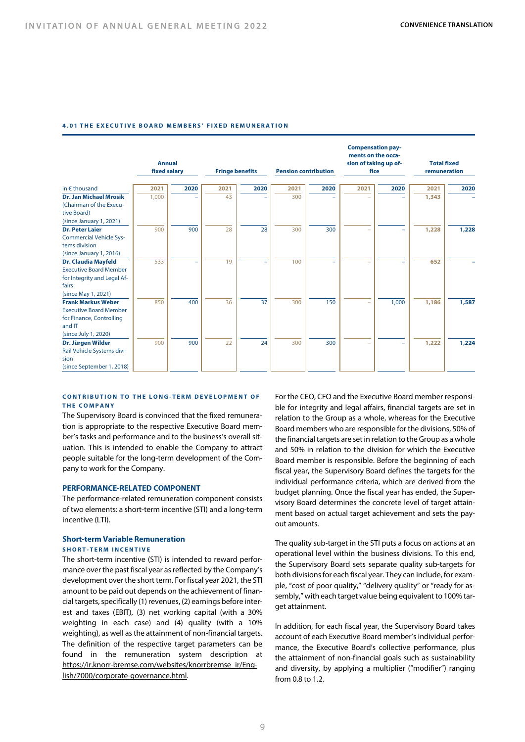#### 4.01 THE EXECUTIVE BOARD MEMBERS' FIXED REMUNERATION

| in € thousand | Annual fixed salary | | Fringe benefits | | Pension contribution | | Compensation payments on the occasion of taking up office | | Total fixed remuneration | |
|---|---|---|---|---|---|---|---|---|---|---|
| | 2021 | 2020 | 2021 | 2020 | 2021 | 2020 | 2021 | 2020 | 2021 | 2020 |
| **Dr. Jan Michael Mrosik** (Chairman of the Executive Board) (since January 1, 2021) | 1,000 | – | 43 | – | 300 | – | – | – | 1,343 | – |
| **Dr. Peter Laier** Commercial Vehicle Systems division (since January 1, 2016) | 900 | 900 | 28 | 28 | 300 | 300 | – | – | 1,228 | 1,228 |
| **Dr. Claudia Mayfeld** Executive Board Member for Integrity and Legal Affairs (since May 1, 2021) | 533 | – | 19 | – | 100 | – | – | – | 652 | – |
| **Frank Markus Weber** Executive Board Member for Finance, Controlling and IT (since July 1, 2020) | 850 | 400 | 36 | 37 | 300 | 150 | – | 1,000 | 1,186 | 1,587 |
| **Dr. Jürgen Wilder** Rail Vehicle Systems division (since September 1, 2018) | 900 | 900 | 22 | 24 | 300 | 300 | – | – | 1,222 | 1,224 |

#### CONTRIBUTION TO THE LONG-TERM DEVELOPMENT OF THE COMPANY

The Supervisory Board is convinced that the fixed remuneration is appropriate to the respective Executive Board member's tasks and performance and to the business's overall situation. This is intended to enable the Company to attract people suitable for the long-term development of the Company to work for the Company.

### PERFORMANCE-RELATED COMPONENT

The performance-related remuneration component consists of two elements: a short-term incentive (STI) and a long-term incentive (LTI).

### Short-term Variable Remuneration

#### SHORT-TERM INCENTIVE

The short-term incentive (STI) is intended to reward performance over the past fiscal year as reflected by the Company's development over the short term. For fiscal year 2021, the STI amount to be paid out depends on the achievement of financial targets, specifically (1) revenues, (2) earnings before interest and taxes (EBIT), (3) net working capital (with a 30% weighting in each case) and (4) quality (with a 10% weighting), as well as the attainment of non-financial targets. The definition of the respective target parameters can be found in the remuneration system description at https://ir.knorr-bremse.com/websites/knorrbremse_ir/English/7000/corporate-governance.html.

For the CEO, CFO and the Executive Board member responsible for integrity and legal affairs, financial targets are set in relation to the Group as a whole, whereas for the Executive Board members who are responsible for the divisions, 50% of the financial targets are set in relation to the Group as a whole and 50% in relation to the division for which the Executive Board member is responsible. Before the beginning of each fiscal year, the Supervisory Board defines the targets for the individual performance criteria, which are derived from the budget planning. Once the fiscal year has ended, the Supervisory Board determines the concrete level of target attainment based on actual target achievement and sets the payout amounts.

The quality sub-target in the STI puts a focus on actions at an operational level within the business divisions. To this end, the Supervisory Board sets separate quality sub-targets for both divisions for each fiscal year. They can include, for example, "cost of poor quality," "delivery quality" or "ready for assembly," with each target value being equivalent to 100% target attainment.

In addition, for each fiscal year, the Supervisory Board takes account of each Executive Board member's individual performance, the Executive Board's collective performance, plus the attainment of non-financial goals such as sustainability and diversity, by applying a multiplier ("modifier") ranging from 0.8 to 1.2.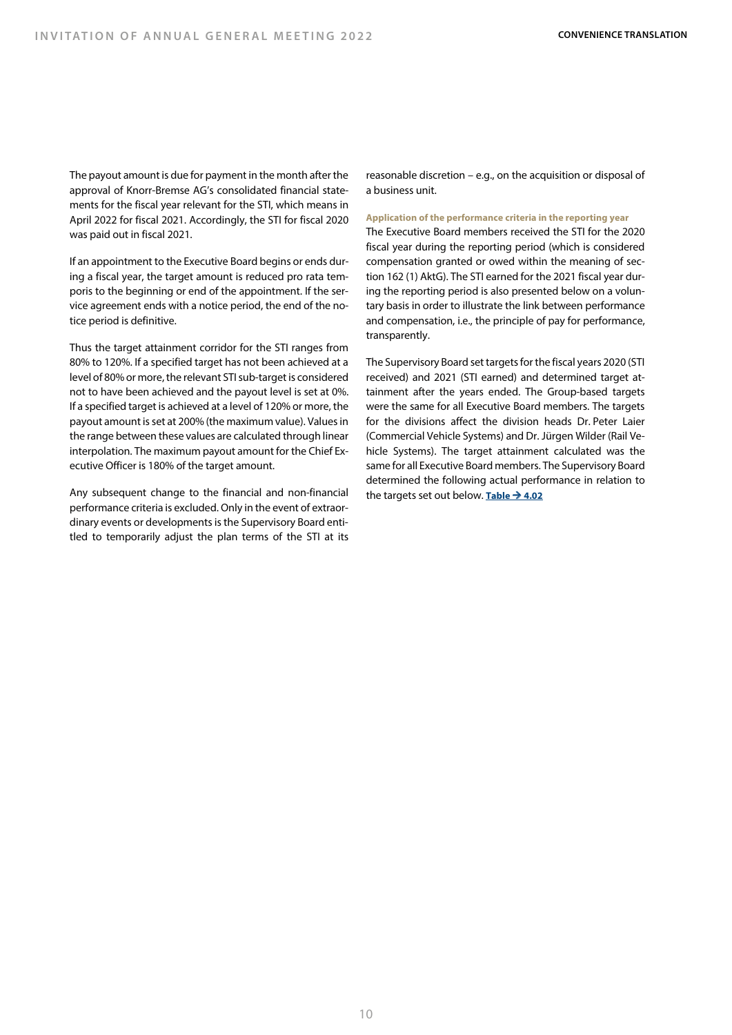The payout amount is due for payment in the month after the approval of Knorr-Bremse AG's consolidated financial statements for the fiscal year relevant for the STI, which means in April 2022 for fiscal 2021. Accordingly, the STI for fiscal 2020 was paid out in fiscal 2021.

If an appointment to the Executive Board begins or ends during a fiscal year, the target amount is reduced pro rata temporis to the beginning or end of the appointment. If the service agreement ends with a notice period, the end of the notice period is definitive.

Thus the target attainment corridor for the STI ranges from 80% to 120%. If a specified target has not been achieved at a level of 80% or more, the relevant STI sub-target is considered not to have been achieved and the payout level is set at 0%. If a specified target is achieved at a level of 120% or more, the payout amount is set at 200% (the maximum value). Values in the range between these values are calculated through linear interpolation. The maximum payout amount for the Chief Executive Officer is 180% of the target amount.

Any subsequent change to the financial and non-financial performance criteria is excluded. Only in the event of extraordinary events or developments is the Supervisory Board entitled to temporarily adjust the plan terms of the STI at its reasonable discretion – e.g., on the acquisition or disposal of a business unit.

**Application of the performance criteria in the reporting year**

The Executive Board members received the STI for the 2020 fiscal year during the reporting period (which is considered compensation granted or owed within the meaning of section 162 (1) AktG). The STI earned for the 2021 fiscal year during the reporting period is also presented below on a voluntary basis in order to illustrate the link between performance and compensation, i.e., the principle of pay for performance, transparently.

The Supervisory Board set targets for the fiscal years 2020 (STI received) and 2021 (STI earned) and determined target attainment after the years ended. The Group-based targets were the same for all Executive Board members. The targets for the divisions affect the division heads Dr. Peter Laier (Commercial Vehicle Systems) and Dr. Jürgen Wilder (Rail Vehicle Systems). The target attainment calculated was the same for all Executive Board members. The Supervisory Board determined the following actual performance in relation to the targets set out below. **Table → 4.02**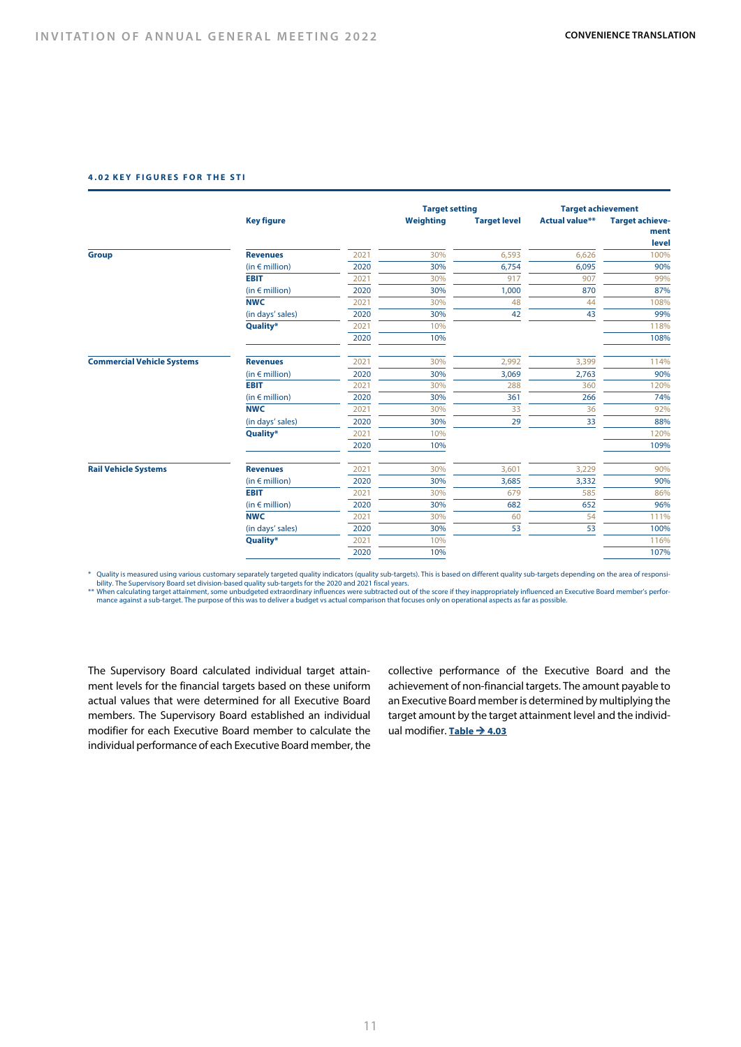#### 4.02 KEY FIGURES FOR THE STI

| | Key figure | | Target setting | | Target achievement | |
|---|---|---|---|---|---|---|
| | | | Weighting | Target level | Actual value** | Target achievement level |
| Group | **Revenues** | 2021 | 30% | 6,593 | 6,626 | 100% |
| | (in € million) | 2020 | 30% | 6,754 | 6,095 | 90% |
| | **EBIT** | 2021 | 30% | 917 | 907 | 99% |
| | (in € million) | 2020 | 30% | 1,000 | 870 | 87% |
| | **NWC** | 2021 | 30% | 48 | 44 | 108% |
| | (in days' sales) | 2020 | 30% | 42 | 43 | 99% |
| | **Quality*** | 2021 | 10% | | | 118% |
| | | 2020 | 10% | | | 108% |
| Commercial Vehicle Systems | **Revenues** | 2021 | 30% | 2,992 | 3,399 | 114% |
| | (in € million) | 2020 | 30% | 3,069 | 2,763 | 90% |
| | **EBIT** | 2021 | 30% | 288 | 360 | 120% |
| | (in € million) | 2020 | 30% | 361 | 266 | 74% |
| | **NWC** | 2021 | 30% | 33 | 36 | 92% |
| | (in days' sales) | 2020 | 30% | 29 | 33 | 88% |
| | **Quality*** | 2021 | 10% | | | 120% |
| | | 2020 | 10% | | | 109% |
| Rail Vehicle Systems | **Revenues** | 2021 | 30% | 3,601 | 3,229 | 90% |
| | (in € million) | 2020 | 30% | 3,685 | 3,332 | 90% |
| | **EBIT** | 2021 | 30% | 679 | 585 | 86% |
| | (in € million) | 2020 | 30% | 682 | 652 | 96% |
| | **NWC** | 2021 | 30% | 60 | 54 | 111% |
| | (in days' sales) | 2020 | 30% | 53 | 53 | 100% |
| | **Quality*** | 2021 | 10% | | | 116% |
| | | 2020 | 10% | | | 107% |

\* Quality is measured using various customary separately targeted quality indicators (quality sub-targets). This is based on different quality sub-targets depending on the area of responsibility. The Supervisory Board set division-based quality sub-targets for the 2020 and 2021 fiscal years.

** When calculating target attainment, some unbudgeted extraordinary influences were subtracted out of the score if they inappropriately influenced an Executive Board member's performance against a sub-target. The purpose of this was to deliver a budget vs actual comparison that focuses only on operational aspects as far as possible.

The Supervisory Board calculated individual target attainment levels for the financial targets based on these uniform actual values that were determined for all Executive Board members. The Supervisory Board established an individual modifier for each Executive Board member to calculate the individual performance of each Executive Board member, the collective performance of the Executive Board and the achievement of non-financial targets. The amount payable to an Executive Board member is determined by multiplying the target amount by the target attainment level and the individual modifier. **Table → 4.03**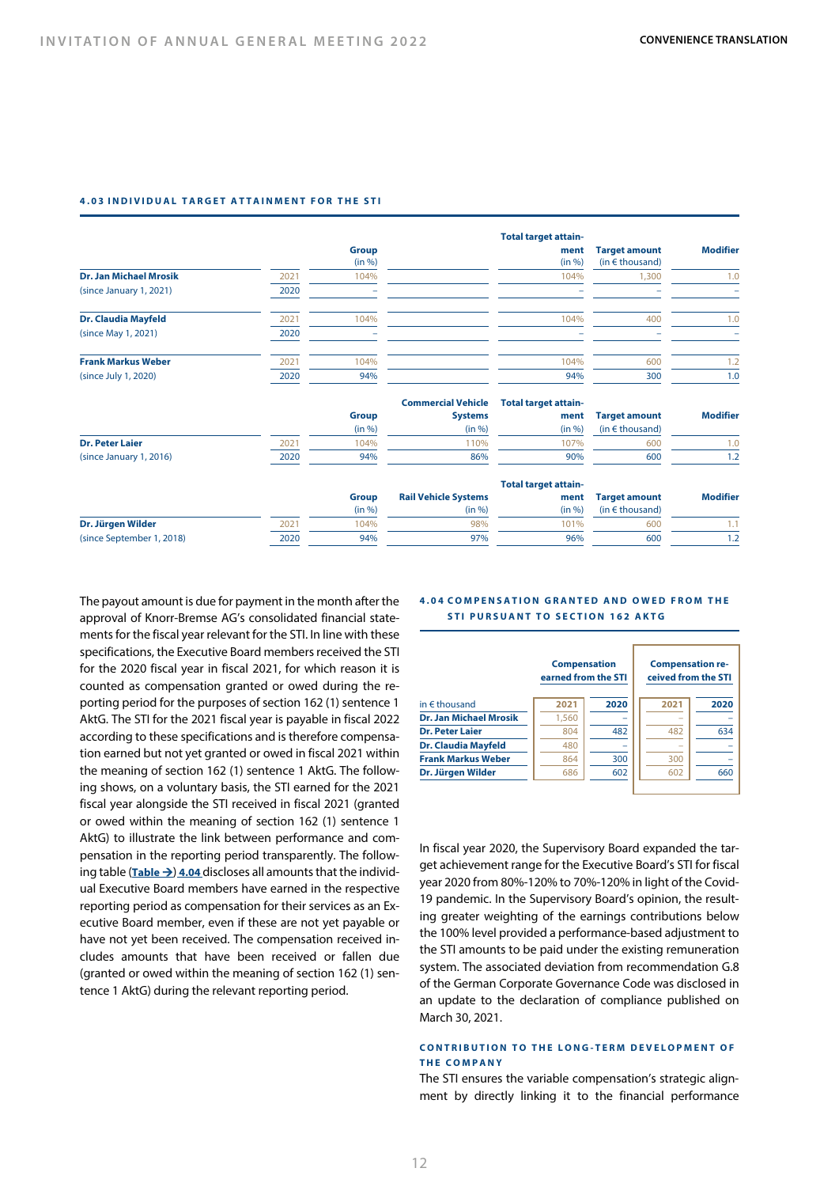#### 4.03 INDIVIDUAL TARGET ATTAINMENT FOR THE STI

| | | Group (in %) | | Total target attainment (in %) | Target amount (in € thousand) | Modifier |
|---|---|---|---|---|---|---|
| **Dr. Jan Michael Mrosik** | 2021 | 104% | | 104% | 1,300 | 1.0 |
| (since January 1, 2021) | 2020 | – | | – | – | – |
| **Dr. Claudia Mayfeld** | 2021 | 104% | | 104% | 400 | 1.0 |
| (since May 1, 2021) | 2020 | – | | – | – | – |
| **Frank Markus Weber** | 2021 | 104% | | 104% | 600 | 1.2 |
| (since July 1, 2020) | 2020 | 94% | | 94% | 300 | 1.0 |
| | | **Group** (in %) | **Commercial Vehicle Systems** (in %) | **Total target attainment** (in %) | **Target amount** (in € thousand) | **Modifier** |
| **Dr. Peter Laier** | 2021 | 104% | 110% | 107% | 600 | 1.0 |
| (since January 1, 2016) | 2020 | 94% | 86% | 90% | 600 | 1.2 |
| | | **Group** (in %) | **Rail Vehicle Systems** (in %) | **Total target attainment** (in %) | **Target amount** (in € thousand) | **Modifier** |
| **Dr. Jürgen Wilder** | 2021 | 104% | 98% | 101% | 600 | 1.1 |
| (since September 1, 2018) | 2020 | 94% | 97% | 96% | 600 | 1.2 |

The payout amount is due for payment in the month after the approval of Knorr-Bremse AG's consolidated financial statements for the fiscal year relevant for the STI. In line with these specifications, the Executive Board members received the STI for the 2020 fiscal year in fiscal 2021, for which reason it is counted as compensation granted or owed during the reporting period for the purposes of section 162 (1) sentence 1 AktG. The STI for the 2021 fiscal year is payable in fiscal 2022 according to these specifications and is therefore compensation earned but not yet granted or owed in fiscal 2021 within the meaning of section 162 (1) sentence 1 AktG. The following shows, on a voluntary basis, the STI earned for the 2021 fiscal year alongside the STI received in fiscal 2021 (granted or owed within the meaning of section 162 (1) sentence 1 AktG) to illustrate the link between performance and compensation in the reporting period transparently. The following table (Table →) 4.04 discloses all amounts that the individual Executive Board members have earned in the respective reporting period as compensation for their services as an Executive Board member, even if these are not yet payable or have not yet been received. The compensation received includes amounts that have been received or fallen due (granted or owed within the meaning of section 162 (1) sentence 1 AktG) during the relevant reporting period.

#### 4.04 COMPENSATION GRANTED AND OWED FROM THE STI PURSUANT TO SECTION 162 AKTG

| | Compensation earned from the STI | | Compensation received from the STI | |
|---|---|---|---|---|
| in € thousand | **2021** | **2020** | **2021** | **2020** |
| **Dr. Jan Michael Mrosik** | 1,560 | – | – | – |
| **Dr. Peter Laier** | 804 | 482 | 482 | 634 |
| **Dr. Claudia Mayfeld** | 480 | – | – | – |
| **Frank Markus Weber** | 864 | 300 | 300 | – |
| **Dr. Jürgen Wilder** | 686 | 602 | 602 | 660 |

In fiscal year 2020, the Supervisory Board expanded the target achievement range for the Executive Board's STI for fiscal year 2020 from 80%-120% to 70%-120% in light of the Covid-19 pandemic. In the Supervisory Board's opinion, the resulting greater weighting of the earnings contributions below the 100% level provided a performance-based adjustment to the STI amounts to be paid under the existing remuneration system. The associated deviation from recommendation G.8 of the German Corporate Governance Code was disclosed in an update to the declaration of compliance published on March 30, 2021.

#### CONTRIBUTION TO THE LONG-TERM DEVELOPMENT OF THE COMPANY

The STI ensures the variable compensation's strategic alignment by directly linking it to the financial performance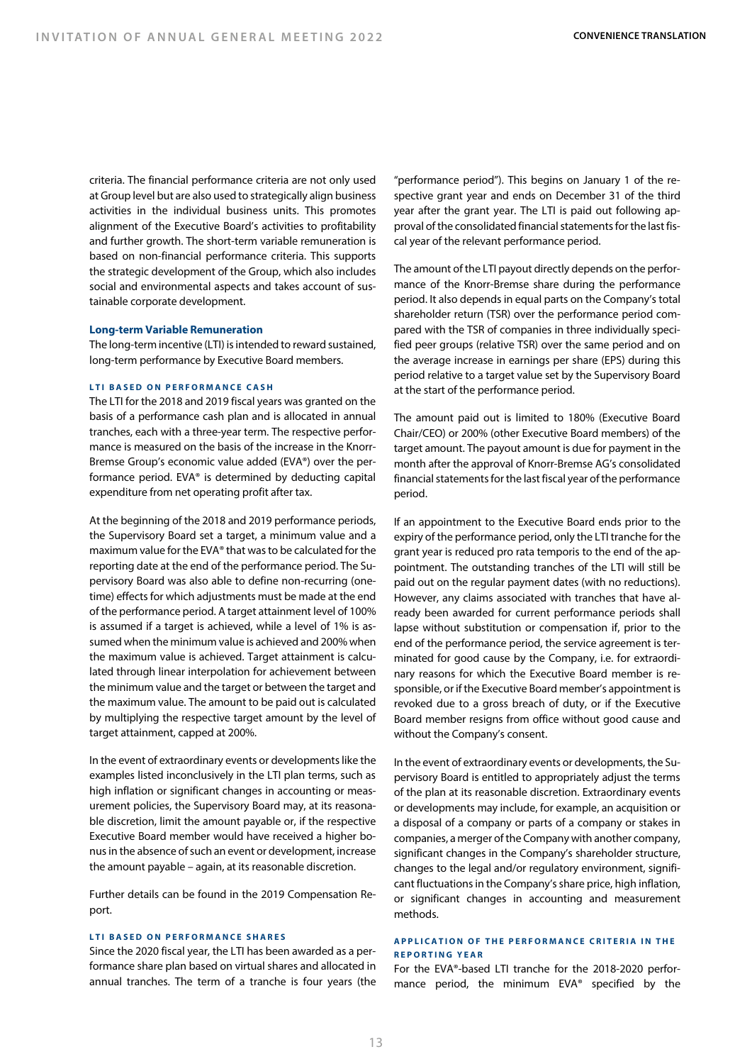criteria. The financial performance criteria are not only used at Group level but are also used to strategically align business activities in the individual business units. This promotes alignment of the Executive Board's activities to profitability and further growth. The short-term variable remuneration is based on non-financial performance criteria. This supports the strategic development of the Group, which also includes social and environmental aspects and takes account of sustainable corporate development.

### Long-term Variable Remuneration

The long-term incentive (LTI) is intended to reward sustained, long-term performance by Executive Board members.

#### LTI BASED ON PERFORMANCE CASH

The LTI for the 2018 and 2019 fiscal years was granted on the basis of a performance cash plan and is allocated in annual tranches, each with a three-year term. The respective performance is measured on the basis of the increase in the Knorr-Bremse Group's economic value added (EVA®) over the performance period. EVA® is determined by deducting capital expenditure from net operating profit after tax.

At the beginning of the 2018 and 2019 performance periods, the Supervisory Board set a target, a minimum value and a maximum value for the EVA® that was to be calculated for the reporting date at the end of the performance period. The Supervisory Board was also able to define non-recurring (one-time) effects for which adjustments must be made at the end of the performance period. A target attainment level of 100% is assumed if a target is achieved, while a level of 1% is assumed when the minimum value is achieved and 200% when the maximum value is achieved. Target attainment is calculated through linear interpolation for achievement between the minimum value and the target or between the target and the maximum value. The amount to be paid out is calculated by multiplying the respective target amount by the level of target attainment, capped at 200%.

In the event of extraordinary events or developments like the examples listed inconclusively in the LTI plan terms, such as high inflation or significant changes in accounting or measurement policies, the Supervisory Board may, at its reasonable discretion, limit the amount payable or, if the respective Executive Board member would have received a higher bonus in the absence of such an event or development, increase the amount payable – again, at its reasonable discretion.

Further details can be found in the 2019 Compensation Report.

#### LTI BASED ON PERFORMANCE SHARES

Since the 2020 fiscal year, the LTI has been awarded as a performance share plan based on virtual shares and allocated in annual tranches. The term of a tranche is four years (the "performance period"). This begins on January 1 of the respective grant year and ends on December 31 of the third year after the grant year. The LTI is paid out following approval of the consolidated financial statements for the last fiscal year of the relevant performance period.

The amount of the LTI payout directly depends on the performance of the Knorr-Bremse share during the performance period. It also depends in equal parts on the Company's total shareholder return (TSR) over the performance period compared with the TSR of companies in three individually specified peer groups (relative TSR) over the same period and on the average increase in earnings per share (EPS) during this period relative to a target value set by the Supervisory Board at the start of the performance period.

The amount paid out is limited to 180% (Executive Board Chair/CEO) or 200% (other Executive Board members) of the target amount. The payout amount is due for payment in the month after the approval of Knorr-Bremse AG's consolidated financial statements for the last fiscal year of the performance period.

If an appointment to the Executive Board ends prior to the expiry of the performance period, only the LTI tranche for the grant year is reduced pro rata temporis to the end of the appointment. The outstanding tranches of the LTI will still be paid out on the regular payment dates (with no reductions). However, any claims associated with tranches that have already been awarded for current performance periods shall lapse without substitution or compensation if, prior to the end of the performance period, the service agreement is terminated for good cause by the Company, i.e. for extraordinary reasons for which the Executive Board member is responsible, or if the Executive Board member's appointment is revoked due to a gross breach of duty, or if the Executive Board member resigns from office without good cause and without the Company's consent.

In the event of extraordinary events or developments, the Supervisory Board is entitled to appropriately adjust the terms of the plan at its reasonable discretion. Extraordinary events or developments may include, for example, an acquisition or a disposal of a company or parts of a company or stakes in companies, a merger of the Company with another company, significant changes in the Company's shareholder structure, changes to the legal and/or regulatory environment, significant fluctuations in the Company's share price, high inflation, or significant changes in accounting and measurement methods.

#### APPLICATION OF THE PERFORMANCE CRITERIA IN THE REPORTING YEAR

For the EVA®-based LTI tranche for the 2018-2020 performance period, the minimum EVA® specified by the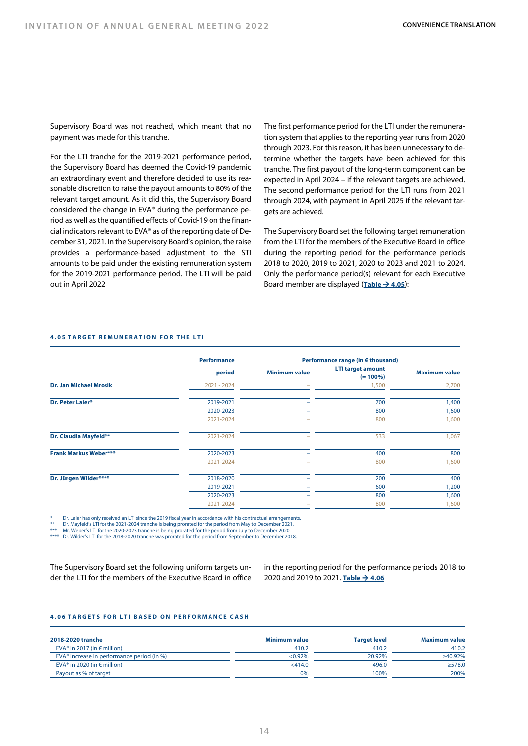Supervisory Board was not reached, which meant that no payment was made for this tranche.

For the LTI tranche for the 2019-2021 performance period, the Supervisory Board has deemed the Covid-19 pandemic an extraordinary event and therefore decided to use its reasonable discretion to raise the payout amounts to 80% of the relevant target amount. As it did this, the Supervisory Board considered the change in EVA® during the performance period as well as the quantified effects of Covid-19 on the financial indicators relevant to EVA® as of the reporting date of December 31, 2021. In the Supervisory Board's opinion, the raise provides a performance-based adjustment to the STI amounts to be paid under the existing remuneration system for the 2019-2021 performance period. The LTI will be paid out in April 2022.

The first performance period for the LTI under the remuneration system that applies to the reporting year runs from 2020 through 2023. For this reason, it has been unnecessary to determine whether the targets have been achieved for this tranche. The first payout of the long-term component can be expected in April 2024 – if the relevant targets are achieved. The second performance period for the LTI runs from 2021 through 2024, with payment in April 2025 if the relevant targets are achieved.

The Supervisory Board set the following target remuneration from the LTI for the members of the Executive Board in office during the reporting period for the performance periods 2018 to 2020, 2019 to 2021, 2020 to 2023 and 2021 to 2024. Only the performance period(s) relevant for each Executive Board member are displayed (**Table → 4.05**):

#### 4.05 TARGET REMUNERATION FOR THE LTI

| | Performance | Performance range (in € thousand) | | |
|---|---|---|---|---|
| | period | Minimum value | LTI target amount (= 100%) | Maximum value |
| **Dr. Jan Michael Mrosik** | 2021 - 2024 | – | 1,500 | 2,700 |
| **Dr. Peter Laier*** | 2019-2021 | – | 700 | 1,400 |
| | 2020-2023 | – | 800 | 1,600 |
| | 2021-2024 | – | 800 | 1,600 |
| **Dr. Claudia Mayfeld**** | 2021-2024 | – | 533 | 1,067 |
| **Frank Markus Weber***** | 2020-2023 | – | 400 | 800 |
| | 2021-2024 | – | 800 | 1,600 |
| **Dr. Jürgen Wilder****** | 2018-2020 | – | 200 | 400 |
| | 2019-2021 | – | 600 | 1,200 |
| | 2020-2023 | – | 800 | 1,600 |
| | 2021-2024 | – | 800 | 1,600 |

\* Dr. Laier has only received an LTI since the 2019 fiscal year in accordance with his contractual arrangements.
\*\* Dr. Mayfeld's LTI for the 2021-2024 tranche is being prorated for the period from May to December 2021.
\*\*\* Mr. Weber's LTI for the 2020-2023 tranche is being prorated for the period from July to December 2020.
\*\*\*\* Dr. Wilder's LTI for the 2018-2020 tranche was prorated for the period from September to December 2018.

The Supervisory Board set the following uniform targets under the LTI for the members of the Executive Board in office in the reporting period for the performance periods 2018 to 2020 and 2019 to 2021. **Table → 4.06**

#### 4.06 TARGETS FOR LTI BASED ON PERFORMANCE CASH

| 2018-2020 tranche | Minimum value | Target level | Maximum value |
|---|---|---|---|
| EVA® in 2017 (in € million) | 410.2 | 410.2 | 410.2 |
| EVA® increase in performance period (in %) | <0.92% | 20.92% | ≥40.92% |
| EVA® in 2020 (in € million) | <414.0 | 496.0 | ≥578.0 |
| Payout as % of target | 0% | 100% | 200% |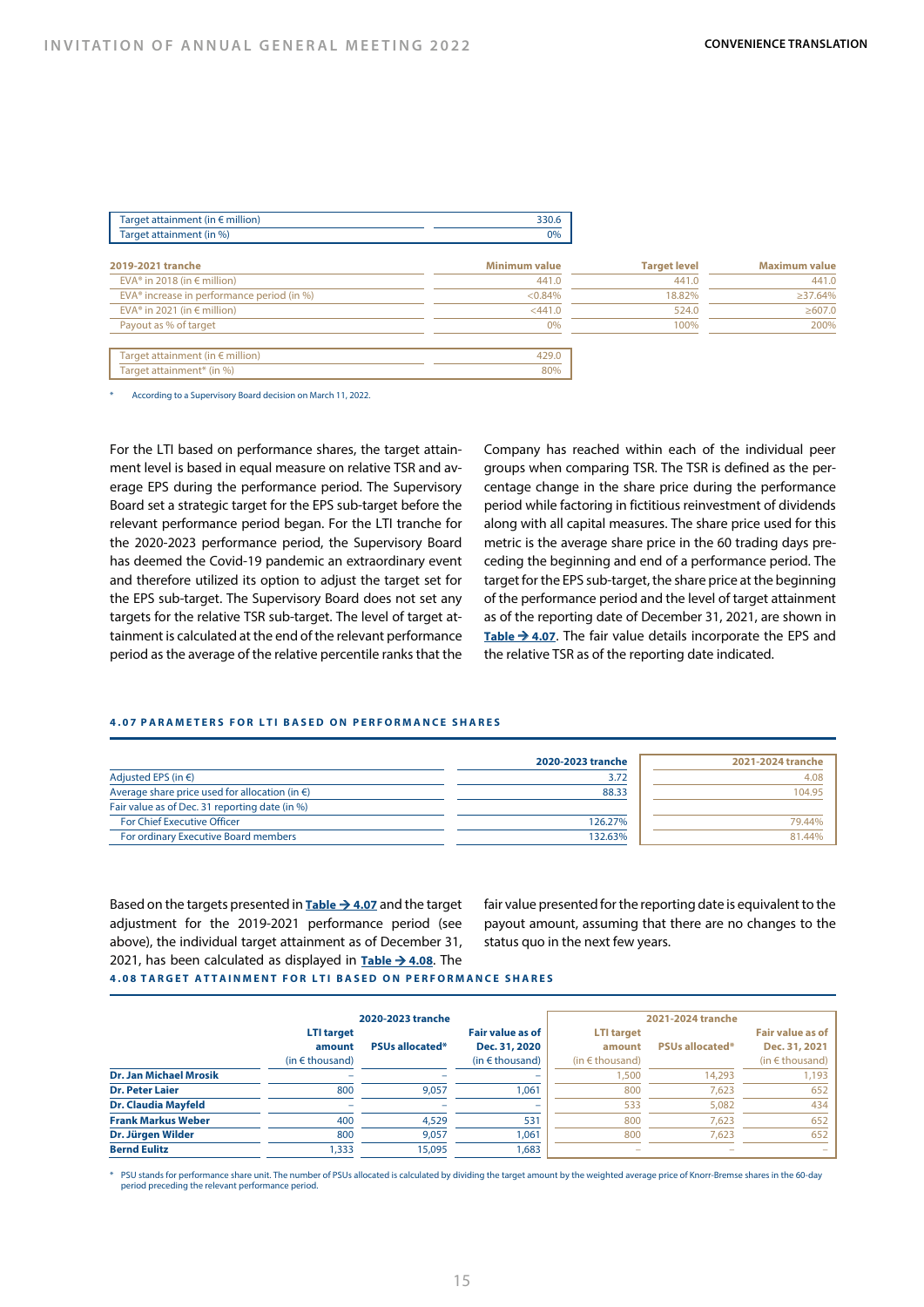| | |
|---|---|
| Target attainment (in € million) | 330.6 |
| Target attainment (in %) | 0% |

| 2019-2021 tranche | Minimum value | Target level | Maximum value |
|---|---|---|---|
| EVA® in 2018 (in € million) | 441.0 | 441.0 | 441.0 |
| EVA® increase in performance period (in %) | <0.84% | 18.82% | ≥37.64% |
| EVA® in 2021 (in € million) | <441.0 | 524.0 | ≥607.0 |
| Payout as % of target | 0% | 100% | 200% |

| | |
|---|---|
| Target attainment (in € million) | 429.0 |
| Target attainment* (in %) | 80% |

\* According to a Supervisory Board decision on March 11, 2022.

For the LTI based on performance shares, the target attainment level is based in equal measure on relative TSR and average EPS during the performance period. The Supervisory Board set a strategic target for the EPS sub-target before the relevant performance period began. For the LTI tranche for the 2020-2023 performance period, the Supervisory Board has deemed the Covid-19 pandemic an extraordinary event and therefore utilized its option to adjust the target set for the EPS sub-target. The Supervisory Board does not set any targets for the relative TSR sub-target. The level of target attainment is calculated at the end of the relevant performance period as the average of the relative percentile ranks that the Company has reached within each of the individual peer groups when comparing TSR. The TSR is defined as the percentage change in the share price during the performance period while factoring in fictitious reinvestment of dividends along with all capital measures. The share price used for this metric is the average share price in the 60 trading days preceding the beginning and end of a performance period. The target for the EPS sub-target, the share price at the beginning of the performance period and the level of target attainment as of the reporting date of December 31, 2021, are shown in **Table → 4.07**. The fair value details incorporate the EPS and the relative TSR as of the reporting date indicated.

#### 4.07 PARAMETERS FOR LTI BASED ON PERFORMANCE SHARES

| | 2020-2023 tranche | 2021-2024 tranche |
|---|---|---|
| Adjusted EPS (in €) | 3.72 | 4.08 |
| Average share price used for allocation (in €) | 88.33 | 104.95 |
| Fair value as of Dec. 31 reporting date (in %) | | |
| For Chief Executive Officer | 126.27% | 79.44% |
| For ordinary Executive Board members | 132.63% | 81.44% |

Based on the targets presented in **Table → 4.07** and the target adjustment for the 2019-2021 performance period (see above), the individual target attainment as of December 31, 2021, has been calculated as displayed in **Table → 4.08**. The fair value presented for the reporting date is equivalent to the payout amount, assuming that there are no changes to the status quo in the next few years.

#### 4.08 TARGET ATTAINMENT FOR LTI BASED ON PERFORMANCE SHARES

| | 2020-2023 tranche | | | 2021-2024 tranche | | |
|---|---|---|---|---|---|---|
| | LTI target amount (in € thousand) | PSUs allocated* | Fair value as of Dec. 31, 2020 (in € thousand) | LTI target amount (in € thousand) | PSUs allocated* | Fair value as of Dec. 31, 2021 (in € thousand) |
| **Dr. Jan Michael Mrosik** | – | – | – | 1,500 | 14,293 | 1,193 |
| **Dr. Peter Laier** | 800 | 9,057 | 1,061 | 800 | 7,623 | 652 |
| **Dr. Claudia Mayfeld** | – | – | – | 533 | 5,082 | 434 |
| **Frank Markus Weber** | 400 | 4,529 | 531 | 800 | 7,623 | 652 |
| **Dr. Jürgen Wilder** | 800 | 9,057 | 1,061 | 800 | 7,623 | 652 |
| **Bernd Eulitz** | 1,333 | 15,095 | 1,683 | – | – | – |

\* PSU stands for performance share unit. The number of PSUs allocated is calculated by dividing the target amount by the weighted average price of Knorr-Bremse shares in the 60-day period preceding the relevant performance period.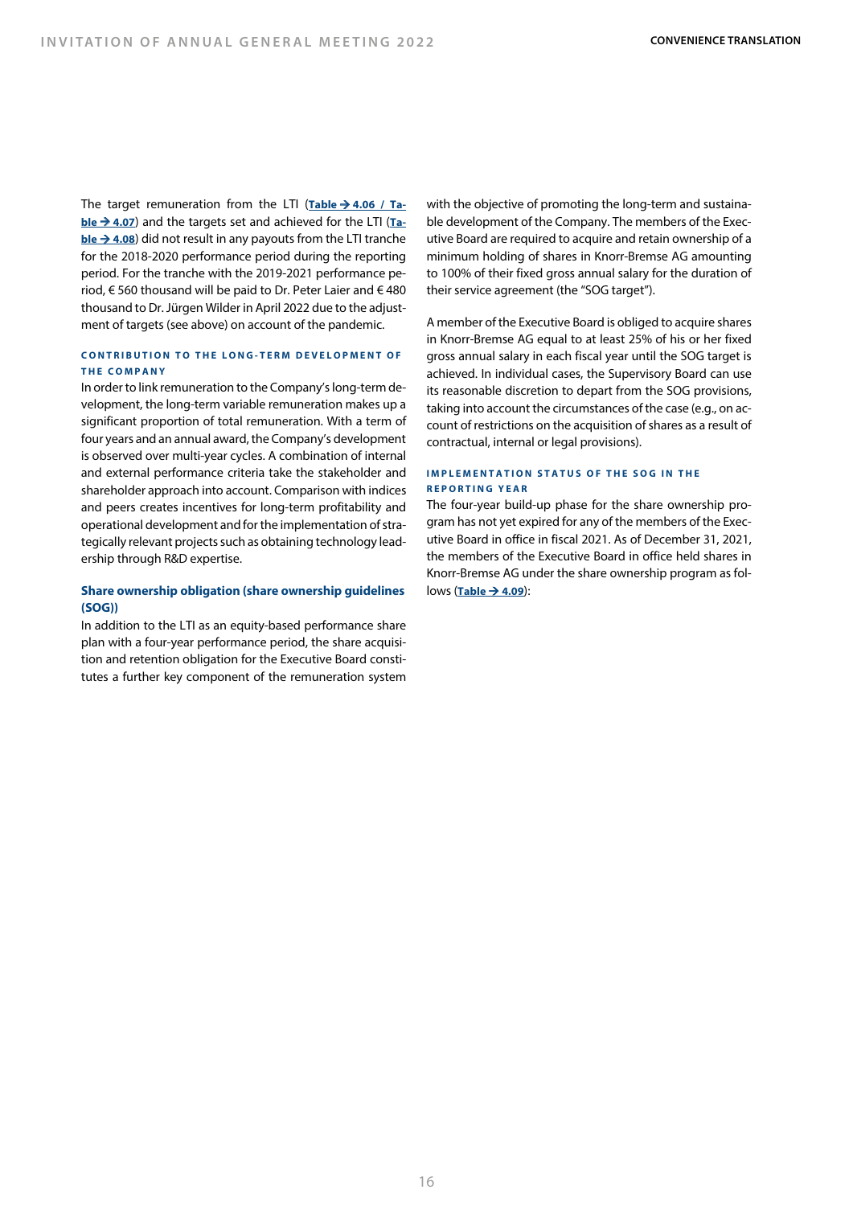The target remuneration from the LTI (**Table → 4.06 / Table → 4.07**) and the targets set and achieved for the LTI (**Table → 4.08**) did not result in any payouts from the LTI tranche for the 2018-2020 performance period during the reporting period. For the tranche with the 2019-2021 performance period, € 560 thousand will be paid to Dr. Peter Laier and € 480 thousand to Dr. Jürgen Wilder in April 2022 due to the adjustment of targets (see above) on account of the pandemic.

#### CONTRIBUTION TO THE LONG-TERM DEVELOPMENT OF THE COMPANY

In order to link remuneration to the Company's long-term development, the long-term variable remuneration makes up a significant proportion of total remuneration. With a term of four years and an annual award, the Company's development is observed over multi-year cycles. A combination of internal and external performance criteria take the stakeholder and shareholder approach into account. Comparison with indices and peers creates incentives for long-term profitability and operational development and for the implementation of strategically relevant projects such as obtaining technology leadership through R&D expertise.

### Share ownership obligation (share ownership guidelines (SOG))

In addition to the LTI as an equity-based performance share plan with a four-year performance period, the share acquisition and retention obligation for the Executive Board constitutes a further key component of the remuneration system with the objective of promoting the long-term and sustainable development of the Company. The members of the Executive Board are required to acquire and retain ownership of a minimum holding of shares in Knorr-Bremse AG amounting to 100% of their fixed gross annual salary for the duration of their service agreement (the "SOG target").

A member of the Executive Board is obliged to acquire shares in Knorr-Bremse AG equal to at least 25% of his or her fixed gross annual salary in each fiscal year until the SOG target is achieved. In individual cases, the Supervisory Board can use its reasonable discretion to depart from the SOG provisions, taking into account the circumstances of the case (e.g., on account of restrictions on the acquisition of shares as a result of contractual, internal or legal provisions).

#### IMPLEMENTATION STATUS OF THE SOG IN THE REPORTING YEAR

The four-year build-up phase for the share ownership program has not yet expired for any of the members of the Executive Board in office in fiscal 2021. As of December 31, 2021, the members of the Executive Board in office held shares in Knorr-Bremse AG under the share ownership program as follows (**Table → 4.09**):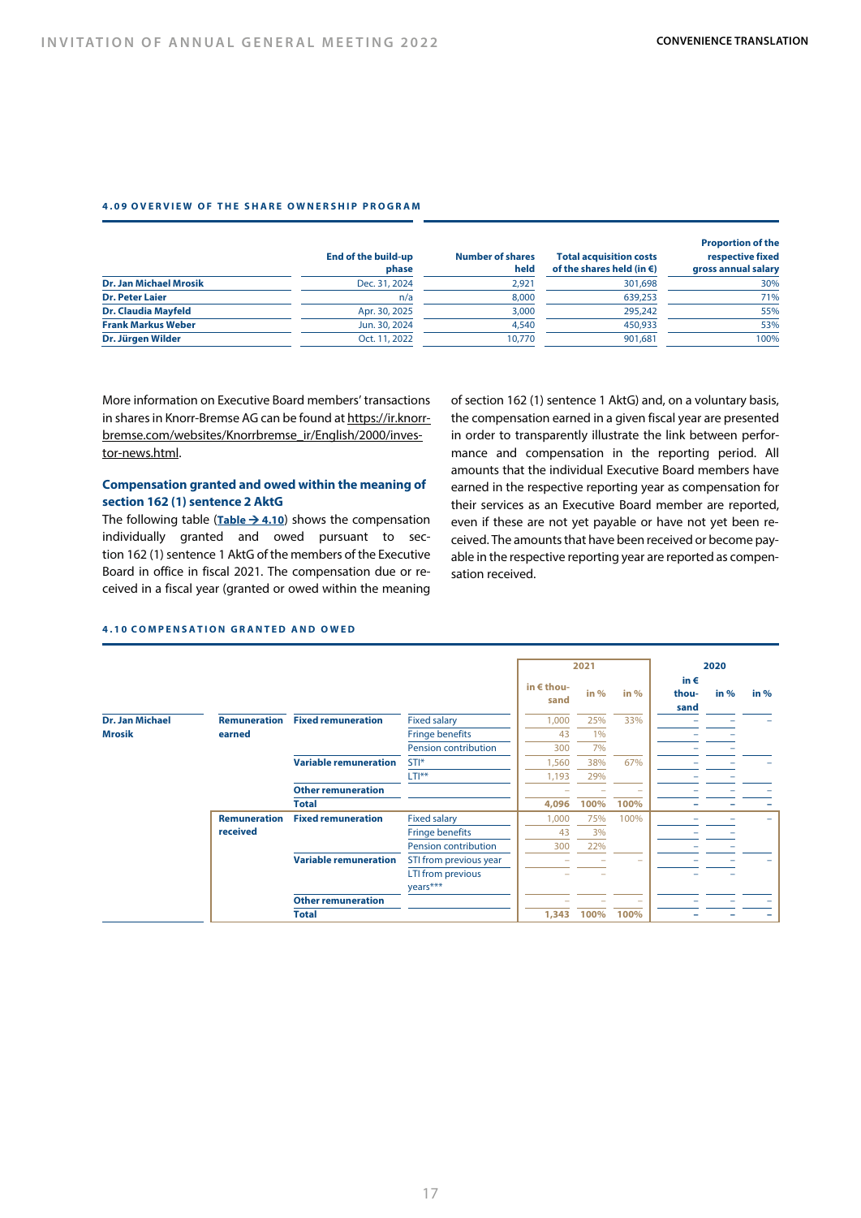#### 4.09 OVERVIEW OF THE SHARE OWNERSHIP PROGRAM

| | End of the build-up phase | Number of shares held | Total acquisition costs of the shares held (in €) | Proportion of the respective fixed gross annual salary |
|---|---|---|---|---|
| **Dr. Jan Michael Mrosik** | Dec. 31, 2024 | 2,921 | 301,698 | 30% |
| **Dr. Peter Laier** | n/a | 8,000 | 639,253 | 71% |
| **Dr. Claudia Mayfeld** | Apr. 30, 2025 | 3,000 | 295,242 | 55% |
| **Frank Markus Weber** | Jun. 30, 2024 | 4,540 | 450,933 | 53% |
| **Dr. Jürgen Wilder** | Oct. 11, 2022 | 10,770 | 901,681 | 100% |

More information on Executive Board members' transactions in shares in Knorr-Bremse AG can be found at https://ir.knorr-bremse.com/websites/Knorrbremse_ir/English/2000/investor-news.html.

### Compensation granted and owed within the meaning of section 162 (1) sentence 2 AktG

The following table (**Table → 4.10**) shows the compensation individually granted and owed pursuant to section 162 (1) sentence 1 AktG of the members of the Executive Board in office in fiscal 2021. The compensation due or received in a fiscal year (granted or owed within the meaning of section 162 (1) sentence 1 AktG) and, on a voluntary basis, the compensation earned in a given fiscal year are presented in order to transparently illustrate the link between performance and compensation in the reporting period. All amounts that the individual Executive Board members have earned in the respective reporting year as compensation for their services as an Executive Board member are reported, even if these are not yet payable or have not yet been received. The amounts that have been received or become payable in the respective reporting year are reported as compensation received.

#### 4.10 COMPENSATION GRANTED AND OWED

| | | | | 2021 | | | 2020 | | |
|---|---|---|---|---|---|---|---|---|---|
| | | | | in € thousand | in % | in % | in € thousand | in % | in % |
| **Dr. Jan Michael Mrosik** | **Remuneration earned** | **Fixed remuneration** | Fixed salary | 1,000 | 25% | 33% | – | – | – |
| | | | Fringe benefits | 43 | 1% | | – | – | |
| | | | Pension contribution | 300 | 7% | | – | – | |
| | | **Variable remuneration** | STI* | 1,560 | 38% | 67% | – | – | – |
| | | | LTI** | 1,193 | 29% | | – | – | |
| | | **Other remuneration** | | – | – | – | – | – | – |
| | | **Total** | | **4,096** | **100%** | **100%** | **–** | **–** | **–** |
| | **Remuneration received** | **Fixed remuneration** | Fixed salary | 1,000 | 75% | 100% | – | – | – |
| | | | Fringe benefits | 43 | 3% | | – | – | |
| | | | Pension contribution | 300 | 22% | | – | – | |
| | | **Variable remuneration** | STI from previous year | – | – | – | – | – | – |
| | | | LTI from previous years*** | – | – | | – | – | |
| | | **Other remuneration** | | – | – | – | – | – | – |
| | | **Total** | | **1,343** | **100%** | **100%** | **–** | **–** | **–** |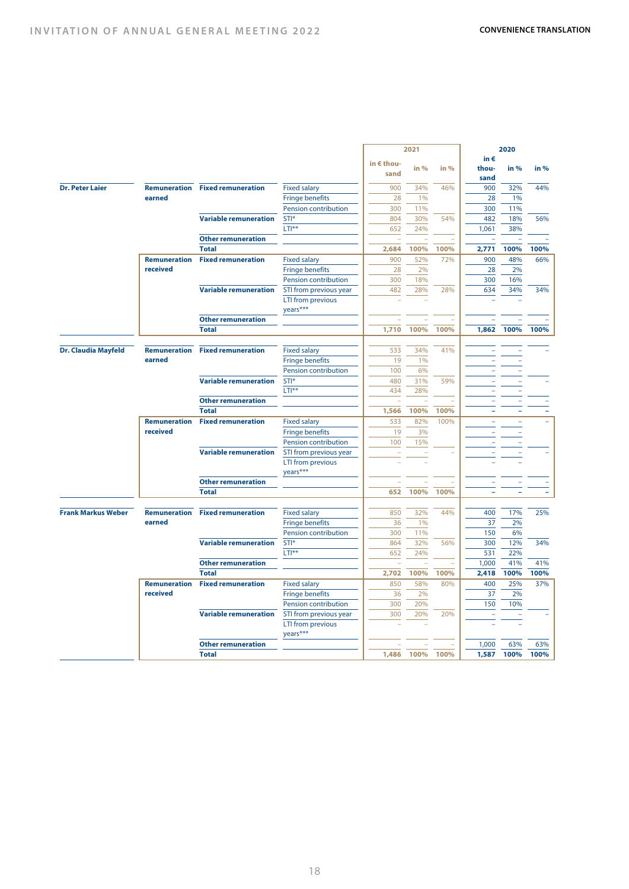| | | | | 2021 | | | 2020 | | |
|---|---|---|---|---|---|---|---|---|---|
| | | | | in € thousand | in % | in % | in € thousand | in % | in % |
| **Dr. Peter Laier** | **Remuneration earned** | **Fixed remuneration** | Fixed salary | 900 | 34% | 46% | 900 | 32% | 44% |
| | | | Fringe benefits | 28 | 1% | | 28 | 1% | |
| | | | Pension contribution | 300 | 11% | | 300 | 11% | |
| | | **Variable remuneration** | STI* | 804 | 30% | 54% | 482 | 18% | 56% |
| | | | LTI** | 652 | 24% | | 1,061 | 38% | |
| | | **Other remuneration** | | – | – | – | – | – | – |
| | | **Total** | | **2,684** | **100%** | **100%** | **2,771** | **100%** | **100%** |
| | **Remuneration received** | **Fixed remuneration** | Fixed salary | 900 | 52% | 72% | 900 | 48% | 66% |
| | | | Fringe benefits | 28 | 2% | | 28 | 2% | |
| | | | Pension contribution | 300 | 18% | | 300 | 16% | |
| | | **Variable remuneration** | STI from previous year | 482 | 28% | 28% | 634 | 34% | 34% |
| | | | LTI from previous years*** | – | – | | – | – | |
| | | **Other remuneration** | | – | – | – | – | – | – |
| | | **Total** | | **1,710** | **100%** | **100%** | **1,862** | **100%** | **100%** |
| **Dr. Claudia Mayfeld** | **Remuneration earned** | **Fixed remuneration** | Fixed salary | 533 | 34% | 41% | – | – | – |
| | | | Fringe benefits | 19 | 1% | | – | – | |
| | | | Pension contribution | 100 | 6% | | – | – | |
| | | **Variable remuneration** | STI* | 480 | 31% | 59% | – | – | – |
| | | | LTI** | 434 | 28% | | – | – | |
| | | **Other remuneration** | | – | – | – | – | – | – |
| | | **Total** | | **1,566** | **100%** | **100%** | **–** | **–** | **–** |
| | **Remuneration received** | **Fixed remuneration** | Fixed salary | 533 | 82% | 100% | – | – | – |
| | | | Fringe benefits | 19 | 3% | | – | – | |
| | | | Pension contribution | 100 | 15% | | – | – | |
| | | **Variable remuneration** | STI from previous year | – | – | – | – | – | – |
| | | | LTI from previous years*** | – | – | | – | – | |
| | | **Other remuneration** | | – | – | – | – | – | – |
| | | **Total** | | **652** | **100%** | **100%** | **–** | **–** | **–** |
| **Frank Markus Weber** | **Remuneration earned** | **Fixed remuneration** | Fixed salary | 850 | 32% | 44% | 400 | 17% | 25% |
| | | | Fringe benefits | 36 | 1% | | 37 | 2% | |
| | | | Pension contribution | 300 | 11% | | 150 | 6% | |
| | | **Variable remuneration** | STI* | 864 | 32% | 56% | 300 | 12% | 34% |
| | | | LTI** | 652 | 24% | | 531 | 22% | |
| | | **Other remuneration** | | – | – | – | 1,000 | 41% | 41% |
| | | **Total** | | **2,702** | **100%** | **100%** | **2,418** | **100%** | **100%** |
| | **Remuneration received** | **Fixed remuneration** | Fixed salary | 850 | 58% | 80% | 400 | 25% | 37% |
| | | | Fringe benefits | 36 | 2% | | 37 | 2% | |
| | | | Pension contribution | 300 | 20% | | 150 | 10% | |
| | | **Variable remuneration** | STI from previous year | 300 | 20% | 20% | – | – | – |
| | | | LTI from previous years*** | – | – | | – | – | |
| | | **Other remuneration** | | – | – | – | 1,000 | 63% | 63% |
| | | **Total** | | **1,486** | **100%** | **100%** | **1,587** | **100%** | **100%** |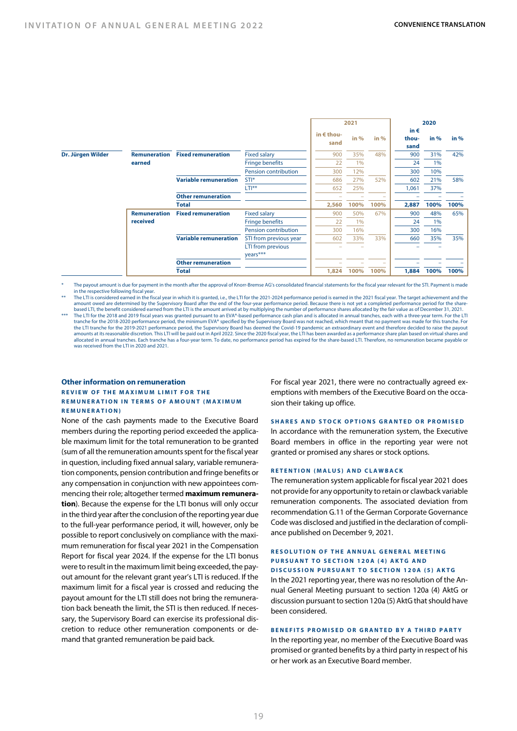| | | | | 2021 | | | 2020 | | |
|---|---|---|---|---|---|---|---|---|---|
| | | | | in € thousand | in % | in % | in € thousand | in % | in % |
| **Dr. Jürgen Wilder** | **Remuneration earned** | **Fixed remuneration** | Fixed salary | 900 | 35% | 48% | 900 | 31% | 42% |
| | | | Fringe benefits | 22 | 1% | | 24 | 1% | |
| | | | Pension contribution | 300 | 12% | | 300 | 10% | |
| | | **Variable remuneration** | STI* | 686 | 27% | 52% | 602 | 21% | 58% |
| | | | LTI** | 652 | 25% | | 1,061 | 37% | |
| | | **Other remuneration** | | – | – | – | – | – | – |
| | | **Total** | | **2,560** | **100%** | **100%** | **2,887** | **100%** | **100%** |
| | **Remuneration received** | **Fixed remuneration** | Fixed salary | 900 | 50% | 67% | 900 | 48% | 65% |
| | | | Fringe benefits | 22 | 1% | | 24 | 1% | |
| | | | Pension contribution | 300 | 16% | | 300 | 16% | |
| | | **Variable remuneration** | STI from previous year | 602 | 33% | 33% | 660 | 35% | 35% |
| | | | LTI from previous years*** | – | – | | – | – | |
| | | **Other remuneration** | | – | – | – | – | – | – |
| | | **Total** | | **1,824** | **100%** | **100%** | **1,884** | **100%** | **100%** |

\* The payout amount is due for payment in the month after the approval of Knorr-Bremse AG's consolidated financial statements for the fiscal year relevant for the STI. Payment is made in the respective following fiscal year.

\*\* The LTI is considered earned in the fiscal year in which it is granted, i.e., the LTI for the 2021-2024 performance period is earned in the 2021 fiscal year. The target achievement and the amount owed are determined by the Supervisory Board after the end of the four-year performance period. Because there is not yet a completed performance period for the share-based LTI, the benefit considered earned from the LTI is the amount arrived at by multiplying the number of performance shares allocated by the fair value as of December 31, 2021.

\*\*\* The LTI for the 2018 and 2019 fiscal years was granted pursuant to an EVA®-based performance cash plan and is allocated in annual tranches, each with a three-year term. For the LTI tranche for the 2018-2020 performance period, the minimum EVA® specified by the Supervisory Board was not reached, which meant that no payment was made for this tranche. For the LTI tranche for the 2019-2021 performance period, the Supervisory Board has deemed the Covid-19 pandemic an extraordinary event and therefore decided to raise the payout amounts at its reasonable discretion. This LTI will be paid out in April 2022. Since the 2020 fiscal year, the LTI has been awarded as a performance share plan based on virtual shares and allocated in annual tranches. Each tranche has a four-year term. To date, no performance period has expired for the share-based LTI. Therefore, no remuneration became payable or was received from the LTI in 2020 and 2021.

## Other information on remuneration

### REVIEW OF THE MAXIMUM LIMIT FOR THE REMUNERATION IN TERMS OF AMOUNT (MAXIMUM REMUNERATION)

None of the cash payments made to the Executive Board members during the reporting period exceeded the applicable maximum limit for the total remuneration to be granted (sum of all the remuneration amounts spent for the fiscal year in question, including fixed annual salary, variable remuneration components, pension contribution and fringe benefits or any compensation in conjunction with new appointees commencing their role; altogether termed **maximum remuneration**). Because the expense for the LTI bonus will only occur in the third year after the conclusion of the reporting year due to the full-year performance period, it will, however, only be possible to report conclusively on compliance with the maximum remuneration for fiscal year 2021 in the Compensation Report for fiscal year 2024. If the expense for the LTI bonus were to result in the maximum limit being exceeded, the payout amount for the relevant grant year's LTI is reduced. If the maximum limit for a fiscal year is crossed and reducing the payout amount for the LTI still does not bring the remuneration back beneath the limit, the STI is then reduced. If necessary, the Supervisory Board can exercise its professional discretion to reduce other remuneration components or demand that granted remuneration be paid back.

For fiscal year 2021, there were no contractually agreed exemptions with members of the Executive Board on the occasion their taking up office.

### SHARES AND STOCK OPTIONS GRANTED OR PROMISED

In accordance with the remuneration system, the Executive Board members in office in the reporting year were not granted or promised any shares or stock options.

### RETENTION (MALUS) AND CLAWBACK

The remuneration system applicable for fiscal year 2021 does not provide for any opportunity to retain or clawback variable remuneration components. The associated deviation from recommendation G.11 of the German Corporate Governance Code was disclosed and justified in the declaration of compliance published on December 9, 2021.

### RESOLUTION OF THE ANNUAL GENERAL MEETING PURSUANT TO SECTION 120A (4) AKTG AND DISCUSSION PURSUANT TO SECTION 120A (5) AKTG

In the 2021 reporting year, there was no resolution of the Annual General Meeting pursuant to section 120a (4) AktG or discussion pursuant to section 120a (5) AktG that should have been considered.

### BENEFITS PROMISED OR GRANTED BY A THIRD PARTY

In the reporting year, no member of the Executive Board was promised or granted benefits by a third party in respect of his or her work as an Executive Board member.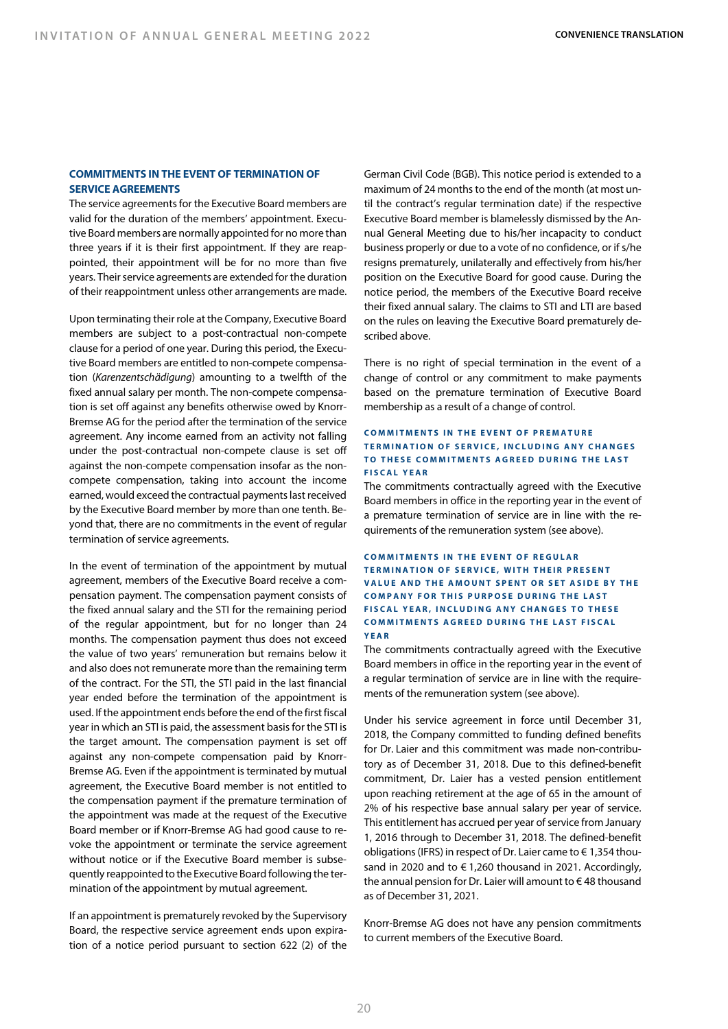### COMMITMENTS IN THE EVENT OF TERMINATION OF SERVICE AGREEMENTS

The service agreements for the Executive Board members are valid for the duration of the members' appointment. Executive Board members are normally appointed for no more than three years if it is their first appointment. If they are reappointed, their appointment will be for no more than five years. Their service agreements are extended for the duration of their reappointment unless other arrangements are made.

Upon terminating their role at the Company, Executive Board members are subject to a post-contractual non-compete clause for a period of one year. During this period, the Executive Board members are entitled to non-compete compensation (*Karenzentschädigung*) amounting to a twelfth of the fixed annual salary per month. The non-compete compensation is set off against any benefits otherwise owed by Knorr-Bremse AG for the period after the termination of the service agreement. Any income earned from an activity not falling under the post-contractual non-compete clause is set off against the non-compete compensation insofar as the non-compete compensation, taking into account the income earned, would exceed the contractual payments last received by the Executive Board member by more than one tenth. Beyond that, there are no commitments in the event of regular termination of service agreements.

In the event of termination of the appointment by mutual agreement, members of the Executive Board receive a compensation payment. The compensation payment consists of the fixed annual salary and the STI for the remaining period of the regular appointment, but for no longer than 24 months. The compensation payment thus does not exceed the value of two years' remuneration but remains below it and also does not remunerate more than the remaining term of the contract. For the STI, the STI paid in the last financial year ended before the termination of the appointment is used. If the appointment ends before the end of the first fiscal year in which an STI is paid, the assessment basis for the STI is the target amount. The compensation payment is set off against any non-compete compensation paid by Knorr-Bremse AG. Even if the appointment is terminated by mutual agreement, the Executive Board member is not entitled to the compensation payment if the premature termination of the appointment was made at the request of the Executive Board member or if Knorr-Bremse AG had good cause to revoke the appointment or terminate the service agreement without notice or if the Executive Board member is subsequently reappointed to the Executive Board following the termination of the appointment by mutual agreement.

If an appointment is prematurely revoked by the Supervisory Board, the respective service agreement ends upon expiration of a notice period pursuant to section 622 (2) of the German Civil Code (BGB). This notice period is extended to a maximum of 24 months to the end of the month (at most until the contract's regular termination date) if the respective Executive Board member is blamelessly dismissed by the Annual General Meeting due to his/her incapacity to conduct business properly or due to a vote of no confidence, or if s/he resigns prematurely, unilaterally and effectively from his/her position on the Executive Board for good cause. During the notice period, the members of the Executive Board receive their fixed annual salary. The claims to STI and LTI are based on the rules on leaving the Executive Board prematurely described above.

There is no right of special termination in the event of a change of control or any commitment to make payments based on the premature termination of Executive Board membership as a result of a change of control.

#### COMMITMENTS IN THE EVENT OF PREMATURE TERMINATION OF SERVICE, INCLUDING ANY CHANGES TO THESE COMMITMENTS AGREED DURING THE LAST FISCAL YEAR

The commitments contractually agreed with the Executive Board members in office in the reporting year in the event of a premature termination of service are in line with the requirements of the remuneration system (see above).

#### COMMITMENTS IN THE EVENT OF REGULAR TERMINATION OF SERVICE, WITH THEIR PRESENT VALUE AND THE AMOUNT SPENT OR SET ASIDE BY THE COMPANY FOR THIS PURPOSE DURING THE LAST FISCAL YEAR, INCLUDING ANY CHANGES TO THESE COMMITMENTS AGREED DURING THE LAST FISCAL YEAR

The commitments contractually agreed with the Executive Board members in office in the reporting year in the event of a regular termination of service are in line with the requirements of the remuneration system (see above).

Under his service agreement in force until December 31, 2018, the Company committed to funding defined benefits for Dr. Laier and this commitment was made non-contributory as of December 31, 2018. Due to this defined-benefit commitment, Dr. Laier has a vested pension entitlement upon reaching retirement at the age of 65 in the amount of 2% of his respective base annual salary per year of service. This entitlement has accrued per year of service from January 1, 2016 through to December 31, 2018. The defined-benefit obligations (IFRS) in respect of Dr. Laier came to € 1,354 thousand in 2020 and to € 1,260 thousand in 2021. Accordingly, the annual pension for Dr. Laier will amount to € 48 thousand as of December 31, 2021.

Knorr-Bremse AG does not have any pension commitments to current members of the Executive Board.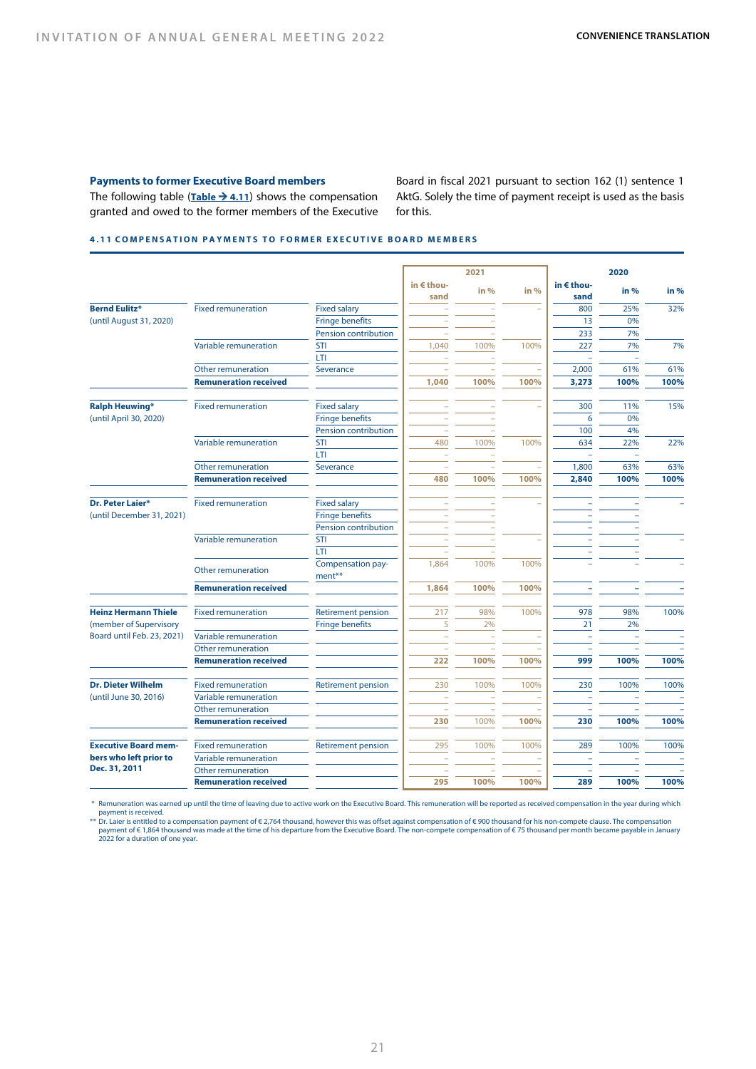### Payments to former Executive Board members

The following table (Table → 4.11) shows the compensation granted and owed to the former members of the Executive Board in fiscal 2021 pursuant to section 162 (1) sentence 1 AktG. Solely the time of payment receipt is used as the basis for this.

**4.11 COMPENSATION PAYMENTS TO FORMER EXECUTIVE BOARD MEMBERS**

| | | | 2021 | | | 2020 | | |
|---|---|---|---|---|---|---|---|---|
| | | | in € thousand | in % | in % | in € thousand | in % | in % |
| **Bernd Eulitz*** (until August 31, 2020) | Fixed remuneration | Fixed salary | – | – | – | 800 | 25% | 32% |
| | | Fringe benefits | – | – | | 13 | 0% | |
| | | Pension contribution | – | – | | 233 | 7% | |
| | Variable remuneration | STI | 1,040 | 100% | 100% | 227 | 7% | 7% |
| | | LTI | – | – | | – | – | |
| | Other remuneration | Severance | – | – | – | 2,000 | 61% | 61% |
| | **Remuneration received** | | **1,040** | **100%** | **100%** | **3,273** | **100%** | **100%** |
| **Ralph Heuwing*** (until April 30, 2020) | Fixed remuneration | Fixed salary | – | – | – | 300 | 11% | 15% |
| | | Fringe benefits | – | – | | 6 | 0% | |
| | | Pension contribution | – | – | | 100 | 4% | |
| | Variable remuneration | STI | 480 | 100% | 100% | 634 | 22% | 22% |
| | | LTI | – | – | | – | – | |
| | Other remuneration | Severance | – | – | – | 1,800 | 63% | 63% |
| | **Remuneration received** | | **480** | **100%** | **100%** | **2,840** | **100%** | **100%** |
| **Dr. Peter Laier*** (until December 31, 2021) | Fixed remuneration | Fixed salary | – | – | – | – | – | – |
| | | Fringe benefits | – | – | | – | – | |
| | | Pension contribution | – | – | | – | – | |
| | Variable remuneration | STI | – | – | – | – | – | – |
| | | LTI | – | – | | – | – | |
| | Other remuneration | Compensation payment** | 1,864 | 100% | 100% | – | – | – |
| | **Remuneration received** | | **1,864** | **100%** | **100%** | **–** | **–** | **–** |
| **Heinz Hermann Thiele** (member of Supervisory Board until Feb. 23, 2021) | Fixed remuneration | Retirement pension | 217 | 98% | 100% | 978 | 98% | 100% |
| | | Fringe benefits | 5 | 2% | | 21 | 2% | |
| | Variable remuneration | | – | – | – | – | – | – |
| | Other remuneration | | – | – | – | – | – | – |
| | **Remuneration received** | | **222** | **100%** | **100%** | **999** | **100%** | **100%** |
| **Dr. Dieter Wilhelm** (until June 30, 2016) | Fixed remuneration | Retirement pension | 230 | 100% | 100% | 230 | 100% | 100% |
| | Variable remuneration | | – | – | – | – | – | – |
| | Other remuneration | | – | – | – | – | – | – |
| | **Remuneration received** | | **230** | 100% | **100%** | **230** | **100%** | **100%** |
| **Executive Board members who left prior to Dec. 31, 2011** | Fixed remuneration | Retirement pension | 295 | 100% | 100% | 289 | 100% | 100% |
| | Variable remuneration | | – | – | – | – | – | – |
| | Other remuneration | | – | – | – | – | – | – |
| | **Remuneration received** | | **295** | **100%** | **100%** | **289** | **100%** | **100%** |

\* Remuneration was earned up until the time of leaving due to active work on the Executive Board. This remuneration will be reported as received compensation in the year during which payment is received.

\*\* Dr. Laier is entitled to a compensation payment of € 2,764 thousand, however this was offset against compensation of € 900 thousand for his non-compete clause. The compensation payment of € 1,864 thousand was made at the time of his departure from the Executive Board. The non-compete compensation of € 75 thousand per month became payable in January 2022 for a duration of one year.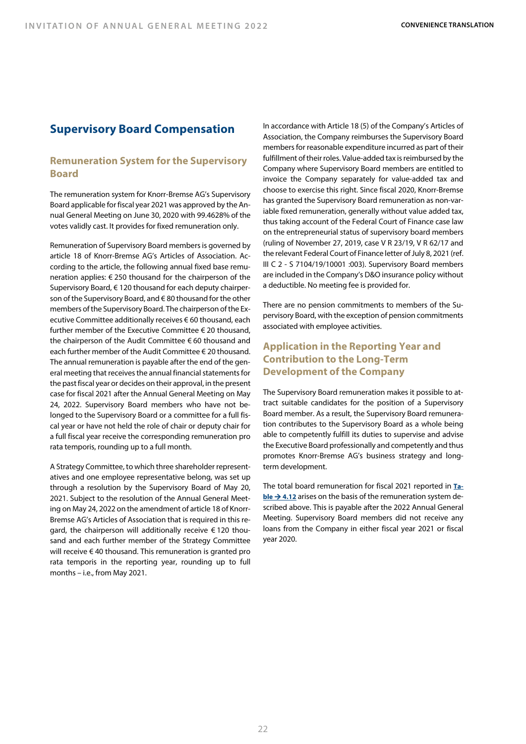# Supervisory Board Compensation

## Remuneration System for the Supervisory Board

The remuneration system for Knorr-Bremse AG's Supervisory Board applicable for fiscal year 2021 was approved by the Annual General Meeting on June 30, 2020 with 99.4628% of the votes validly cast. It provides for fixed remuneration only.

Remuneration of Supervisory Board members is governed by article 18 of Knorr-Bremse AG's Articles of Association. According to the article, the following annual fixed base remuneration applies: € 250 thousand for the chairperson of the Supervisory Board, € 120 thousand for each deputy chairperson of the Supervisory Board, and € 80 thousand for the other members of the Supervisory Board. The chairperson of the Executive Committee additionally receives € 60 thousand, each further member of the Executive Committee € 20 thousand, the chairperson of the Audit Committee € 60 thousand and each further member of the Audit Committee € 20 thousand. The annual remuneration is payable after the end of the general meeting that receives the annual financial statements for the past fiscal year or decides on their approval, in the present case for fiscal 2021 after the Annual General Meeting on May 24, 2022. Supervisory Board members who have not belonged to the Supervisory Board or a committee for a full fiscal year or have not held the role of chair or deputy chair for a full fiscal year receive the corresponding remuneration pro rata temporis, rounding up to a full month.

A Strategy Committee, to which three shareholder representatives and one employee representative belong, was set up through a resolution by the Supervisory Board of May 20, 2021. Subject to the resolution of the Annual General Meeting on May 24, 2022 on the amendment of article 18 of Knorr-Bremse AG's Articles of Association that is required in this regard, the chairperson will additionally receive € 120 thousand and each further member of the Strategy Committee will receive € 40 thousand. This remuneration is granted pro rata temporis in the reporting year, rounding up to full months – i.e., from May 2021.

In accordance with Article 18 (5) of the Company's Articles of Association, the Company reimburses the Supervisory Board members for reasonable expenditure incurred as part of their fulfillment of their roles. Value-added tax is reimbursed by the Company where Supervisory Board members are entitled to invoice the Company separately for value-added tax and choose to exercise this right. Since fiscal 2020, Knorr-Bremse has granted the Supervisory Board remuneration as non-variable fixed remuneration, generally without value added tax, thus taking account of the Federal Court of Finance case law on the entrepreneurial status of supervisory board members (ruling of November 27, 2019, case V R 23/19, V R 62/17 and the relevant Federal Court of Finance letter of July 8, 2021 (ref. III C 2 - S 7104/19/10001 :003). Supervisory Board members are included in the Company's D&O insurance policy without a deductible. No meeting fee is provided for.

There are no pension commitments to members of the Supervisory Board, with the exception of pension commitments associated with employee activities.

## Application in the Reporting Year and Contribution to the Long-Term Development of the Company

The Supervisory Board remuneration makes it possible to attract suitable candidates for the position of a Supervisory Board member. As a result, the Supervisory Board remuneration contributes to the Supervisory Board as a whole being able to competently fulfill its duties to supervise and advise the Executive Board professionally and competently and thus promotes Knorr-Bremse AG's business strategy and long-term development.

The total board remuneration for fiscal 2021 reported in **Table → 4.12** arises on the basis of the remuneration system described above. This is payable after the 2022 Annual General Meeting. Supervisory Board members did not receive any loans from the Company in either fiscal year 2021 or fiscal year 2020.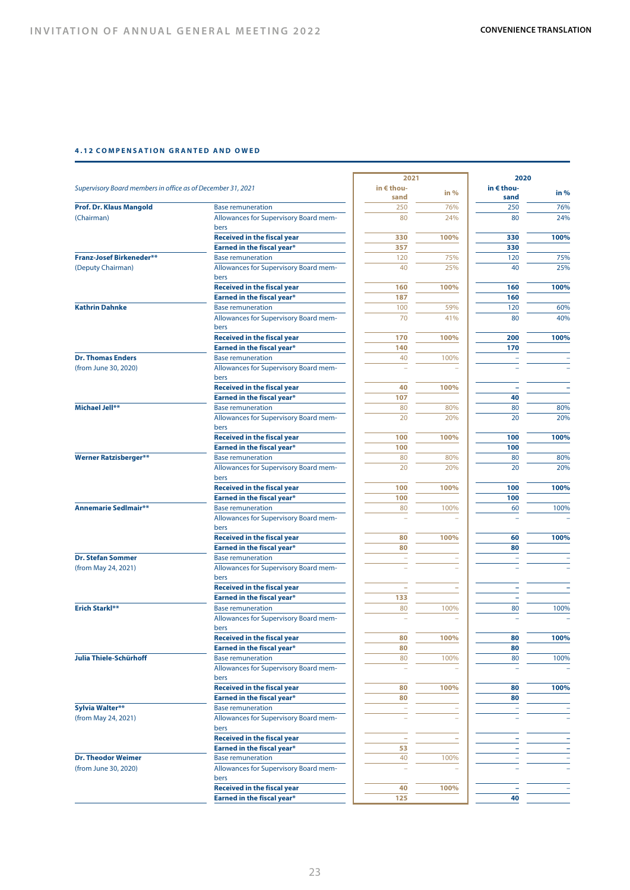#### 4.12 COMPENSATION GRANTED AND OWED

| *Supervisory Board members in office as of December 31, 2021* | | 2021 | | 2020 | |
|---|---|---|---|---|---|
| | | in € thousand | in % | in € thousand | in % |
| **Prof. Dr. Klaus Mangold** | Base remuneration | 250 | 76% | 250 | 76% |
| (Chairman) | Allowances for Supervisory Board members | 80 | 24% | 80 | 24% |
| | **Received in the fiscal year** | **330** | **100%** | **330** | **100%** |
| | **Earned in the fiscal year*** | **357** | | **330** | |
| **Franz-Josef Birkeneder**** | Base remuneration | 120 | 75% | 120 | 75% |
| (Deputy Chairman) | Allowances for Supervisory Board members | 40 | 25% | 40 | 25% |
| | **Received in the fiscal year** | **160** | **100%** | **160** | **100%** |
| | **Earned in the fiscal year*** | **187** | | **160** | |
| **Kathrin Dahnke** | Base remuneration | 100 | 59% | 120 | 60% |
| | Allowances for Supervisory Board members | 70 | 41% | 80 | 40% |
| | **Received in the fiscal year** | **170** | **100%** | **200** | **100%** |
| | **Earned in the fiscal year*** | **140** | | **170** | |
| **Dr. Thomas Enders** | Base remuneration | 40 | 100% | – | – |
| (from June 30, 2020) | Allowances for Supervisory Board members | – | – | – | – |
| | **Received in the fiscal year** | **40** | **100%** | **–** | **–** |
| | **Earned in the fiscal year*** | **107** | | **40** | |
| **Michael Jell**** | Base remuneration | 80 | 80% | 80 | 80% |
| | Allowances for Supervisory Board members | 20 | 20% | 20 | 20% |
| | **Received in the fiscal year** | **100** | **100%** | **100** | **100%** |
| | **Earned in the fiscal year*** | **100** | | **100** | |
| **Werner Ratzisberger**** | Base remuneration | 80 | 80% | 80 | 80% |
| | Allowances for Supervisory Board members | 20 | 20% | 20 | 20% |
| | **Received in the fiscal year** | **100** | **100%** | **100** | **100%** |
| | **Earned in the fiscal year*** | **100** | | **100** | |
| **Annemarie Sedlmair**** | Base remuneration | 80 | 100% | 60 | 100% |
| | Allowances for Supervisory Board members | – | – | – | – |
| | **Received in the fiscal year** | **80** | **100%** | **60** | **100%** |
| | **Earned in the fiscal year*** | **80** | | **80** | |
| **Dr. Stefan Sommer** | Base remuneration | – | – | – | – |
| (from May 24, 2021) | Allowances for Supervisory Board members | – | – | – | – |
| | **Received in the fiscal year** | **–** | **–** | **–** | **–** |
| | **Earned in the fiscal year*** | **133** | | **–** | |
| **Erich Starkl**** | Base remuneration | 80 | 100% | 80 | 100% |
| | Allowances for Supervisory Board members | – | – | – | – |
| | **Received in the fiscal year** | **80** | **100%** | **80** | **100%** |
| | **Earned in the fiscal year*** | **80** | | **80** | |
| **Julia Thiele-Schürhoff** | Base remuneration | 80 | 100% | 80 | 100% |
| | Allowances for Supervisory Board members | – | – | – | – |
| | **Received in the fiscal year** | **80** | **100%** | **80** | **100%** |
| | **Earned in the fiscal year*** | **80** | | **80** | |
| **Sylvia Walter**** | Base remuneration | – | – | – | – |
| (from May 24, 2021) | Allowances for Supervisory Board members | – | – | – | – |
| | **Received in the fiscal year** | **–** | **–** | **–** | **–** |
| | **Earned in the fiscal year*** | **53** | | **–** | **–** |
| **Dr. Theodor Weimer** | Base remuneration | 40 | 100% | – | – |
| (from June 30, 2020) | Allowances for Supervisory Board members | – | – | – | – |
| | **Received in the fiscal year** | **40** | **100%** | **–** | **–** |
| | **Earned in the fiscal year*** | **125** | | **40** | |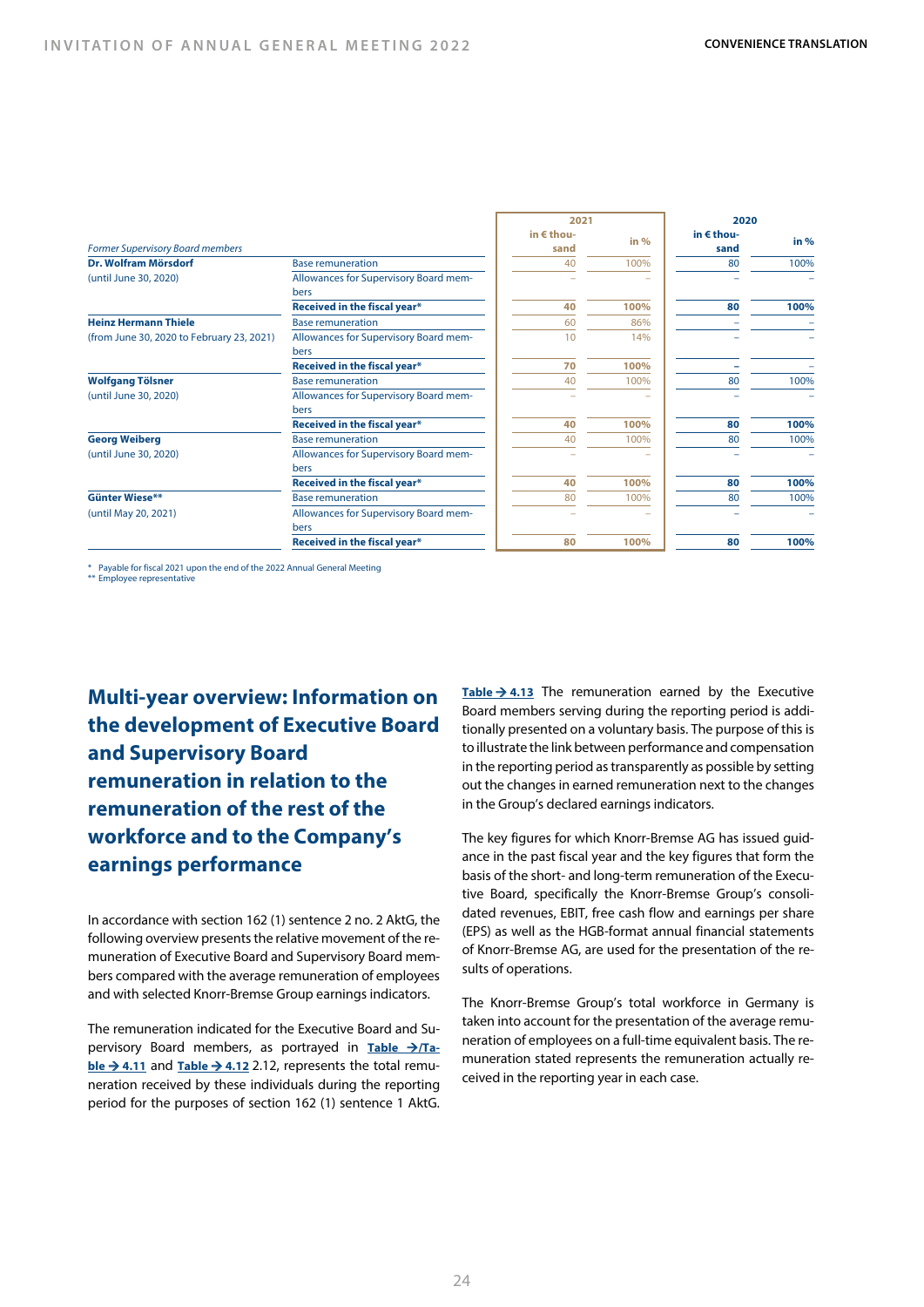| *Former Supervisory Board members* | | 2021 in € thousand | 2021 in % | 2020 in € thousand | 2020 in % |
|---|---|---|---|---|---|
| **Dr. Wolfram Mörsdorf** | Base remuneration | 40 | 100% | 80 | 100% |
| (until June 30, 2020) | Allowances for Supervisory Board members | – | – | – | – |
| | **Received in the fiscal year*** | **40** | **100%** | **80** | **100%** |
| **Heinz Hermann Thiele** | Base remuneration | 60 | 86% | – | – |
| (from June 30, 2020 to February 23, 2021) | Allowances for Supervisory Board members | 10 | 14% | – | – |
| | **Received in the fiscal year*** | **70** | **100%** | **–** | **–** |
| **Wolfgang Tölsner** | Base remuneration | 40 | 100% | 80 | 100% |
| (until June 30, 2020) | Allowances for Supervisory Board members | – | – | – | – |
| | **Received in the fiscal year*** | **40** | **100%** | **80** | **100%** |
| **Georg Weiberg** | Base remuneration | 40 | 100% | 80 | 100% |
| (until June 30, 2020) | Allowances for Supervisory Board members | – | – | – | – |
| | **Received in the fiscal year*** | **40** | **100%** | **80** | **100%** |
| **Günter Wiese**** | Base remuneration | 80 | 100% | 80 | 100% |
| (until May 20, 2021) | Allowances for Supervisory Board members | – | – | – | – |
| | **Received in the fiscal year*** | **80** | **100%** | **80** | **100%** |

\* Payable for fiscal 2021 upon the end of the 2022 Annual General Meeting
\** Employee representative

## Multi-year overview: Information on the development of Executive Board and Supervisory Board remuneration in relation to the remuneration of the rest of the workforce and to the Company's earnings performance

In accordance with section 162 (1) sentence 2 no. 2 AktG, the following overview presents the relative movement of the remuneration of Executive Board and Supervisory Board members compared with the average remuneration of employees and with selected Knorr-Bremse Group earnings indicators.

The remuneration indicated for the Executive Board and Supervisory Board members, as portrayed in **Table → /Table → 4.11** and **Table → 4.12** 2.12, represents the total remuneration received by these individuals during the reporting period for the purposes of section 162 (1) sentence 1 AktG.

**Table → 4.13** The remuneration earned by the Executive Board members serving during the reporting period is additionally presented on a voluntary basis. The purpose of this is to illustrate the link between performance and compensation in the reporting period as transparently as possible by setting out the changes in earned remuneration next to the changes in the Group's declared earnings indicators.

The key figures for which Knorr-Bremse AG has issued guidance in the past fiscal year and the key figures that form the basis of the short- and long-term remuneration of the Executive Board, specifically the Knorr-Bremse Group's consolidated revenues, EBIT, free cash flow and earnings per share (EPS) as well as the HGB-format annual financial statements of Knorr-Bremse AG, are used for the presentation of the results of operations.

The Knorr-Bremse Group's total workforce in Germany is taken into account for the presentation of the average remuneration of employees on a full-time equivalent basis. The remuneration stated represents the remuneration actually received in the reporting year in each case.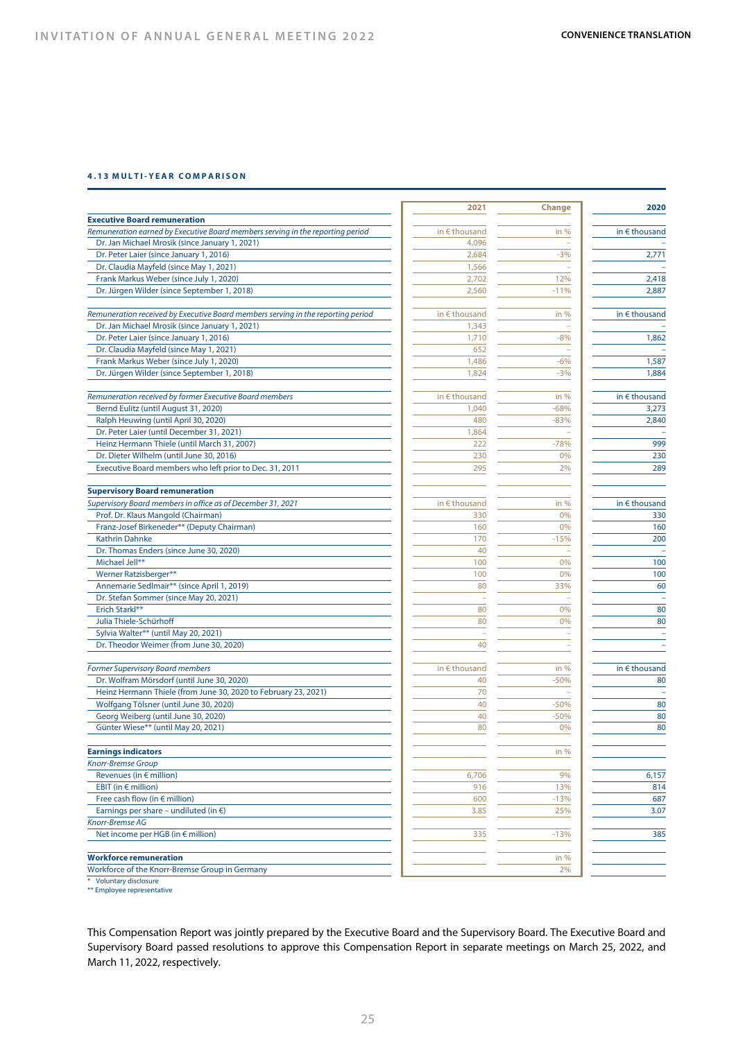#### 4.13 MULTI-YEAR COMPARISON

| | 2021 | Change | 2020 |
|---|---|---|---|
| **Executive Board remuneration** | | | |
| *Remuneration earned by Executive Board members serving in the reporting period* | in € thousand | in % | in € thousand |
| Dr. Jan Michael Mrosik (since January 1, 2021) | 4,096 | – | – |
| Dr. Peter Laier (since January 1, 2016) | 2,684 | -3% | 2,771 |
| Dr. Claudia Mayfeld (since May 1, 2021) | 1,566 | – | – |
| Frank Markus Weber (since July 1, 2020) | 2,702 | 12% | 2,418 |
| Dr. Jürgen Wilder (since September 1, 2018) | 2,560 | -11% | 2,887 |
| *Remuneration received by Executive Board members serving in the reporting period* | in € thousand | in % | in € thousand |
| Dr. Jan Michael Mrosik (since January 1, 2021) | 1,343 | – | – |
| Dr. Peter Laier (since January 1, 2016) | 1,710 | -8% | 1,862 |
| Dr. Claudia Mayfeld (since May 1, 2021) | 652 | – | – |
| Frank Markus Weber (since July 1, 2020) | 1,486 | -6% | 1,587 |
| Dr. Jürgen Wilder (since September 1, 2018) | 1,824 | -3% | 1,884 |
| *Remuneration received by former Executive Board members* | in € thousand | in % | in € thousand |
| Bernd Eulitz (until August 31, 2020) | 1,040 | -68% | 3,273 |
| Ralph Heuwing (until April 30, 2020) | 480 | -83% | 2,840 |
| Dr. Peter Laier (until December 31, 2021) | 1,864 | – | – |
| Heinz Hermann Thiele (until March 31, 2007) | 222 | -78% | 999 |
| Dr. Dieter Wilhelm (until June 30, 2016) | 230 | 0% | 230 |
| Executive Board members who left prior to Dec. 31, 2011 | 295 | 2% | 289 |
| **Supervisory Board remuneration** | | | |
| *Supervisory Board members in office as of December 31, 2021* | in € thousand | in % | in € thousand |
| Prof. Dr. Klaus Mangold (Chairman) | 330 | 0% | 330 |
| Franz-Josef Birkeneder** (Deputy Chairman) | 160 | 0% | 160 |
| Kathrin Dahnke | 170 | -15% | 200 |
| Dr. Thomas Enders (since June 30, 2020) | 40 | – | – |
| Michael Jell** | 100 | 0% | 100 |
| Werner Ratzisberger** | 100 | 0% | 100 |
| Annemarie Sedlmair** (since April 1, 2019) | 80 | 33% | 60 |
| Dr. Stefan Sommer (since May 20, 2021) | – | – | – |
| Erich Starkl** | 80 | 0% | 80 |
| Julia Thiele-Schürhoff | 80 | 0% | 80 |
| Sylvia Walter** (until May 20, 2021) | – | – | – |
| Dr. Theodor Weimer (from June 30, 2020) | 40 | – | – |
| *Former Supervisory Board members* | in € thousand | in % | in € thousand |
| Dr. Wolfram Mörsdorf (until June 30, 2020) | 40 | -50% | 80 |
| Heinz Hermann Thiele (from June 30, 2020 to February 23, 2021) | 70 | – | – |
| Wolfgang Tölsner (until June 30, 2020) | 40 | -50% | 80 |
| Georg Weiberg (until June 30, 2020) | 40 | -50% | 80 |
| Günter Wiese** (until May 20, 2021) | 80 | 0% | 80 |
| **Earnings indicators** | | in % | |
| *Knorr-Bremse Group* | | | |
| Revenues (in € million) | 6,706 | 9% | 6,157 |
| EBIT (in € million) | 916 | 13% | 814 |
| Free cash flow (in € million) | 600 | -13% | 687 |
| Earnings per share – undiluted (in €) | 3.85 | 25% | 3.07 |
| *Knorr-Bremse AG* | | | |
| Net income per HGB (in € million) | 335 | -13% | 385 |
| **Workforce remuneration** | | in % | |
| Workforce of the Knorr-Bremse Group in Germany | | 2% | |

\* Voluntary disclosure
** Employee representative

This Compensation Report was jointly prepared by the Executive Board and the Supervisory Board. The Executive Board and Supervisory Board passed resolutions to approve this Compensation Report in separate meetings on March 25, 2022, and March 11, 2022, respectively.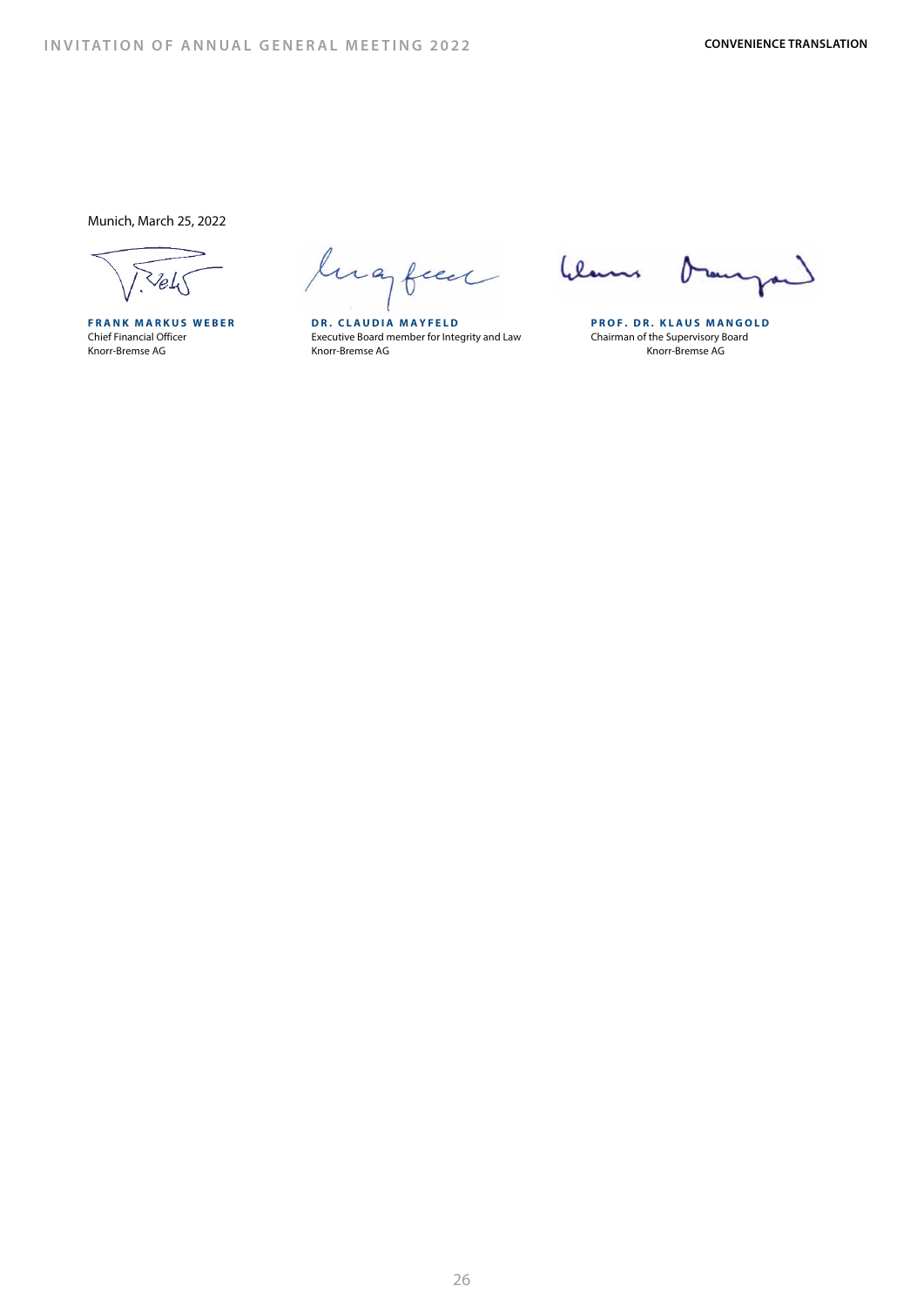Munich, March 25, 2022

**FRANK MARKUS WEBER**
Chief Financial Officer
Knorr-Bremse AG

**DR. CLAUDIA MAYFELD**
Executive Board member for Integrity and Law
Knorr-Bremse AG

**PROF. DR. KLAUS MANGOLD**
Chairman of the Supervisory Board
Knorr-Bremse AG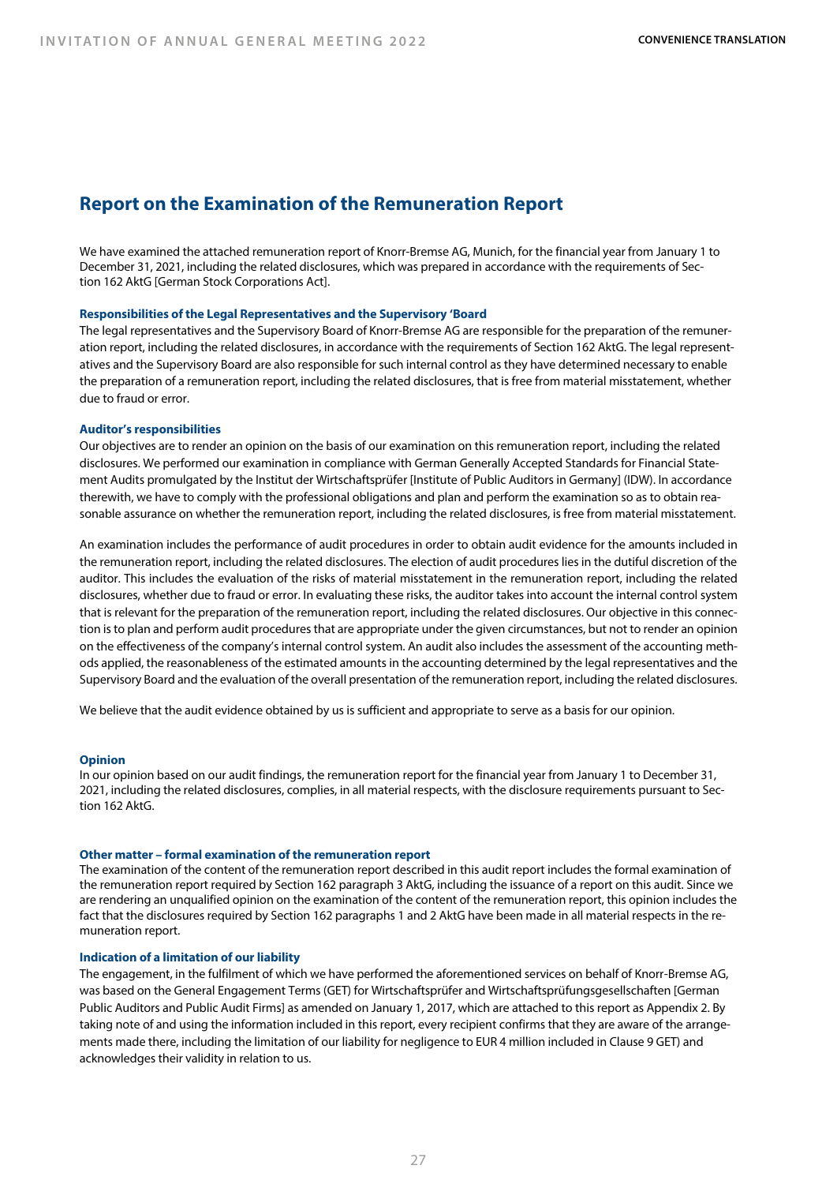## Report on the Examination of the Remuneration Report

We have examined the attached remuneration report of Knorr-Bremse AG, Munich, for the financial year from January 1 to December 31, 2021, including the related disclosures, which was prepared in accordance with the requirements of Section 162 AktG [German Stock Corporations Act].

#### Responsibilities of the Legal Representatives and the Supervisory 'Board

The legal representatives and the Supervisory Board of Knorr-Bremse AG are responsible for the preparation of the remuneration report, including the related disclosures, in accordance with the requirements of Section 162 AktG. The legal representatives and the Supervisory Board are also responsible for such internal control as they have determined necessary to enable the preparation of a remuneration report, including the related disclosures, that is free from material misstatement, whether due to fraud or error.

#### Auditor's responsibilities

Our objectives are to render an opinion on the basis of our examination on this remuneration report, including the related disclosures. We performed our examination in compliance with German Generally Accepted Standards for Financial Statement Audits promulgated by the Institut der Wirtschaftsprüfer [Institute of Public Auditors in Germany] (IDW). In accordance therewith, we have to comply with the professional obligations and plan and perform the examination so as to obtain reasonable assurance on whether the remuneration report, including the related disclosures, is free from material misstatement.

An examination includes the performance of audit procedures in order to obtain audit evidence for the amounts included in the remuneration report, including the related disclosures. The election of audit procedures lies in the dutiful discretion of the auditor. This includes the evaluation of the risks of material misstatement in the remuneration report, including the related disclosures, whether due to fraud or error. In evaluating these risks, the auditor takes into account the internal control system that is relevant for the preparation of the remuneration report, including the related disclosures. Our objective in this connection is to plan and perform audit procedures that are appropriate under the given circumstances, but not to render an opinion on the effectiveness of the company's internal control system. An audit also includes the assessment of the accounting methods applied, the reasonableness of the estimated amounts in the accounting determined by the legal representatives and the Supervisory Board and the evaluation of the overall presentation of the remuneration report, including the related disclosures.

We believe that the audit evidence obtained by us is sufficient and appropriate to serve as a basis for our opinion.

#### Opinion

In our opinion based on our audit findings, the remuneration report for the financial year from January 1 to December 31, 2021, including the related disclosures, complies, in all material respects, with the disclosure requirements pursuant to Section 162 AktG.

#### Other matter – formal examination of the remuneration report

The examination of the content of the remuneration report described in this audit report includes the formal examination of the remuneration report required by Section 162 paragraph 3 AktG, including the issuance of a report on this audit. Since we are rendering an unqualified opinion on the examination of the content of the remuneration report, this opinion includes the fact that the disclosures required by Section 162 paragraphs 1 and 2 AktG have been made in all material respects in the remuneration report.

#### Indication of a limitation of our liability

The engagement, in the fulfilment of which we have performed the aforementioned services on behalf of Knorr-Bremse AG, was based on the General Engagement Terms (GET) for Wirtschaftsprüfer and Wirtschaftsprüfungsgesellschaften [German Public Auditors and Public Audit Firms] as amended on January 1, 2017, which are attached to this report as Appendix 2. By taking note of and using the information included in this report, every recipient confirms that they are aware of the arrangements made there, including the limitation of our liability for negligence to EUR 4 million included in Clause 9 GET) and acknowledges their validity in relation to us.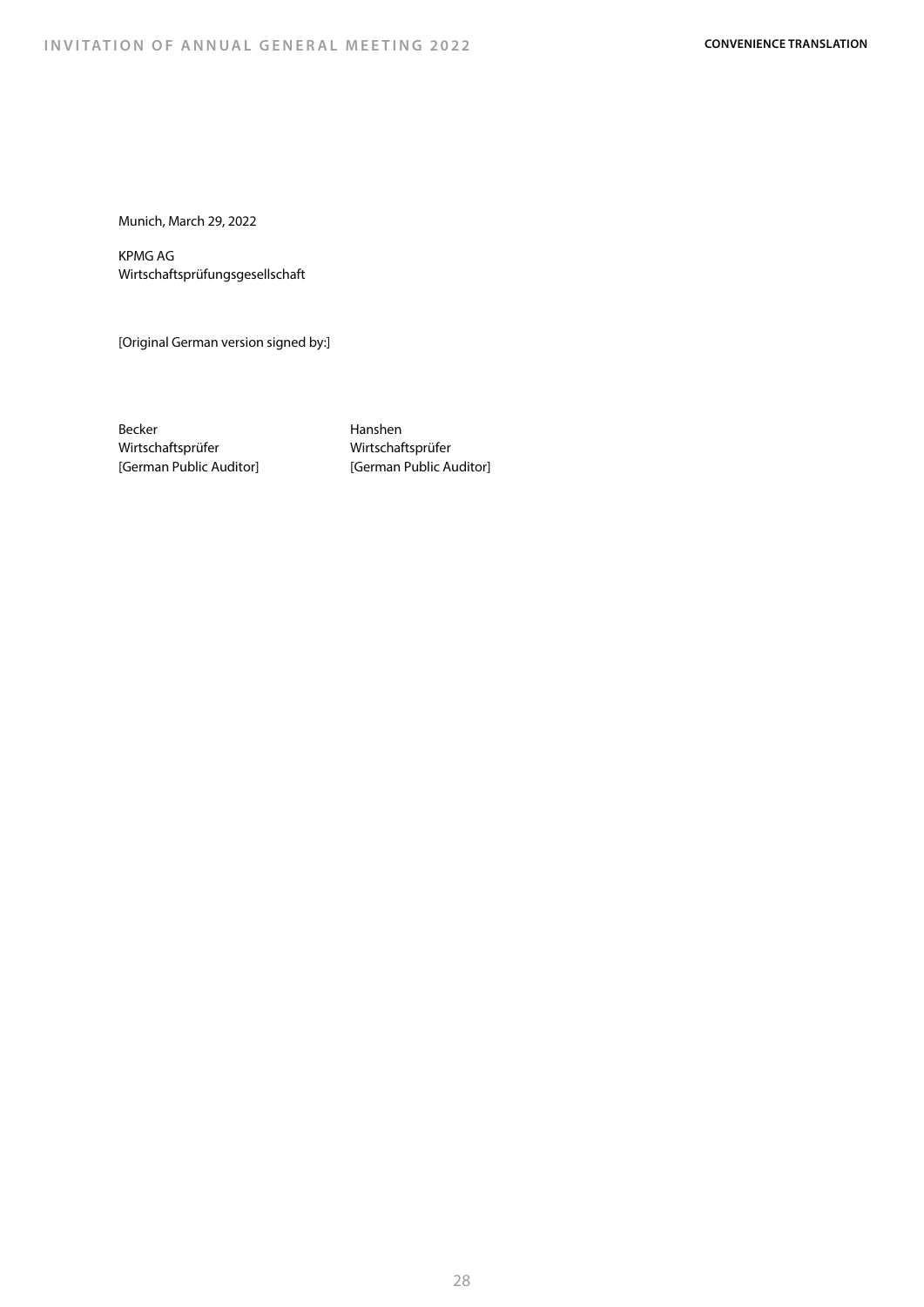Munich, March 29, 2022

KPMG AG
Wirtschaftsprüfungsgesellschaft

[Original German version signed by:]

| Becker | Hanshen |
|---|---|
| Wirtschaftsprüfer | Wirtschaftsprüfer |
| [German Public Auditor] | [German Public Auditor] |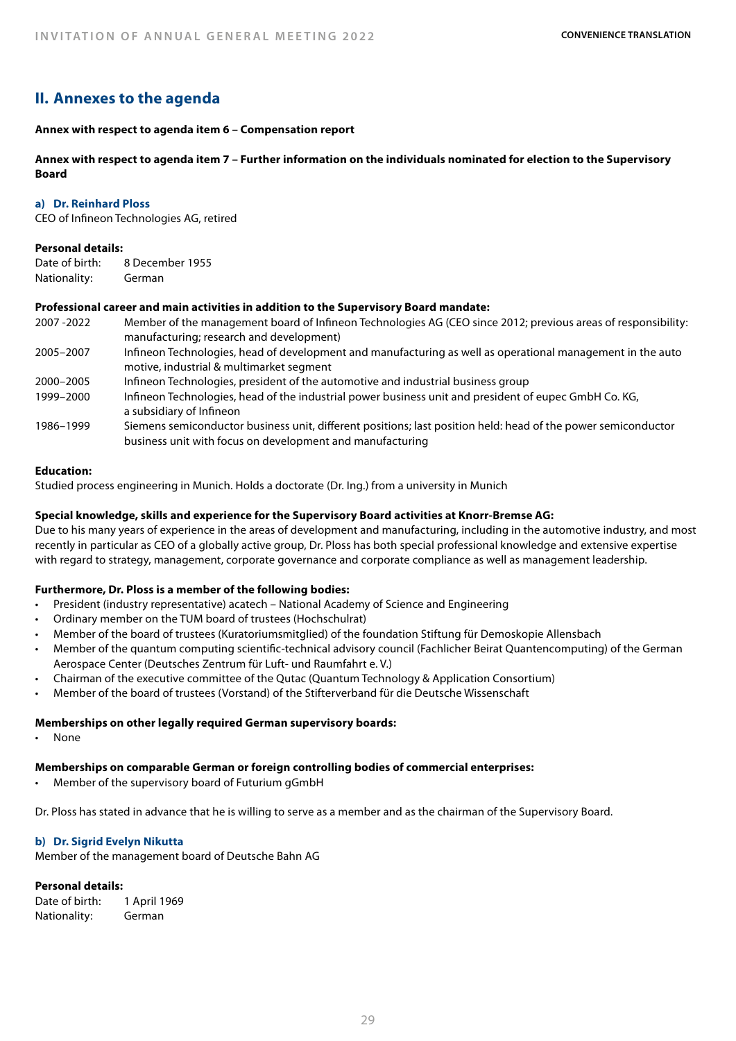## II. Annexes to the agenda

**Annex with respect to agenda item 6 – Compensation report**

**Annex with respect to agenda item 7 – Further information on the individuals nominated for election to the Supervisory Board**

### a) Dr. Reinhard Ploss

CEO of Infineon Technologies AG, retired

**Personal details:**

| | |
|---|---|
| Date of birth: | 8 December 1955 |
| Nationality: | German |

**Professional career and main activities in addition to the Supervisory Board mandate:**

| | |
|---|---|
| 2007 -2022 | Member of the management board of Infineon Technologies AG (CEO since 2012; previous areas of responsibility: manufacturing; research and development) |
| 2005–2007 | Infineon Technologies, head of development and manufacturing as well as operational management in the auto motive, industrial & multimarket segment |
| 2000–2005 | Infineon Technologies, president of the automotive and industrial business group |
| 1999–2000 | Infineon Technologies, head of the industrial power business unit and president of eupec GmbH Co. KG, a subsidiary of Infineon |
| 1986–1999 | Siemens semiconductor business unit, different positions; last position held: head of the power semiconductor business unit with focus on development and manufacturing |

**Education:**

Studied process engineering in Munich. Holds a doctorate (Dr. Ing.) from a university in Munich

**Special knowledge, skills and experience for the Supervisory Board activities at Knorr-Bremse AG:**

Due to his many years of experience in the areas of development and manufacturing, including in the automotive industry, and most recently in particular as CEO of a globally active group, Dr. Ploss has both special professional knowledge and extensive expertise with regard to strategy, management, corporate governance and corporate compliance as well as management leadership.

**Furthermore, Dr. Ploss is a member of the following bodies:**

- President (industry representative) acatech – National Academy of Science and Engineering
- Ordinary member on the TUM board of trustees (Hochschulrat)
- Member of the board of trustees (Kuratoriumsmitglied) of the foundation Stiftung für Demoskopie Allensbach
- Member of the quantum computing scientific-technical advisory council (Fachlicher Beirat Quantencomputing) of the German Aerospace Center (Deutsches Zentrum für Luft- und Raumfahrt e. V.)
- Chairman of the executive committee of the Qutac (Quantum Technology & Application Consortium)
- Member of the board of trustees (Vorstand) of the Stifterverband für die Deutsche Wissenschaft

**Memberships on other legally required German supervisory boards:**

- None

**Memberships on comparable German or foreign controlling bodies of commercial enterprises:**

- Member of the supervisory board of Futurium gGmbH

Dr. Ploss has stated in advance that he is willing to serve as a member and as the chairman of the Supervisory Board.

### b) Dr. Sigrid Evelyn Nikutta

Member of the management board of Deutsche Bahn AG

**Personal details:**

| | |
|---|---|
| Date of birth: | 1 April 1969 |
| Nationality: | German |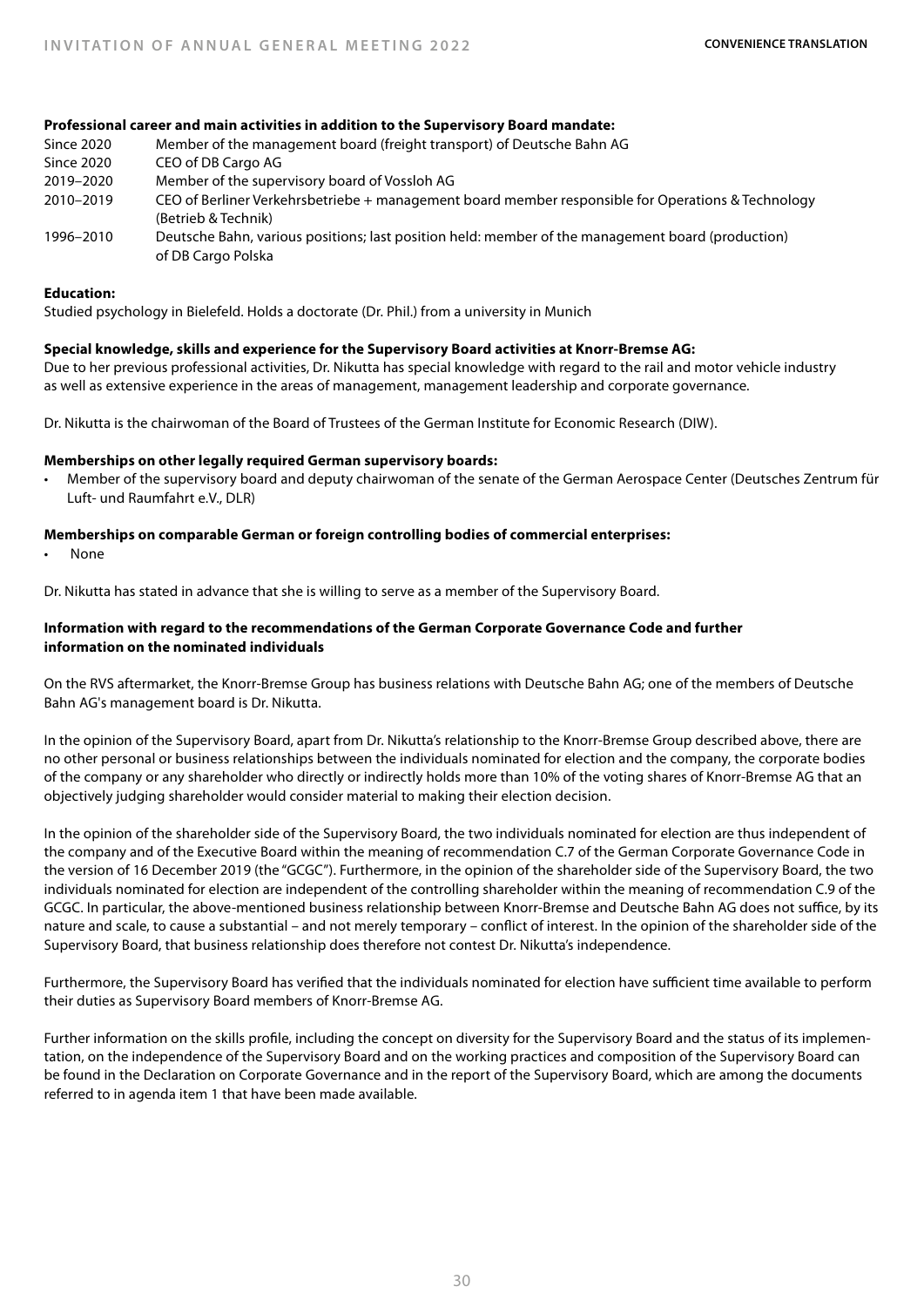**Professional career and main activities in addition to the Supervisory Board mandate:**

| | |
|---|---|
| Since 2020 | Member of the management board (freight transport) of Deutsche Bahn AG |
| Since 2020 | CEO of DB Cargo AG |
| 2019–2020 | Member of the supervisory board of Vossloh AG |
| 2010–2019 | CEO of Berliner Verkehrsbetriebe + management board member responsible for Operations & Technology (Betrieb & Technik) |
| 1996–2010 | Deutsche Bahn, various positions; last position held: member of the management board (production) of DB Cargo Polska |

**Education:**

Studied psychology in Bielefeld. Holds a doctorate (Dr. Phil.) from a university in Munich

**Special knowledge, skills and experience for the Supervisory Board activities at Knorr-Bremse AG:**

Due to her previous professional activities, Dr. Nikutta has special knowledge with regard to the rail and motor vehicle industry as well as extensive experience in the areas of management, management leadership and corporate governance.

Dr. Nikutta is the chairwoman of the Board of Trustees of the German Institute for Economic Research (DIW).

**Memberships on other legally required German supervisory boards:**

- Member of the supervisory board and deputy chairwoman of the senate of the German Aerospace Center (Deutsches Zentrum für Luft- und Raumfahrt e.V., DLR)

**Memberships on comparable German or foreign controlling bodies of commercial enterprises:**

- None

Dr. Nikutta has stated in advance that she is willing to serve as a member of the Supervisory Board.

**Information with regard to the recommendations of the German Corporate Governance Code and further information on the nominated individuals**

On the RVS aftermarket, the Knorr-Bremse Group has business relations with Deutsche Bahn AG; one of the members of Deutsche Bahn AG's management board is Dr. Nikutta.

In the opinion of the Supervisory Board, apart from Dr. Nikutta's relationship to the Knorr-Bremse Group described above, there are no other personal or business relationships between the individuals nominated for election and the company, the corporate bodies of the company or any shareholder who directly or indirectly holds more than 10% of the voting shares of Knorr-Bremse AG that an objectively judging shareholder would consider material to making their election decision.

In the opinion of the shareholder side of the Supervisory Board, the two individuals nominated for election are thus independent of the company and of the Executive Board within the meaning of recommendation C.7 of the German Corporate Governance Code in the version of 16 December 2019 (the "GCGC"). Furthermore, in the opinion of the shareholder side of the Supervisory Board, the two individuals nominated for election are independent of the controlling shareholder within the meaning of recommendation C.9 of the GCGC. In particular, the above-mentioned business relationship between Knorr-Bremse and Deutsche Bahn AG does not suffice, by its nature and scale, to cause a substantial – and not merely temporary – conflict of interest. In the opinion of the shareholder side of the Supervisory Board, that business relationship does therefore not contest Dr. Nikutta's independence.

Furthermore, the Supervisory Board has verified that the individuals nominated for election have sufficient time available to perform their duties as Supervisory Board members of Knorr-Bremse AG.

Further information on the skills profile, including the concept on diversity for the Supervisory Board and the status of its implementation, on the independence of the Supervisory Board and on the working practices and composition of the Supervisory Board can be found in the Declaration on Corporate Governance and in the report of the Supervisory Board, which are among the documents referred to in agenda item 1 that have been made available.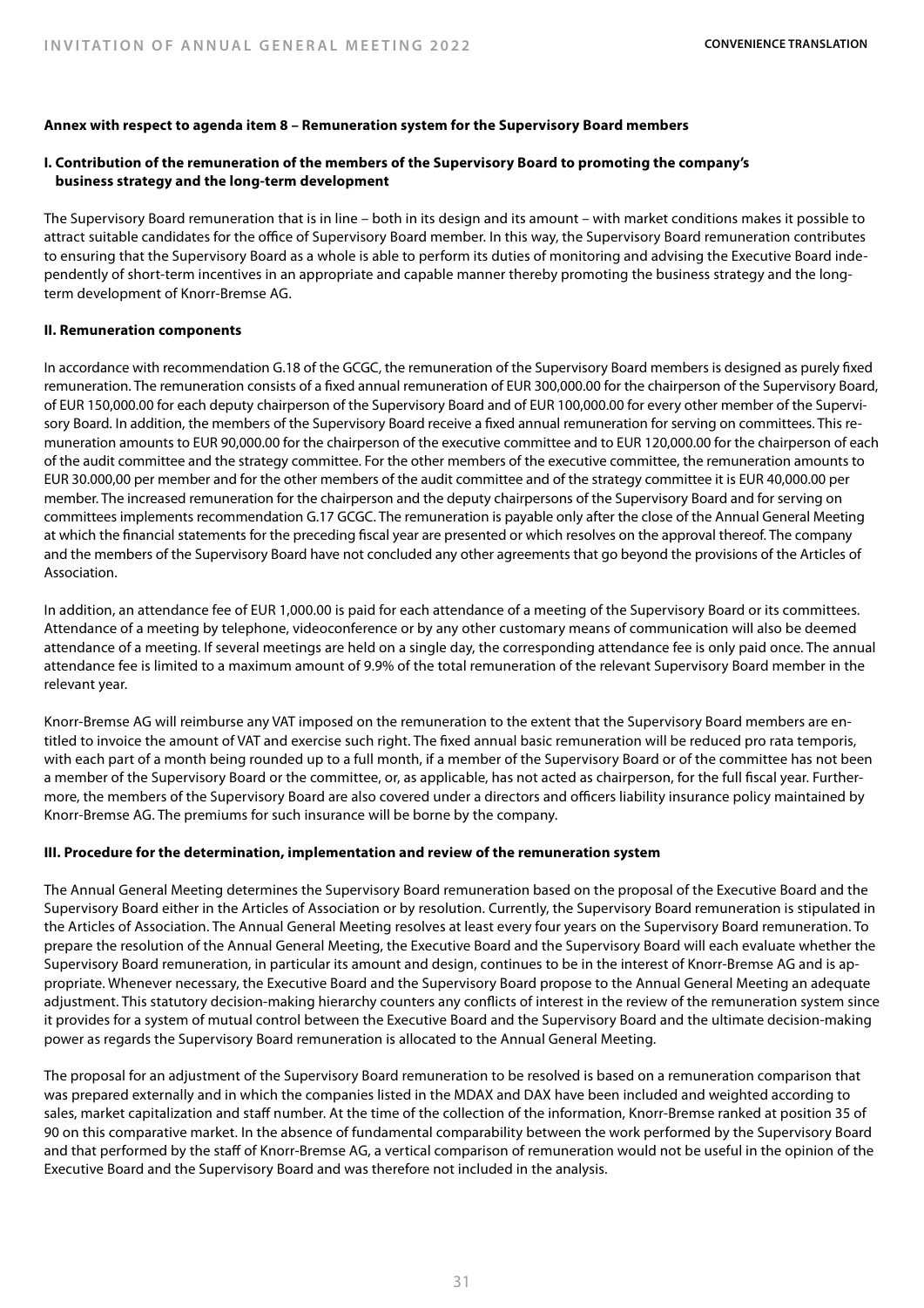**Annex with respect to agenda item 8 – Remuneration system for the Supervisory Board members**

**I. Contribution of the remuneration of the members of the Supervisory Board to promoting the company's business strategy and the long-term development**

The Supervisory Board remuneration that is in line – both in its design and its amount – with market conditions makes it possible to attract suitable candidates for the office of Supervisory Board member. In this way, the Supervisory Board remuneration contributes to ensuring that the Supervisory Board as a whole is able to perform its duties of monitoring and advising the Executive Board independently of short-term incentives in an appropriate and capable manner thereby promoting the business strategy and the long-term development of Knorr-Bremse AG.

**II. Remuneration components**

In accordance with recommendation G.18 of the GCGC, the remuneration of the Supervisory Board members is designed as purely fixed remuneration. The remuneration consists of a fixed annual remuneration of EUR 300,000.00 for the chairperson of the Supervisory Board, of EUR 150,000.00 for each deputy chairperson of the Supervisory Board and of EUR 100,000.00 for every other member of the Supervisory Board. In addition, the members of the Supervisory Board receive a fixed annual remuneration for serving on committees. This remuneration amounts to EUR 90,000.00 for the chairperson of the executive committee and to EUR 120,000.00 for the chairperson of each of the audit committee and the strategy committee. For the other members of the executive committee, the remuneration amounts to EUR 30.000,00 per member and for the other members of the audit committee and of the strategy committee it is EUR 40,000.00 per member. The increased remuneration for the chairperson and the deputy chairpersons of the Supervisory Board and for serving on committees implements recommendation G.17 GCGC. The remuneration is payable only after the close of the Annual General Meeting at which the financial statements for the preceding fiscal year are presented or which resolves on the approval thereof. The company and the members of the Supervisory Board have not concluded any other agreements that go beyond the provisions of the Articles of Association.

In addition, an attendance fee of EUR 1,000.00 is paid for each attendance of a meeting of the Supervisory Board or its committees. Attendance of a meeting by telephone, videoconference or by any other customary means of communication will also be deemed attendance of a meeting. If several meetings are held on a single day, the corresponding attendance fee is only paid once. The annual attendance fee is limited to a maximum amount of 9.9% of the total remuneration of the relevant Supervisory Board member in the relevant year.

Knorr-Bremse AG will reimburse any VAT imposed on the remuneration to the extent that the Supervisory Board members are entitled to invoice the amount of VAT and exercise such right. The fixed annual basic remuneration will be reduced pro rata temporis, with each part of a month being rounded up to a full month, if a member of the Supervisory Board or of the committee has not been a member of the Supervisory Board or the committee, or, as applicable, has not acted as chairperson, for the full fiscal year. Furthermore, the members of the Supervisory Board are also covered under a directors and officers liability insurance policy maintained by Knorr-Bremse AG. The premiums for such insurance will be borne by the company.

**III. Procedure for the determination, implementation and review of the remuneration system**

The Annual General Meeting determines the Supervisory Board remuneration based on the proposal of the Executive Board and the Supervisory Board either in the Articles of Association or by resolution. Currently, the Supervisory Board remuneration is stipulated in the Articles of Association. The Annual General Meeting resolves at least every four years on the Supervisory Board remuneration. To prepare the resolution of the Annual General Meeting, the Executive Board and the Supervisory Board will each evaluate whether the Supervisory Board remuneration, in particular its amount and design, continues to be in the interest of Knorr-Bremse AG and is appropriate. Whenever necessary, the Executive Board and the Supervisory Board propose to the Annual General Meeting an adequate adjustment. This statutory decision-making hierarchy counters any conflicts of interest in the review of the remuneration system since it provides for a system of mutual control between the Executive Board and the Supervisory Board and the ultimate decision-making power as regards the Supervisory Board remuneration is allocated to the Annual General Meeting.

The proposal for an adjustment of the Supervisory Board remuneration to be resolved is based on a remuneration comparison that was prepared externally and in which the companies listed in the MDAX and DAX have been included and weighted according to sales, market capitalization and staff number. At the time of the collection of the information, Knorr-Bremse ranked at position 35 of 90 on this comparative market. In the absence of fundamental comparability between the work performed by the Supervisory Board and that performed by the staff of Knorr-Bremse AG, a vertical comparison of remuneration would not be useful in the opinion of the Executive Board and the Supervisory Board and was therefore not included in the analysis.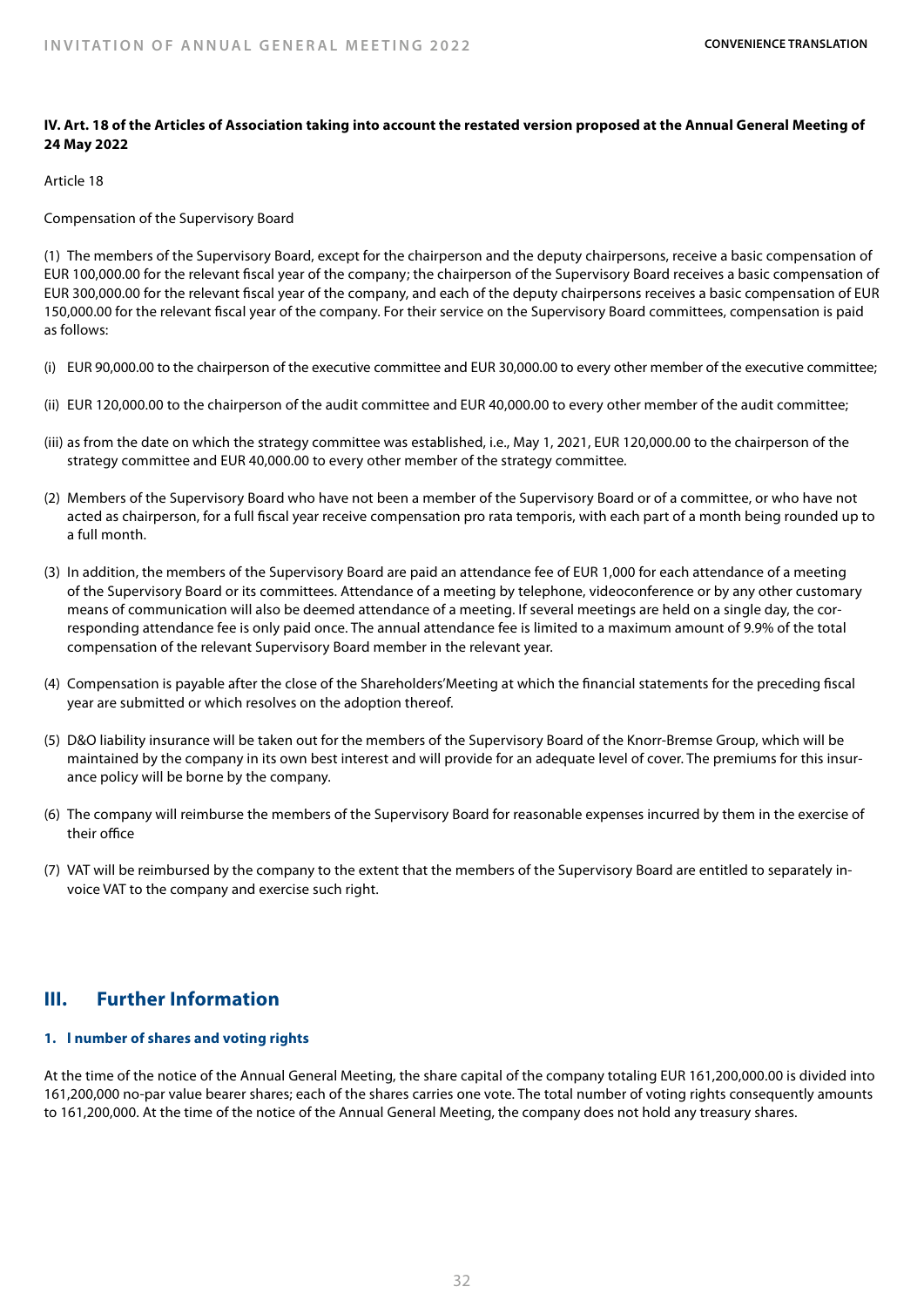**IV. Art. 18 of the Articles of Association taking into account the restated version proposed at the Annual General Meeting of 24 May 2022**

Article 18

Compensation of the Supervisory Board

(1) The members of the Supervisory Board, except for the chairperson and the deputy chairpersons, receive a basic compensation of EUR 100,000.00 for the relevant fiscal year of the company; the chairperson of the Supervisory Board receives a basic compensation of EUR 300,000.00 for the relevant fiscal year of the company, and each of the deputy chairpersons receives a basic compensation of EUR 150,000.00 for the relevant fiscal year of the company. For their service on the Supervisory Board committees, compensation is paid as follows:

(i) EUR 90,000.00 to the chairperson of the executive committee and EUR 30,000.00 to every other member of the executive committee;

(ii) EUR 120,000.00 to the chairperson of the audit committee and EUR 40,000.00 to every other member of the audit committee;

(iii) as from the date on which the strategy committee was established, i.e., May 1, 2021, EUR 120,000.00 to the chairperson of the strategy committee and EUR 40,000.00 to every other member of the strategy committee.

(2) Members of the Supervisory Board who have not been a member of the Supervisory Board or of a committee, or who have not acted as chairperson, for a full fiscal year receive compensation pro rata temporis, with each part of a month being rounded up to a full month.

(3) In addition, the members of the Supervisory Board are paid an attendance fee of EUR 1,000 for each attendance of a meeting of the Supervisory Board or its committees. Attendance of a meeting by telephone, videoconference or by any other customary means of communication will also be deemed attendance of a meeting. If several meetings are held on a single day, the corresponding attendance fee is only paid once. The annual attendance fee is limited to a maximum amount of 9.9% of the total compensation of the relevant Supervisory Board member in the relevant year.

(4) Compensation is payable after the close of the Shareholders'Meeting at which the financial statements for the preceding fiscal year are submitted or which resolves on the adoption thereof.

(5) D&O liability insurance will be taken out for the members of the Supervisory Board of the Knorr-Bremse Group, which will be maintained by the company in its own best interest and will provide for an adequate level of cover. The premiums for this insurance policy will be borne by the company.

(6) The company will reimburse the members of the Supervisory Board for reasonable expenses incurred by them in the exercise of their office

(7) VAT will be reimbursed by the company to the extent that the members of the Supervisory Board are entitled to separately invoice VAT to the company and exercise such right.

## III. Further Information

### 1. l number of shares and voting rights

At the time of the notice of the Annual General Meeting, the share capital of the company totaling EUR 161,200,000.00 is divided into 161,200,000 no-par value bearer shares; each of the shares carries one vote. The total number of voting rights consequently amounts to 161,200,000. At the time of the notice of the Annual General Meeting, the company does not hold any treasury shares.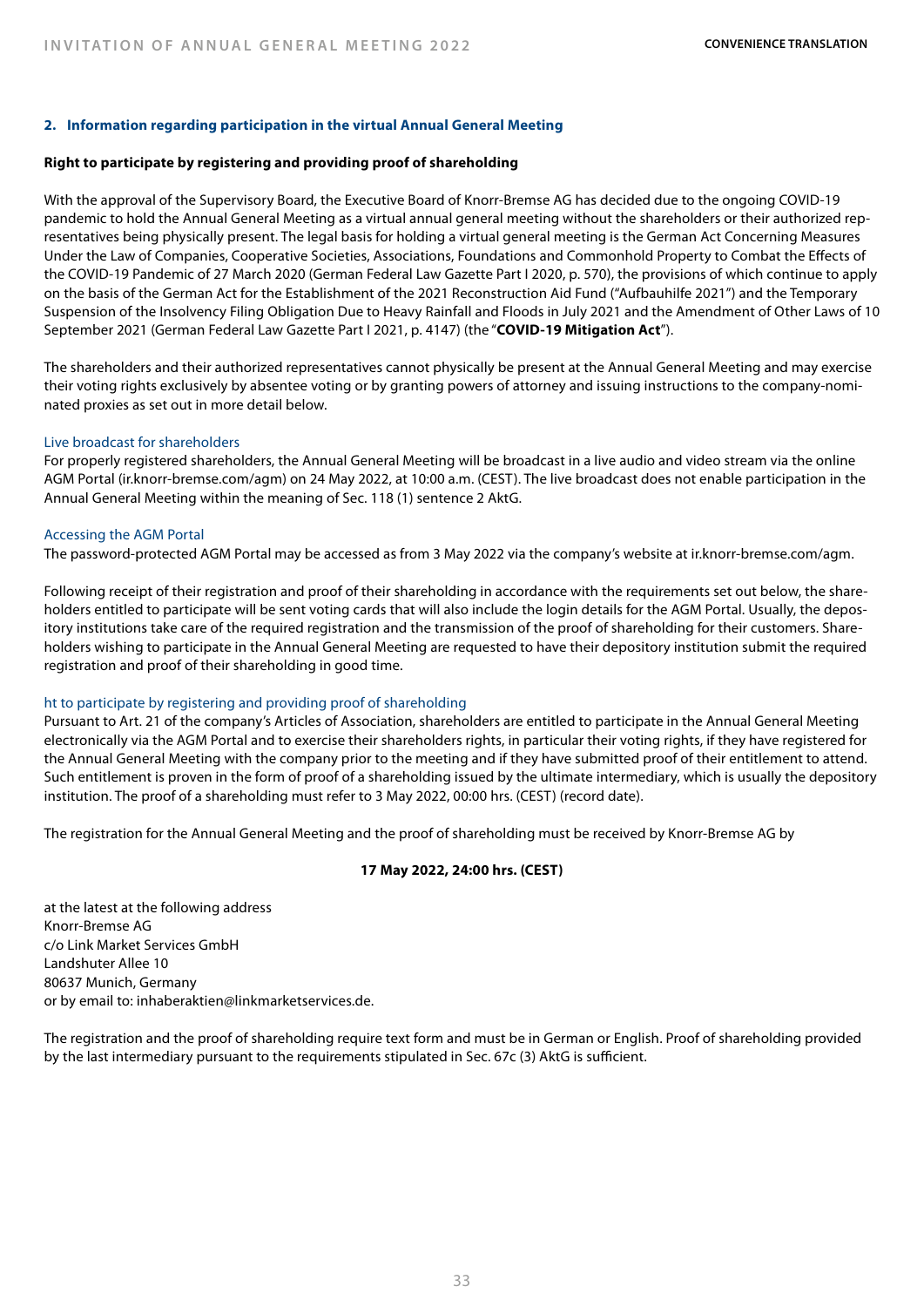## 2. Information regarding participation in the virtual Annual General Meeting

**Right to participate by registering and providing proof of shareholding**

With the approval of the Supervisory Board, the Executive Board of Knorr-Bremse AG has decided due to the ongoing COVID-19 pandemic to hold the Annual General Meeting as a virtual annual general meeting without the shareholders or their authorized representatives being physically present. The legal basis for holding a virtual general meeting is the German Act Concerning Measures Under the Law of Companies, Cooperative Societies, Associations, Foundations and Commonhold Property to Combat the Effects of the COVID-19 Pandemic of 27 March 2020 (German Federal Law Gazette Part I 2020, p. 570), the provisions of which continue to apply on the basis of the German Act for the Establishment of the 2021 Reconstruction Aid Fund ("Aufbauhilfe 2021") and the Temporary Suspension of the Insolvency Filing Obligation Due to Heavy Rainfall and Floods in July 2021 and the Amendment of Other Laws of 10 September 2021 (German Federal Law Gazette Part I 2021, p. 4147) (the "**COVID-19 Mitigation Act**").

The shareholders and their authorized representatives cannot physically be present at the Annual General Meeting and may exercise their voting rights exclusively by absentee voting or by granting powers of attorney and issuing instructions to the company-nominated proxies as set out in more detail below.

### Live broadcast for shareholders

For properly registered shareholders, the Annual General Meeting will be broadcast in a live audio and video stream via the online AGM Portal (ir.knorr-bremse.com/agm) on 24 May 2022, at 10:00 a.m. (CEST). The live broadcast does not enable participation in the Annual General Meeting within the meaning of Sec. 118 (1) sentence 2 AktG.

### Accessing the AGM Portal

The password-protected AGM Portal may be accessed as from 3 May 2022 via the company's website at ir.knorr-bremse.com/agm.

Following receipt of their registration and proof of their shareholding in accordance with the requirements set out below, the shareholders entitled to participate will be sent voting cards that will also include the login details for the AGM Portal. Usually, the depository institutions take care of the required registration and the transmission of the proof of shareholding for their customers. Shareholders wishing to participate in the Annual General Meeting are requested to have their depository institution submit the required registration and proof of their shareholding in good time.

### ht to participate by registering and providing proof of shareholding

Pursuant to Art. 21 of the company's Articles of Association, shareholders are entitled to participate in the Annual General Meeting electronically via the AGM Portal and to exercise their shareholders rights, in particular their voting rights, if they have registered for the Annual General Meeting with the company prior to the meeting and if they have submitted proof of their entitlement to attend. Such entitlement is proven in the form of proof of a shareholding issued by the ultimate intermediary, which is usually the depository institution. The proof of a shareholding must refer to 3 May 2022, 00:00 hrs. (CEST) (record date).

The registration for the Annual General Meeting and the proof of shareholding must be received by Knorr-Bremse AG by

**17 May 2022, 24:00 hrs. (CEST)**

at the latest at the following address
Knorr-Bremse AG
c/o Link Market Services GmbH
Landshuter Allee 10
80637 Munich, Germany
or by email to: inhaberaktien@linkmarketservices.de.

The registration and the proof of shareholding require text form and must be in German or English. Proof of shareholding provided by the last intermediary pursuant to the requirements stipulated in Sec. 67c (3) AktG is sufficient.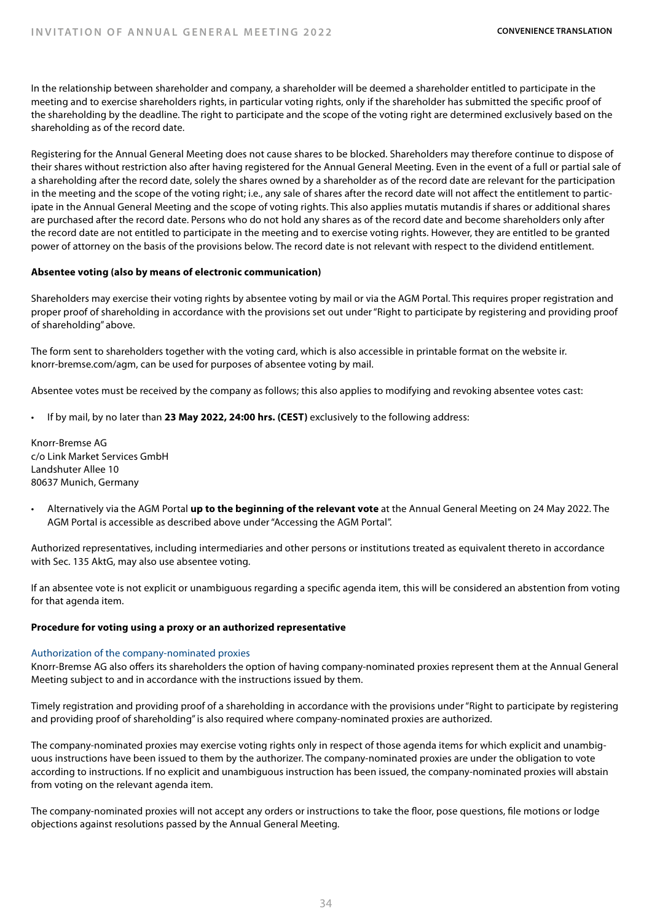In the relationship between shareholder and company, a shareholder will be deemed a shareholder entitled to participate in the meeting and to exercise shareholders rights, in particular voting rights, only if the shareholder has submitted the specific proof of the shareholding by the deadline. The right to participate and the scope of the voting right are determined exclusively based on the shareholding as of the record date.

Registering for the Annual General Meeting does not cause shares to be blocked. Shareholders may therefore continue to dispose of their shares without restriction also after having registered for the Annual General Meeting. Even in the event of a full or partial sale of a shareholding after the record date, solely the shares owned by a shareholder as of the record date are relevant for the participation in the meeting and the scope of the voting right; i.e., any sale of shares after the record date will not affect the entitlement to participate in the Annual General Meeting and the scope of voting rights. This also applies mutatis mutandis if shares or additional shares are purchased after the record date. Persons who do not hold any shares as of the record date and become shareholders only after the record date are not entitled to participate in the meeting and to exercise voting rights. However, they are entitled to be granted power of attorney on the basis of the provisions below. The record date is not relevant with respect to the dividend entitlement.

**Absentee voting (also by means of electronic communication)**

Shareholders may exercise their voting rights by absentee voting by mail or via the AGM Portal. This requires proper registration and proper proof of shareholding in accordance with the provisions set out under "Right to participate by registering and providing proof of shareholding" above.

The form sent to shareholders together with the voting card, which is also accessible in printable format on the website ir.knorr-bremse.com/agm, can be used for purposes of absentee voting by mail.

Absentee votes must be received by the company as follows; this also applies to modifying and revoking absentee votes cast:

- If by mail, by no later than **23 May 2022, 24:00 hrs. (CEST)** exclusively to the following address:

Knorr-Bremse AG
c/o Link Market Services GmbH
Landshuter Allee 10
80637 Munich, Germany

- Alternatively via the AGM Portal **up to the beginning of the relevant vote** at the Annual General Meeting on 24 May 2022. The AGM Portal is accessible as described above under "Accessing the AGM Portal".

Authorized representatives, including intermediaries and other persons or institutions treated as equivalent thereto in accordance with Sec. 135 AktG, may also use absentee voting.

If an absentee vote is not explicit or unambiguous regarding a specific agenda item, this will be considered an abstention from voting for that agenda item.

**Procedure for voting using a proxy or an authorized representative**

Authorization of the company-nominated proxies

Knorr-Bremse AG also offers its shareholders the option of having company-nominated proxies represent them at the Annual General Meeting subject to and in accordance with the instructions issued by them.

Timely registration and providing proof of a shareholding in accordance with the provisions under "Right to participate by registering and providing proof of shareholding" is also required where company-nominated proxies are authorized.

The company-nominated proxies may exercise voting rights only in respect of those agenda items for which explicit and unambiguous instructions have been issued to them by the authorizer. The company-nominated proxies are under the obligation to vote according to instructions. If no explicit and unambiguous instruction has been issued, the company-nominated proxies will abstain from voting on the relevant agenda item.

The company-nominated proxies will not accept any orders or instructions to take the floor, pose questions, file motions or lodge objections against resolutions passed by the Annual General Meeting.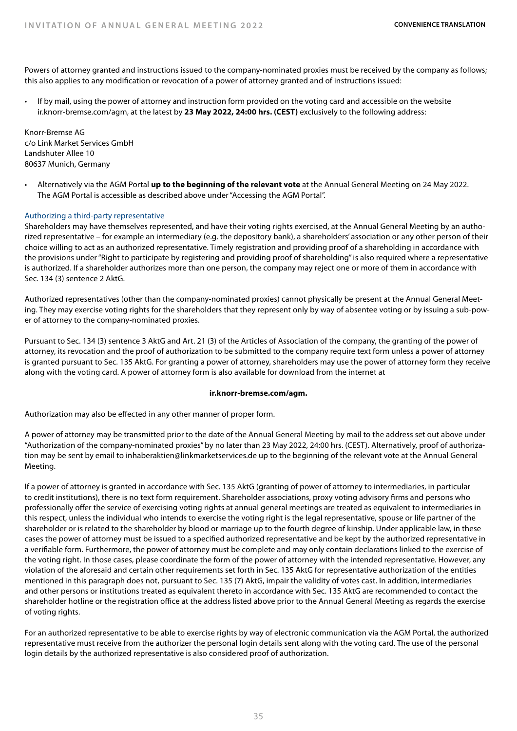Powers of attorney granted and instructions issued to the company-nominated proxies must be received by the company as follows; this also applies to any modification or revocation of a power of attorney granted and of instructions issued:

- If by mail, using the power of attorney and instruction form provided on the voting card and accessible on the website ir.knorr-bremse.com/agm, at the latest by **23 May 2022, 24:00 hrs. (CEST)** exclusively to the following address:

Knorr-Bremse AG
c/o Link Market Services GmbH
Landshuter Allee 10
80637 Munich, Germany

- Alternatively via the AGM Portal **up to the beginning of the relevant vote** at the Annual General Meeting on 24 May 2022. The AGM Portal is accessible as described above under "Accessing the AGM Portal".

### Authorizing a third-party representative

Shareholders may have themselves represented, and have their voting rights exercised, at the Annual General Meeting by an authorized representative – for example an intermediary (e.g. the depository bank), a shareholders' association or any other person of their choice willing to act as an authorized representative. Timely registration and providing proof of a shareholding in accordance with the provisions under "Right to participate by registering and providing proof of shareholding" is also required where a representative is authorized. If a shareholder authorizes more than one person, the company may reject one or more of them in accordance with Sec. 134 (3) sentence 2 AktG.

Authorized representatives (other than the company-nominated proxies) cannot physically be present at the Annual General Meeting. They may exercise voting rights for the shareholders that they represent only by way of absentee voting or by issuing a sub-power of attorney to the company-nominated proxies.

Pursuant to Sec. 134 (3) sentence 3 AktG and Art. 21 (3) of the Articles of Association of the company, the granting of the power of attorney, its revocation and the proof of authorization to be submitted to the company require text form unless a power of attorney is granted pursuant to Sec. 135 AktG. For granting a power of attorney, shareholders may use the power of attorney form they receive along with the voting card. A power of attorney form is also available for download from the internet at

**ir.knorr-bremse.com/agm.**

Authorization may also be effected in any other manner of proper form.

A power of attorney may be transmitted prior to the date of the Annual General Meeting by mail to the address set out above under "Authorization of the company-nominated proxies" by no later than 23 May 2022, 24:00 hrs. (CEST). Alternatively, proof of authorization may be sent by email to inhaberaktien@linkmarketservices.de up to the beginning of the relevant vote at the Annual General Meeting.

If a power of attorney is granted in accordance with Sec. 135 AktG (granting of power of attorney to intermediaries, in particular to credit institutions), there is no text form requirement. Shareholder associations, proxy voting advisory firms and persons who professionally offer the service of exercising voting rights at annual general meetings are treated as equivalent to intermediaries in this respect, unless the individual who intends to exercise the voting right is the legal representative, spouse or life partner of the shareholder or is related to the shareholder by blood or marriage up to the fourth degree of kinship. Under applicable law, in these cases the power of attorney must be issued to a specified authorized representative and be kept by the authorized representative in a verifiable form. Furthermore, the power of attorney must be complete and may only contain declarations linked to the exercise of the voting right. In those cases, please coordinate the form of the power of attorney with the intended representative. However, any violation of the aforesaid and certain other requirements set forth in Sec. 135 AktG for representative authorization of the entities mentioned in this paragraph does not, pursuant to Sec. 135 (7) AktG, impair the validity of votes cast. In addition, intermediaries and other persons or institutions treated as equivalent thereto in accordance with Sec. 135 AktG are recommended to contact the shareholder hotline or the registration office at the address listed above prior to the Annual General Meeting as regards the exercise of voting rights.

For an authorized representative to be able to exercise rights by way of electronic communication via the AGM Portal, the authorized representative must receive from the authorizer the personal login details sent along with the voting card. The use of the personal login details by the authorized representative is also considered proof of authorization.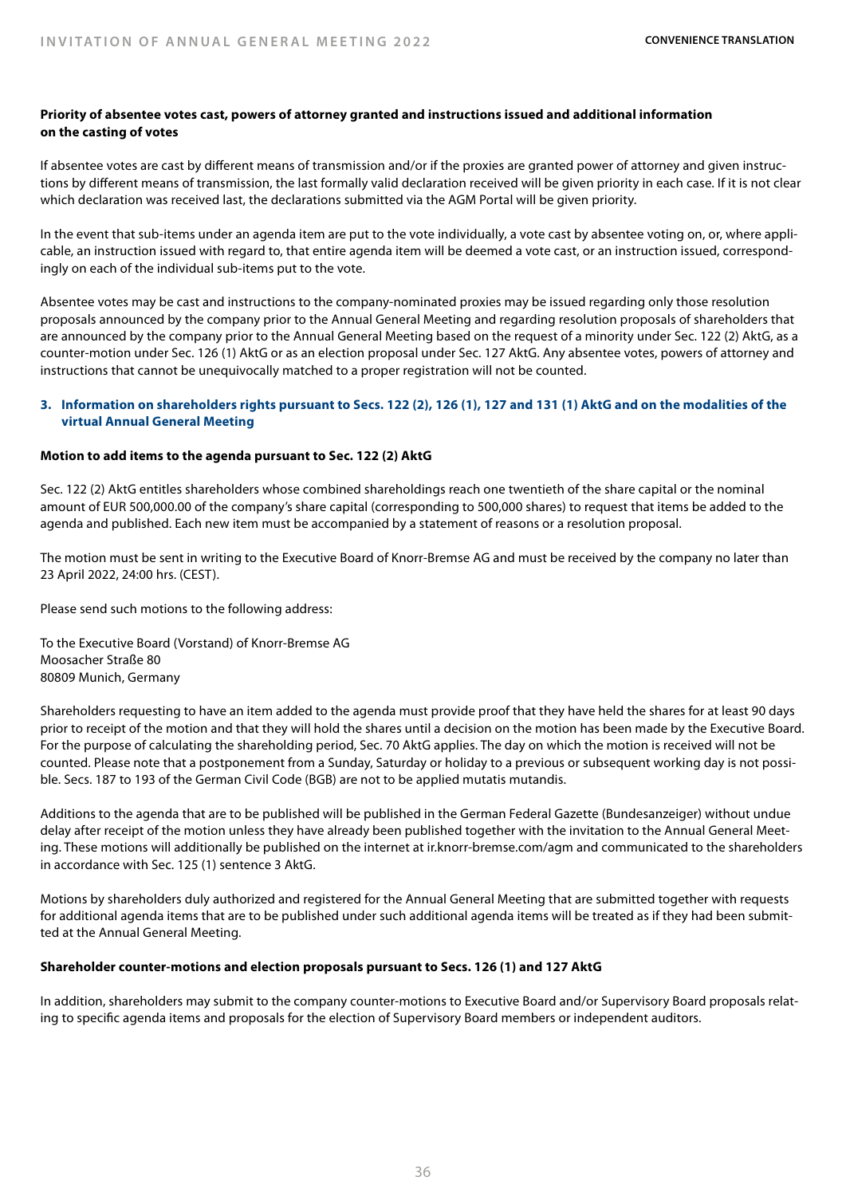**Priority of absentee votes cast, powers of attorney granted and instructions issued and additional information on the casting of votes**

If absentee votes are cast by different means of transmission and/or if the proxies are granted power of attorney and given instructions by different means of transmission, the last formally valid declaration received will be given priority in each case. If it is not clear which declaration was received last, the declarations submitted via the AGM Portal will be given priority.

In the event that sub-items under an agenda item are put to the vote individually, a vote cast by absentee voting on, or, where applicable, an instruction issued with regard to, that entire agenda item will be deemed a vote cast, or an instruction issued, correspondingly on each of the individual sub-items put to the vote.

Absentee votes may be cast and instructions to the company-nominated proxies may be issued regarding only those resolution proposals announced by the company prior to the Annual General Meeting and regarding resolution proposals of shareholders that are announced by the company prior to the Annual General Meeting based on the request of a minority under Sec. 122 (2) AktG, as a counter-motion under Sec. 126 (1) AktG or as an election proposal under Sec. 127 AktG. Any absentee votes, powers of attorney and instructions that cannot be unequivocally matched to a proper registration will not be counted.

## 3. Information on shareholders rights pursuant to Secs. 122 (2), 126 (1), 127 and 131 (1) AktG and on the modalities of the virtual Annual General Meeting

**Motion to add items to the agenda pursuant to Sec. 122 (2) AktG**

Sec. 122 (2) AktG entitles shareholders whose combined shareholdings reach one twentieth of the share capital or the nominal amount of EUR 500,000.00 of the company's share capital (corresponding to 500,000 shares) to request that items be added to the agenda and published. Each new item must be accompanied by a statement of reasons or a resolution proposal.

The motion must be sent in writing to the Executive Board of Knorr-Bremse AG and must be received by the company no later than 23 April 2022, 24:00 hrs. (CEST).

Please send such motions to the following address:

To the Executive Board (Vorstand) of Knorr-Bremse AG
Moosacher Straße 80
80809 Munich, Germany

Shareholders requesting to have an item added to the agenda must provide proof that they have held the shares for at least 90 days prior to receipt of the motion and that they will hold the shares until a decision on the motion has been made by the Executive Board. For the purpose of calculating the shareholding period, Sec. 70 AktG applies. The day on which the motion is received will not be counted. Please note that a postponement from a Sunday, Saturday or holiday to a previous or subsequent working day is not possible. Secs. 187 to 193 of the German Civil Code (BGB) are not to be applied mutatis mutandis.

Additions to the agenda that are to be published will be published in the German Federal Gazette (Bundesanzeiger) without undue delay after receipt of the motion unless they have already been published together with the invitation to the Annual General Meeting. These motions will additionally be published on the internet at ir.knorr-bremse.com/agm and communicated to the shareholders in accordance with Sec. 125 (1) sentence 3 AktG.

Motions by shareholders duly authorized and registered for the Annual General Meeting that are submitted together with requests for additional agenda items that are to be published under such additional agenda items will be treated as if they had been submitted at the Annual General Meeting.

**Shareholder counter-motions and election proposals pursuant to Secs. 126 (1) and 127 AktG**

In addition, shareholders may submit to the company counter-motions to Executive Board and/or Supervisory Board proposals relating to specific agenda items and proposals for the election of Supervisory Board members or independent auditors.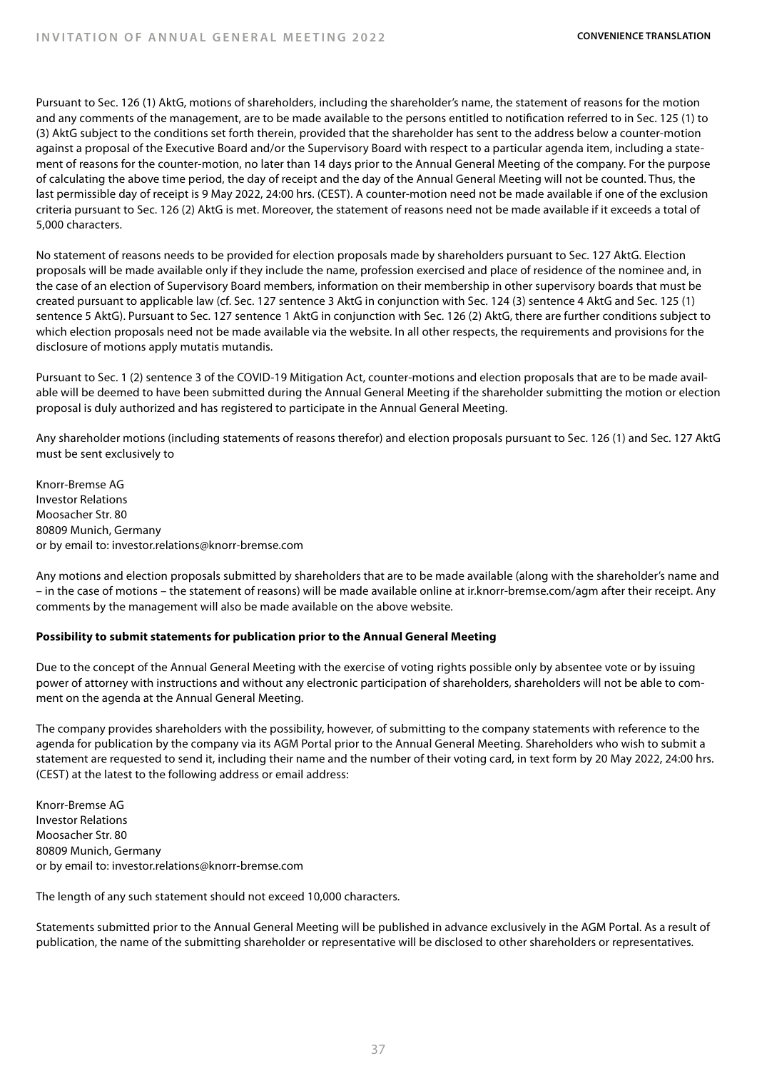Pursuant to Sec. 126 (1) AktG, motions of shareholders, including the shareholder's name, the statement of reasons for the motion and any comments of the management, are to be made available to the persons entitled to notification referred to in Sec. 125 (1) to (3) AktG subject to the conditions set forth therein, provided that the shareholder has sent to the address below a counter-motion against a proposal of the Executive Board and/or the Supervisory Board with respect to a particular agenda item, including a statement of reasons for the counter-motion, no later than 14 days prior to the Annual General Meeting of the company. For the purpose of calculating the above time period, the day of receipt and the day of the Annual General Meeting will not be counted. Thus, the last permissible day of receipt is 9 May 2022, 24:00 hrs. (CEST). A counter-motion need not be made available if one of the exclusion criteria pursuant to Sec. 126 (2) AktG is met. Moreover, the statement of reasons need not be made available if it exceeds a total of 5,000 characters.

No statement of reasons needs to be provided for election proposals made by shareholders pursuant to Sec. 127 AktG. Election proposals will be made available only if they include the name, profession exercised and place of residence of the nominee and, in the case of an election of Supervisory Board members, information on their membership in other supervisory boards that must be created pursuant to applicable law (cf. Sec. 127 sentence 3 AktG in conjunction with Sec. 124 (3) sentence 4 AktG and Sec. 125 (1) sentence 5 AktG). Pursuant to Sec. 127 sentence 1 AktG in conjunction with Sec. 126 (2) AktG, there are further conditions subject to which election proposals need not be made available via the website. In all other respects, the requirements and provisions for the disclosure of motions apply mutatis mutandis.

Pursuant to Sec. 1 (2) sentence 3 of the COVID-19 Mitigation Act, counter-motions and election proposals that are to be made available will be deemed to have been submitted during the Annual General Meeting if the shareholder submitting the motion or election proposal is duly authorized and has registered to participate in the Annual General Meeting.

Any shareholder motions (including statements of reasons therefor) and election proposals pursuant to Sec. 126 (1) and Sec. 127 AktG must be sent exclusively to

Knorr-Bremse AG  
Investor Relations  
Moosacher Str. 80  
80809 Munich, Germany  
or by email to: investor.relations@knorr-bremse.com

Any motions and election proposals submitted by shareholders that are to be made available (along with the shareholder's name and – in the case of motions – the statement of reasons) will be made available online at ir.knorr-bremse.com/agm after their receipt. Any comments by the management will also be made available on the above website.

**Possibility to submit statements for publication prior to the Annual General Meeting**

Due to the concept of the Annual General Meeting with the exercise of voting rights possible only by absentee vote or by issuing power of attorney with instructions and without any electronic participation of shareholders, shareholders will not be able to comment on the agenda at the Annual General Meeting.

The company provides shareholders with the possibility, however, of submitting to the company statements with reference to the agenda for publication by the company via its AGM Portal prior to the Annual General Meeting. Shareholders who wish to submit a statement are requested to send it, including their name and the number of their voting card, in text form by 20 May 2022, 24:00 hrs. (CEST) at the latest to the following address or email address:

Knorr-Bremse AG  
Investor Relations  
Moosacher Str. 80  
80809 Munich, Germany  
or by email to: investor.relations@knorr-bremse.com

The length of any such statement should not exceed 10,000 characters.

Statements submitted prior to the Annual General Meeting will be published in advance exclusively in the AGM Portal. As a result of publication, the name of the submitting shareholder or representative will be disclosed to other shareholders or representatives.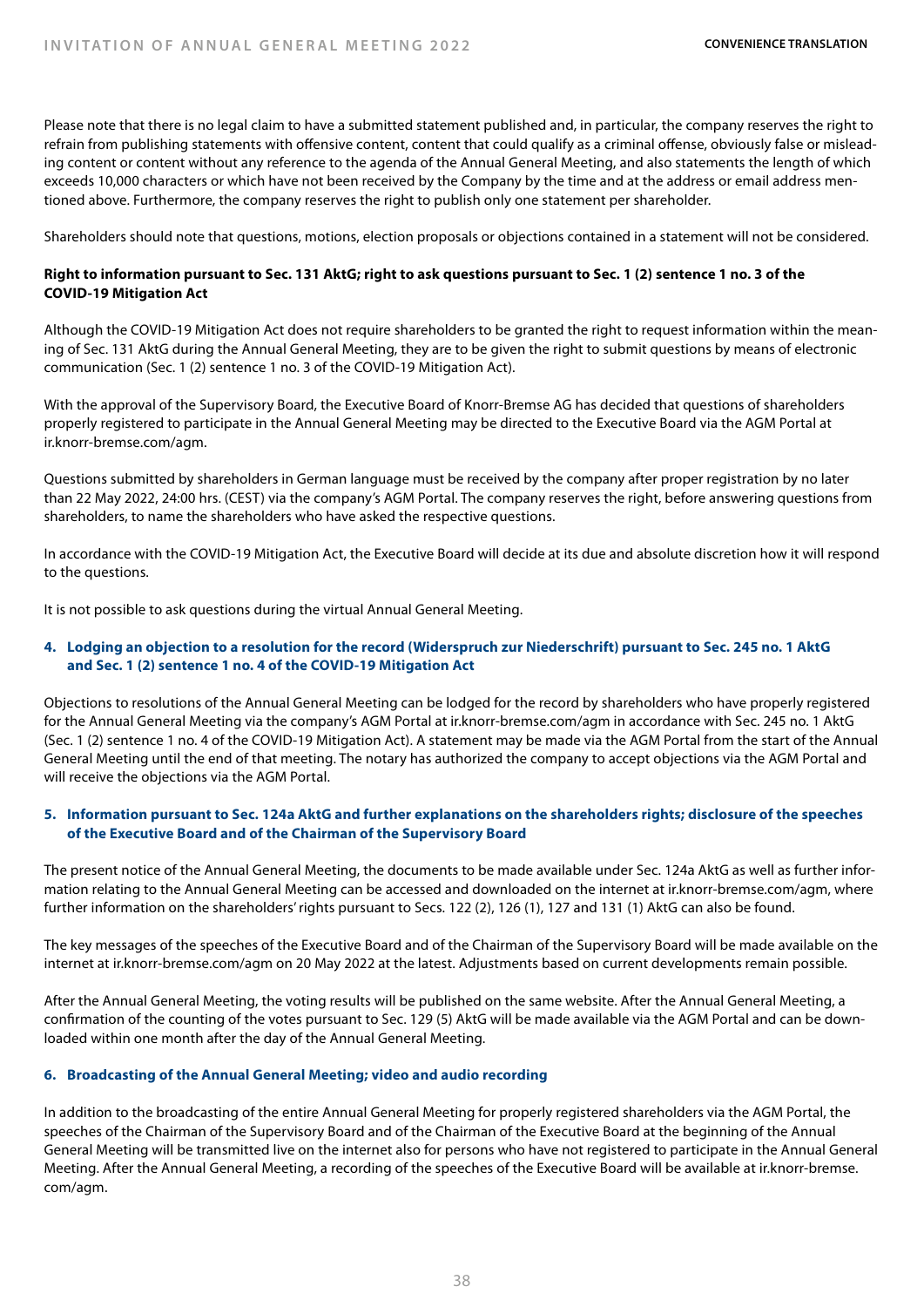Please note that there is no legal claim to have a submitted statement published and, in particular, the company reserves the right to refrain from publishing statements with offensive content, content that could qualify as a criminal offense, obviously false or misleading content or content without any reference to the agenda of the Annual General Meeting, and also statements the length of which exceeds 10,000 characters or which have not been received by the Company by the time and at the address or email address mentioned above. Furthermore, the company reserves the right to publish only one statement per shareholder.

Shareholders should note that questions, motions, election proposals or objections contained in a statement will not be considered.

**Right to information pursuant to Sec. 131 AktG; right to ask questions pursuant to Sec. 1 (2) sentence 1 no. 3 of the COVID-19 Mitigation Act**

Although the COVID-19 Mitigation Act does not require shareholders to be granted the right to request information within the meaning of Sec. 131 AktG during the Annual General Meeting, they are to be given the right to submit questions by means of electronic communication (Sec. 1 (2) sentence 1 no. 3 of the COVID-19 Mitigation Act).

With the approval of the Supervisory Board, the Executive Board of Knorr-Bremse AG has decided that questions of shareholders properly registered to participate in the Annual General Meeting may be directed to the Executive Board via the AGM Portal at ir.knorr-bremse.com/agm.

Questions submitted by shareholders in German language must be received by the company after proper registration by no later than 22 May 2022, 24:00 hrs. (CEST) via the company's AGM Portal. The company reserves the right, before answering questions from shareholders, to name the shareholders who have asked the respective questions.

In accordance with the COVID-19 Mitigation Act, the Executive Board will decide at its due and absolute discretion how it will respond to the questions.

It is not possible to ask questions during the virtual Annual General Meeting.

## 4. Lodging an objection to a resolution for the record (Widerspruch zur Niederschrift) pursuant to Sec. 245 no. 1 AktG and Sec. 1 (2) sentence 1 no. 4 of the COVID-19 Mitigation Act

Objections to resolutions of the Annual General Meeting can be lodged for the record by shareholders who have properly registered for the Annual General Meeting via the company's AGM Portal at ir.knorr-bremse.com/agm in accordance with Sec. 245 no. 1 AktG (Sec. 1 (2) sentence 1 no. 4 of the COVID-19 Mitigation Act). A statement may be made via the AGM Portal from the start of the Annual General Meeting until the end of that meeting. The notary has authorized the company to accept objections via the AGM Portal and will receive the objections via the AGM Portal.

## 5. Information pursuant to Sec. 124a AktG and further explanations on the shareholders rights; disclosure of the speeches of the Executive Board and of the Chairman of the Supervisory Board

The present notice of the Annual General Meeting, the documents to be made available under Sec. 124a AktG as well as further information relating to the Annual General Meeting can be accessed and downloaded on the internet at ir.knorr-bremse.com/agm, where further information on the shareholders' rights pursuant to Secs. 122 (2), 126 (1), 127 and 131 (1) AktG can also be found.

The key messages of the speeches of the Executive Board and of the Chairman of the Supervisory Board will be made available on the internet at ir.knorr-bremse.com/agm on 20 May 2022 at the latest. Adjustments based on current developments remain possible.

After the Annual General Meeting, the voting results will be published on the same website. After the Annual General Meeting, a confirmation of the counting of the votes pursuant to Sec. 129 (5) AktG will be made available via the AGM Portal and can be downloaded within one month after the day of the Annual General Meeting.

## 6. Broadcasting of the Annual General Meeting; video and audio recording

In addition to the broadcasting of the entire Annual General Meeting for properly registered shareholders via the AGM Portal, the speeches of the Chairman of the Supervisory Board and of the Chairman of the Executive Board at the beginning of the Annual General Meeting will be transmitted live on the internet also for persons who have not registered to participate in the Annual General Meeting. After the Annual General Meeting, a recording of the speeches of the Executive Board will be available at ir.knorr-bremse.com/agm.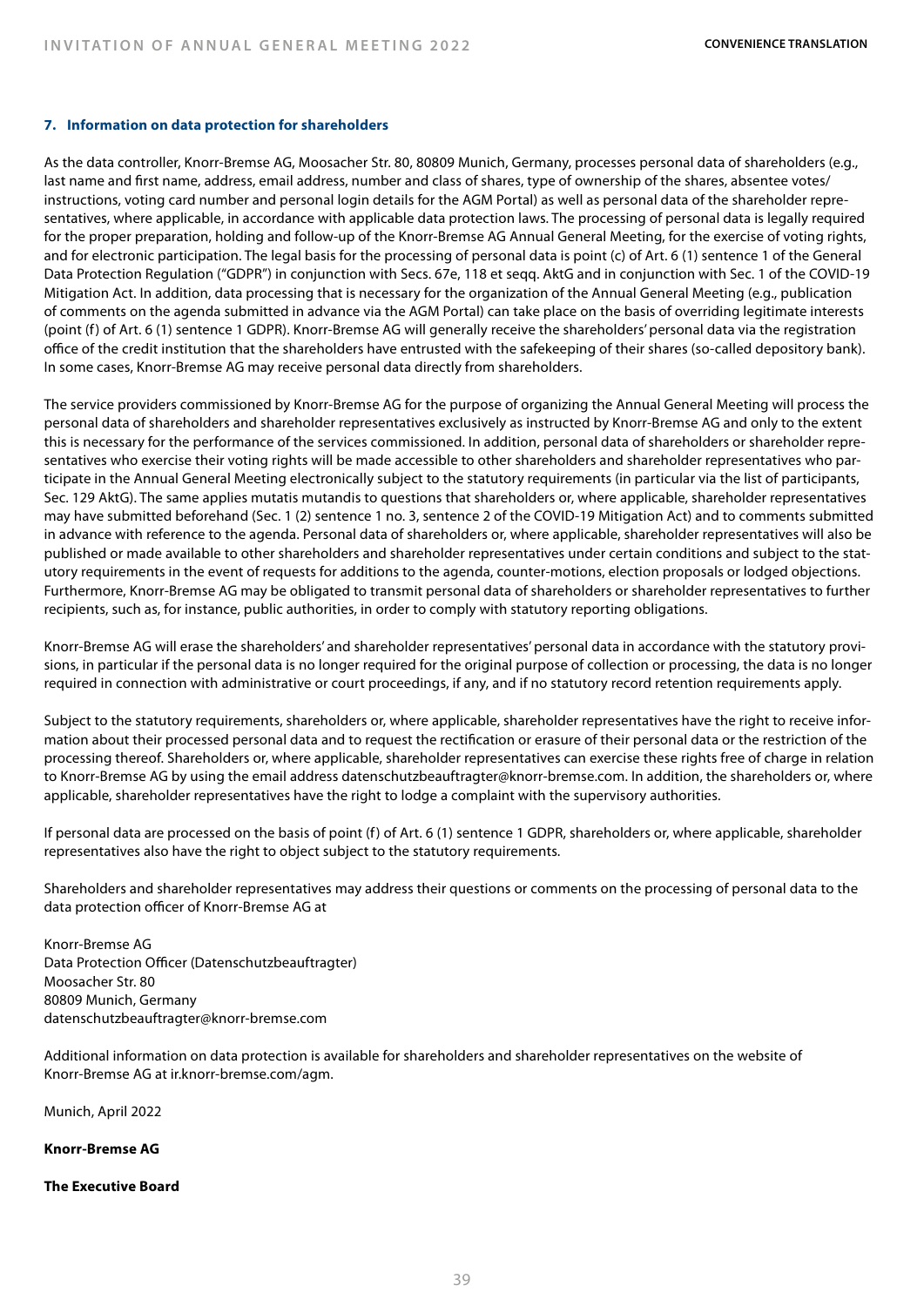### 7. Information on data protection for shareholders

As the data controller, Knorr-Bremse AG, Moosacher Str. 80, 80809 Munich, Germany, processes personal data of shareholders (e.g., last name and first name, address, email address, number and class of shares, type of ownership of the shares, absentee votes/ instructions, voting card number and personal login details for the AGM Portal) as well as personal data of the shareholder representatives, where applicable, in accordance with applicable data protection laws. The processing of personal data is legally required for the proper preparation, holding and follow-up of the Knorr-Bremse AG Annual General Meeting, for the exercise of voting rights, and for electronic participation. The legal basis for the processing of personal data is point (c) of Art. 6 (1) sentence 1 of the General Data Protection Regulation ("GDPR") in conjunction with Secs. 67e, 118 et seqq. AktG and in conjunction with Sec. 1 of the COVID-19 Mitigation Act. In addition, data processing that is necessary for the organization of the Annual General Meeting (e.g., publication of comments on the agenda submitted in advance via the AGM Portal) can take place on the basis of overriding legitimate interests (point (f) of Art. 6 (1) sentence 1 GDPR). Knorr-Bremse AG will generally receive the shareholders' personal data via the registration office of the credit institution that the shareholders have entrusted with the safekeeping of their shares (so-called depository bank). In some cases, Knorr-Bremse AG may receive personal data directly from shareholders.

The service providers commissioned by Knorr-Bremse AG for the purpose of organizing the Annual General Meeting will process the personal data of shareholders and shareholder representatives exclusively as instructed by Knorr-Bremse AG and only to the extent this is necessary for the performance of the services commissioned. In addition, personal data of shareholders or shareholder representatives who exercise their voting rights will be made accessible to other shareholders and shareholder representatives who participate in the Annual General Meeting electronically subject to the statutory requirements (in particular via the list of participants, Sec. 129 AktG). The same applies mutatis mutandis to questions that shareholders or, where applicable, shareholder representatives may have submitted beforehand (Sec. 1 (2) sentence 1 no. 3, sentence 2 of the COVID-19 Mitigation Act) and to comments submitted in advance with reference to the agenda. Personal data of shareholders or, where applicable, shareholder representatives will also be published or made available to other shareholders and shareholder representatives under certain conditions and subject to the statutory requirements in the event of requests for additions to the agenda, counter-motions, election proposals or lodged objections. Furthermore, Knorr-Bremse AG may be obligated to transmit personal data of shareholders or shareholder representatives to further recipients, such as, for instance, public authorities, in order to comply with statutory reporting obligations.

Knorr-Bremse AG will erase the shareholders' and shareholder representatives' personal data in accordance with the statutory provisions, in particular if the personal data is no longer required for the original purpose of collection or processing, the data is no longer required in connection with administrative or court proceedings, if any, and if no statutory record retention requirements apply.

Subject to the statutory requirements, shareholders or, where applicable, shareholder representatives have the right to receive information about their processed personal data and to request the rectification or erasure of their personal data or the restriction of the processing thereof. Shareholders or, where applicable, shareholder representatives can exercise these rights free of charge in relation to Knorr-Bremse AG by using the email address datenschutzbeauftragter@knorr-bremse.com. In addition, the shareholders or, where applicable, shareholder representatives have the right to lodge a complaint with the supervisory authorities.

If personal data are processed on the basis of point (f) of Art. 6 (1) sentence 1 GDPR, shareholders or, where applicable, shareholder representatives also have the right to object subject to the statutory requirements.

Shareholders and shareholder representatives may address their questions or comments on the processing of personal data to the data protection officer of Knorr-Bremse AG at

Knorr-Bremse AG
Data Protection Officer (Datenschutzbeauftragter)
Moosacher Str. 80
80809 Munich, Germany
datenschutzbeauftragter@knorr-bremse.com

Additional information on data protection is available for shareholders and shareholder representatives on the website of Knorr-Bremse AG at ir.knorr-bremse.com/agm.

Munich, April 2022

**Knorr-Bremse AG**

**The Executive Board**